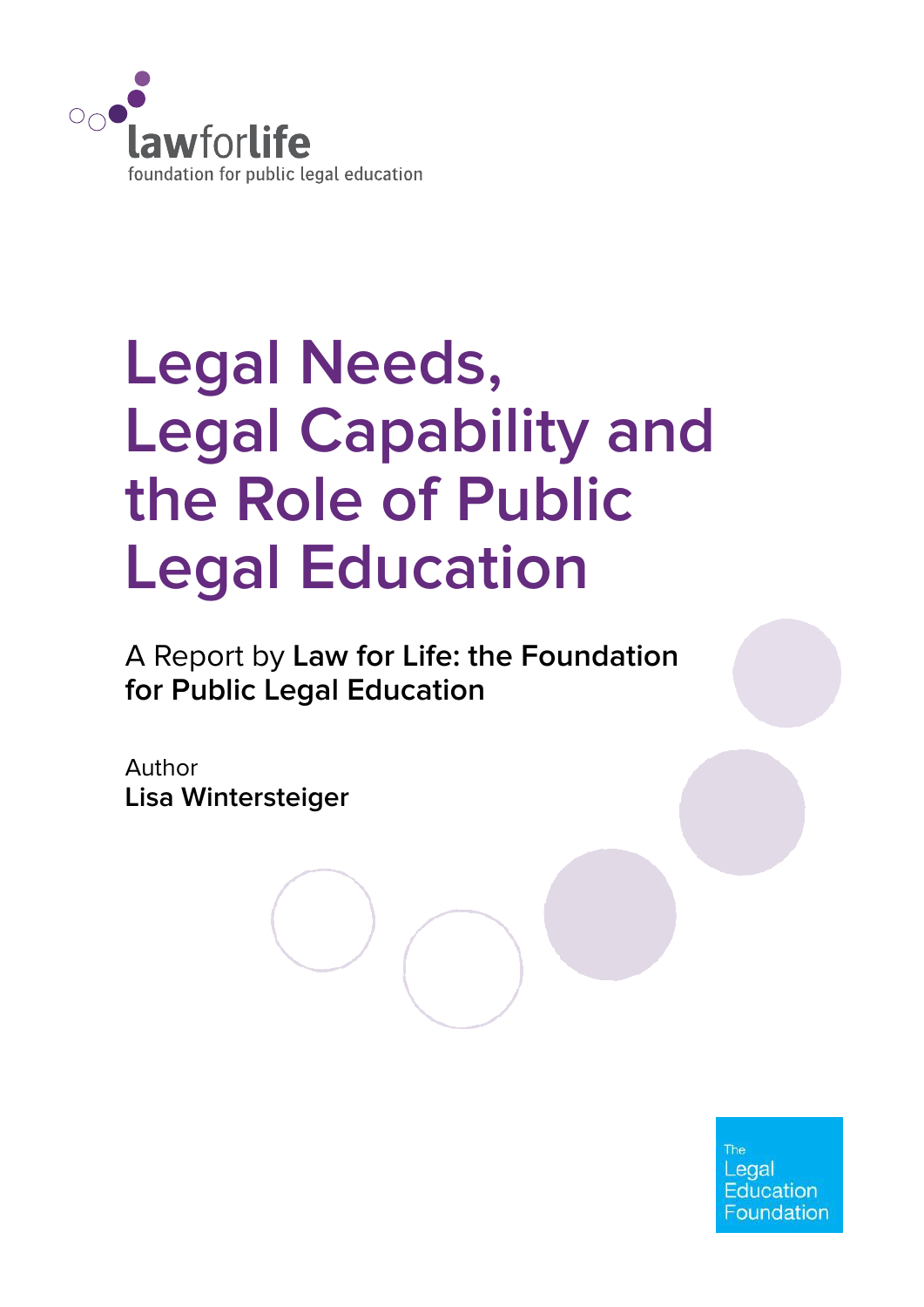lawforlife

foundation for public legal education

# Legal Needs, Legal Capability and the Role of Public Legal Education

A Report by **Law for Life: the Foundation for Public Legal Education**

Author
**Lisa Wintersteiger**

The Legal Education Foundation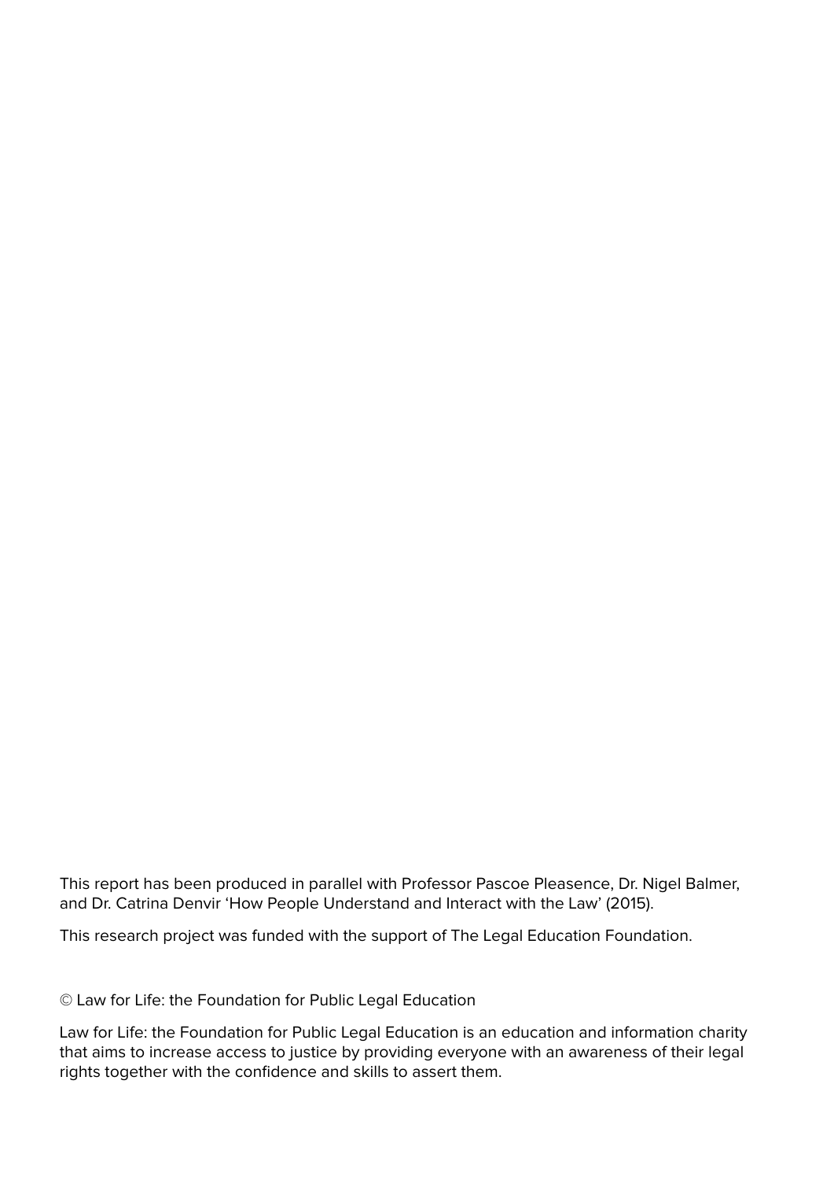This report has been produced in parallel with Professor Pascoe Pleasence, Dr. Nigel Balmer, and Dr. Catrina Denvir 'How People Understand and Interact with the Law' (2015).

This research project was funded with the support of The Legal Education Foundation.

© Law for Life: the Foundation for Public Legal Education

Law for Life: the Foundation for Public Legal Education is an education and information charity that aims to increase access to justice by providing everyone with an awareness of their legal rights together with the confidence and skills to assert them.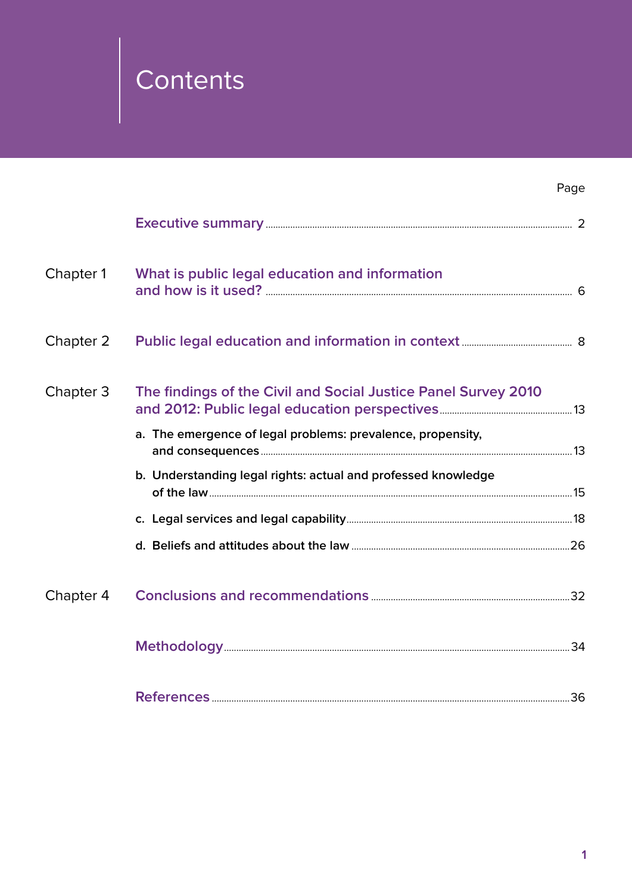# Contents

| | | Page |
|---|---|---|
| | Executive summary | 2 |
| Chapter 1 | What is public legal education and information and how is it used? | 6 |
| Chapter 2 | Public legal education and information in context | 8 |
| Chapter 3 | The findings of the Civil and Social Justice Panel Survey 2010 and 2012: Public legal education perspectives | 13 |
| | a. The emergence of legal problems: prevalence, propensity, and consequences | 13 |
| | b. Understanding legal rights: actual and professed knowledge of the law | 15 |
| | c. Legal services and legal capability | 18 |
| | d. Beliefs and attitudes about the law | 26 |
| Chapter 4 | Conclusions and recommendations | 32 |
| | Methodology | 34 |
| | References | 36 |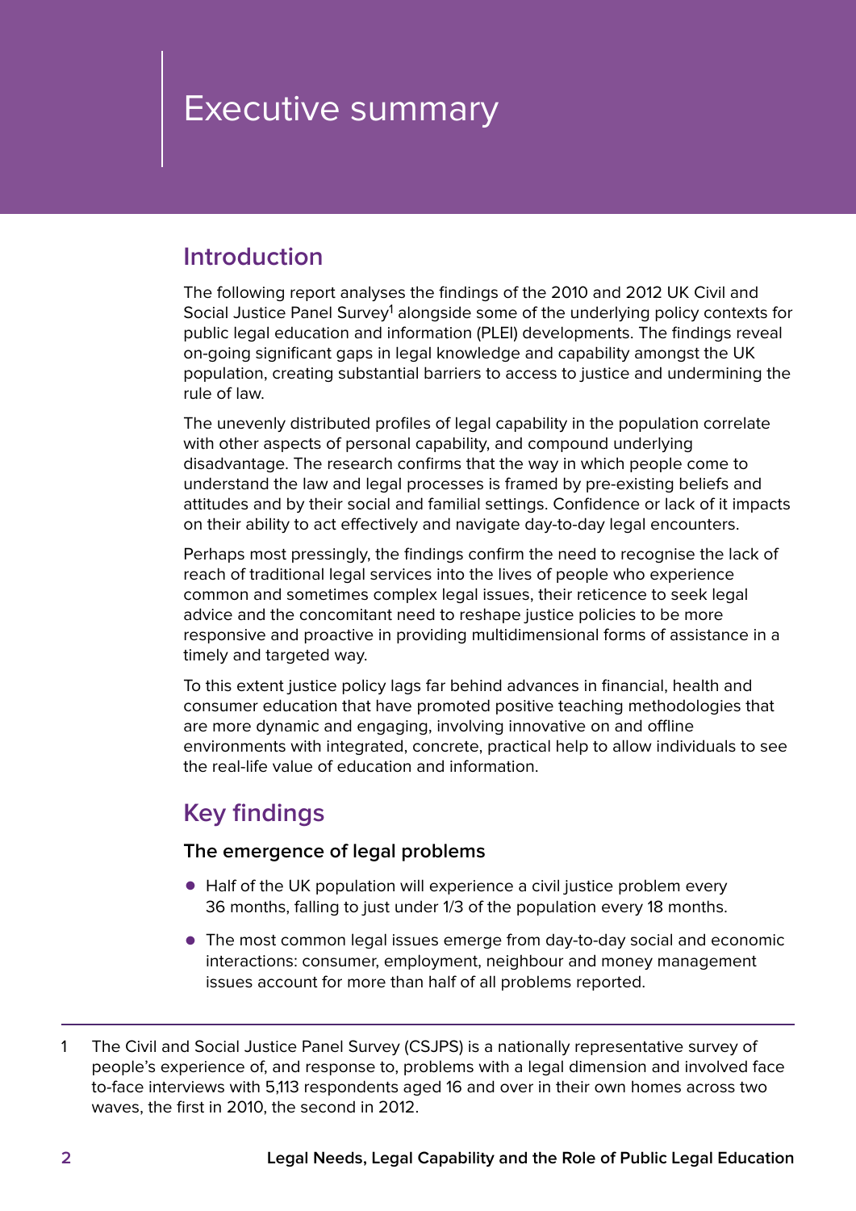# Executive summary

## Introduction

The following report analyses the findings of the 2010 and 2012 UK Civil and Social Justice Panel Survey[1] alongside some of the underlying policy contexts for public legal education and information (PLEI) developments. The findings reveal on-going significant gaps in legal knowledge and capability amongst the UK population, creating substantial barriers to access to justice and undermining the rule of law.

The unevenly distributed profiles of legal capability in the population correlate with other aspects of personal capability, and compound underlying disadvantage. The research confirms that the way in which people come to understand the law and legal processes is framed by pre-existing beliefs and attitudes and by their social and familial settings. Confidence or lack of it impacts on their ability to act effectively and navigate day-to-day legal encounters.

Perhaps most pressingly, the findings confirm the need to recognise the lack of reach of traditional legal services into the lives of people who experience common and sometimes complex legal issues, their reticence to seek legal advice and the concomitant need to reshape justice policies to be more responsive and proactive in providing multidimensional forms of assistance in a timely and targeted way.

To this extent justice policy lags far behind advances in financial, health and consumer education that have promoted positive teaching methodologies that are more dynamic and engaging, involving innovative on and offline environments with integrated, concrete, practical help to allow individuals to see the real-life value of education and information.

## Key findings

### The emergence of legal problems

- Half of the UK population will experience a civil justice problem every 36 months, falling to just under 1/3 of the population every 18 months.
- The most common legal issues emerge from day-to-day social and economic interactions: consumer, employment, neighbour and money management issues account for more than half of all problems reported.

---

1 The Civil and Social Justice Panel Survey (CSJPS) is a nationally representative survey of people's experience of, and response to, problems with a legal dimension and involved face to-face interviews with 5,113 respondents aged 16 and over in their own homes across two waves, the first in 2010, the second in 2012.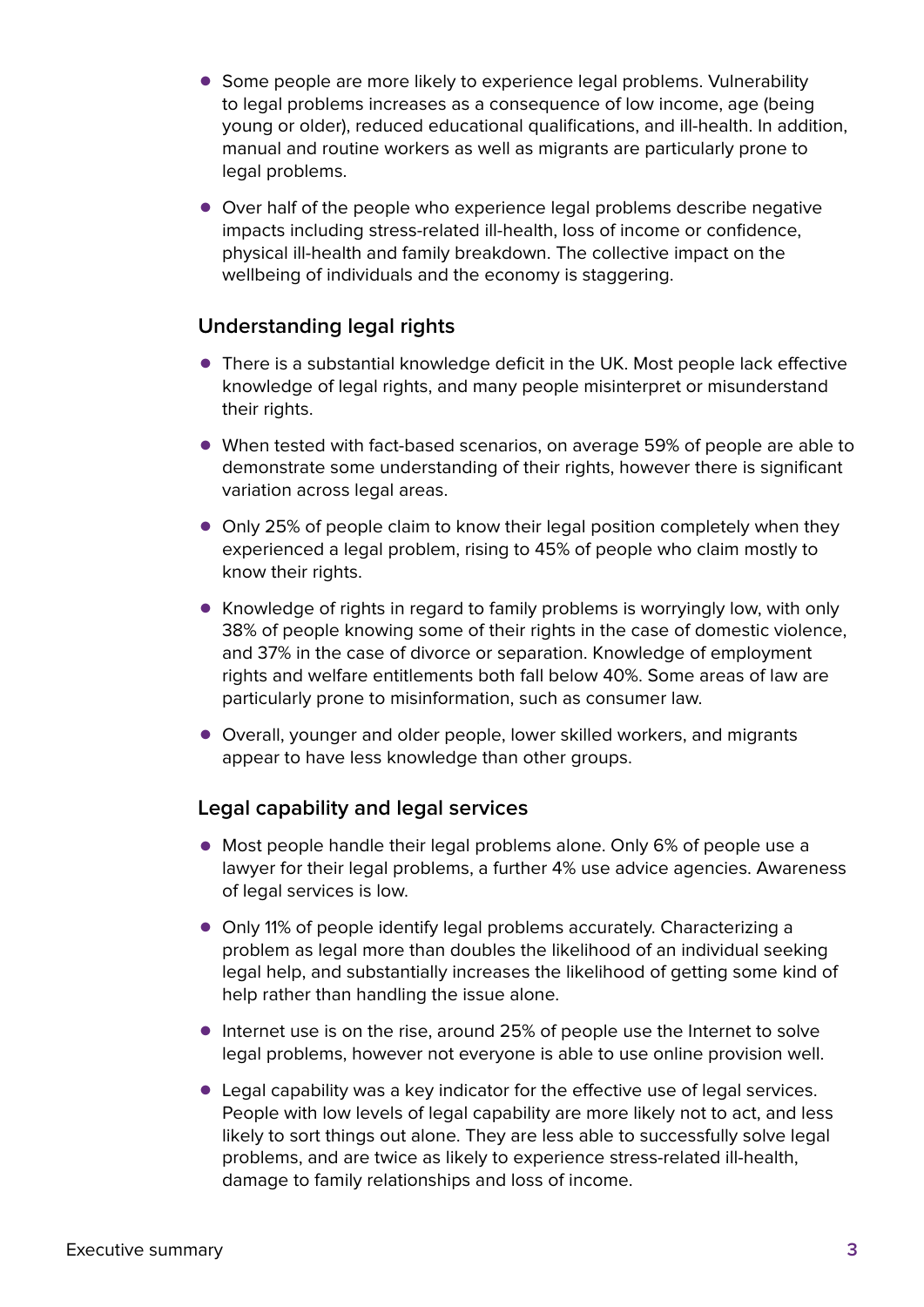- Some people are more likely to experience legal problems. Vulnerability to legal problems increases as a consequence of low income, age (being young or older), reduced educational qualifications, and ill-health. In addition, manual and routine workers as well as migrants are particularly prone to legal problems.
- Over half of the people who experience legal problems describe negative impacts including stress-related ill-health, loss of income or confidence, physical ill-health and family breakdown. The collective impact on the wellbeing of individuals and the economy is staggering.

### Understanding legal rights

- There is a substantial knowledge deficit in the UK. Most people lack effective knowledge of legal rights, and many people misinterpret or misunderstand their rights.
- When tested with fact-based scenarios, on average 59% of people are able to demonstrate some understanding of their rights, however there is significant variation across legal areas.
- Only 25% of people claim to know their legal position completely when they experienced a legal problem, rising to 45% of people who claim mostly to know their rights.
- Knowledge of rights in regard to family problems is worryingly low, with only 38% of people knowing some of their rights in the case of domestic violence, and 37% in the case of divorce or separation. Knowledge of employment rights and welfare entitlements both fall below 40%. Some areas of law are particularly prone to misinformation, such as consumer law.
- Overall, younger and older people, lower skilled workers, and migrants appear to have less knowledge than other groups.

### Legal capability and legal services

- Most people handle their legal problems alone. Only 6% of people use a lawyer for their legal problems, a further 4% use advice agencies. Awareness of legal services is low.
- Only 11% of people identify legal problems accurately. Characterizing a problem as legal more than doubles the likelihood of an individual seeking legal help, and substantially increases the likelihood of getting some kind of help rather than handling the issue alone.
- Internet use is on the rise, around 25% of people use the Internet to solve legal problems, however not everyone is able to use online provision well.
- Legal capability was a key indicator for the effective use of legal services. People with low levels of legal capability are more likely not to act, and less likely to sort things out alone. They are less able to successfully solve legal problems, and are twice as likely to experience stress-related ill-health, damage to family relationships and loss of income.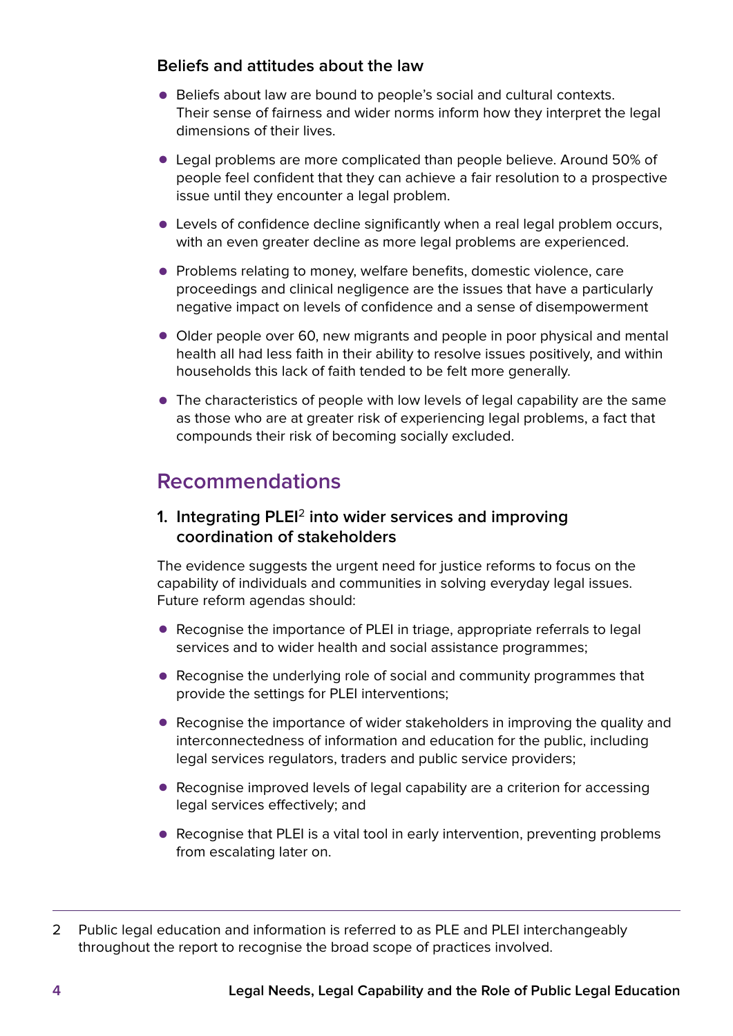### Beliefs and attitudes about the law

- Beliefs about law are bound to people's social and cultural contexts. Their sense of fairness and wider norms inform how they interpret the legal dimensions of their lives.
- Legal problems are more complicated than people believe. Around 50% of people feel confident that they can achieve a fair resolution to a prospective issue until they encounter a legal problem.
- Levels of confidence decline significantly when a real legal problem occurs, with an even greater decline as more legal problems are experienced.
- Problems relating to money, welfare benefits, domestic violence, care proceedings and clinical negligence are the issues that have a particularly negative impact on levels of confidence and a sense of disempowerment
- Older people over 60, new migrants and people in poor physical and mental health all had less faith in their ability to resolve issues positively, and within households this lack of faith tended to be felt more generally.
- The characteristics of people with low levels of legal capability are the same as those who are at greater risk of experiencing legal problems, a fact that compounds their risk of becoming socially excluded.

## Recommendations

### 1. Integrating PLEI[2] into wider services and improving coordination of stakeholders

The evidence suggests the urgent need for justice reforms to focus on the capability of individuals and communities in solving everyday legal issues. Future reform agendas should:

- Recognise the importance of PLEI in triage, appropriate referrals to legal services and to wider health and social assistance programmes;
- Recognise the underlying role of social and community programmes that provide the settings for PLEI interventions;
- Recognise the importance of wider stakeholders in improving the quality and interconnectedness of information and education for the public, including legal services regulators, traders and public service providers;
- Recognise improved levels of legal capability are a criterion for accessing legal services effectively; and
- Recognise that PLEI is a vital tool in early intervention, preventing problems from escalating later on.

---

2 Public legal education and information is referred to as PLE and PLEI interchangeably throughout the report to recognise the broad scope of practices involved.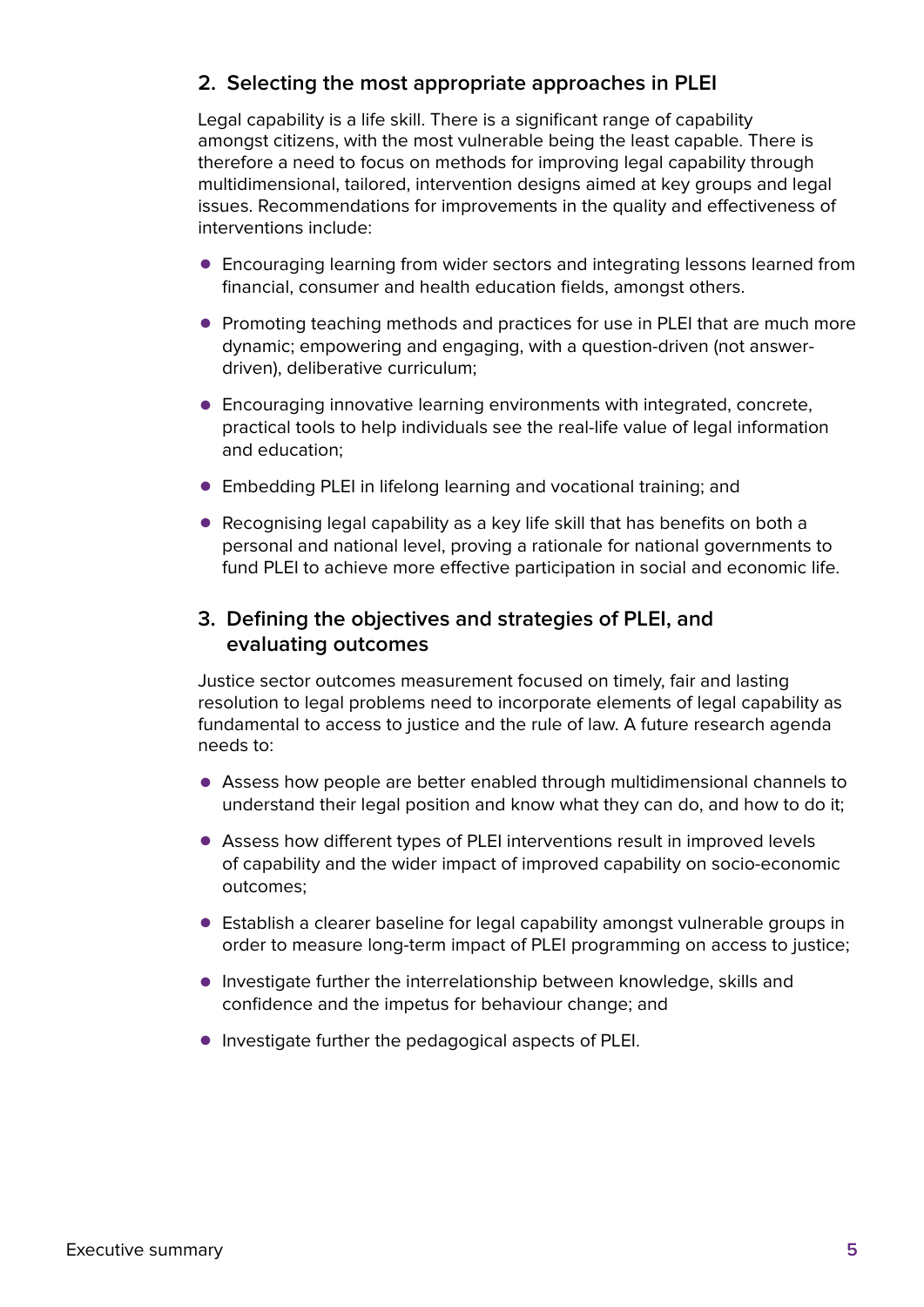## 2. Selecting the most appropriate approaches in PLEI

Legal capability is a life skill. There is a significant range of capability amongst citizens, with the most vulnerable being the least capable. There is therefore a need to focus on methods for improving legal capability through multidimensional, tailored, intervention designs aimed at key groups and legal issues. Recommendations for improvements in the quality and effectiveness of interventions include:

- Encouraging learning from wider sectors and integrating lessons learned from financial, consumer and health education fields, amongst others.
- Promoting teaching methods and practices for use in PLEI that are much more dynamic; empowering and engaging, with a question-driven (not answer-driven), deliberative curriculum;
- Encouraging innovative learning environments with integrated, concrete, practical tools to help individuals see the real-life value of legal information and education;
- Embedding PLEI in lifelong learning and vocational training; and
- Recognising legal capability as a key life skill that has benefits on both a personal and national level, proving a rationale for national governments to fund PLEI to achieve more effective participation in social and economic life.

## 3. Defining the objectives and strategies of PLEI, and evaluating outcomes

Justice sector outcomes measurement focused on timely, fair and lasting resolution to legal problems need to incorporate elements of legal capability as fundamental to access to justice and the rule of law. A future research agenda needs to:

- Assess how people are better enabled through multidimensional channels to understand their legal position and know what they can do, and how to do it;
- Assess how different types of PLEI interventions result in improved levels of capability and the wider impact of improved capability on socio-economic outcomes;
- Establish a clearer baseline for legal capability amongst vulnerable groups in order to measure long-term impact of PLEI programming on access to justice;
- Investigate further the interrelationship between knowledge, skills and confidence and the impetus for behaviour change; and
- Investigate further the pedagogical aspects of PLEI.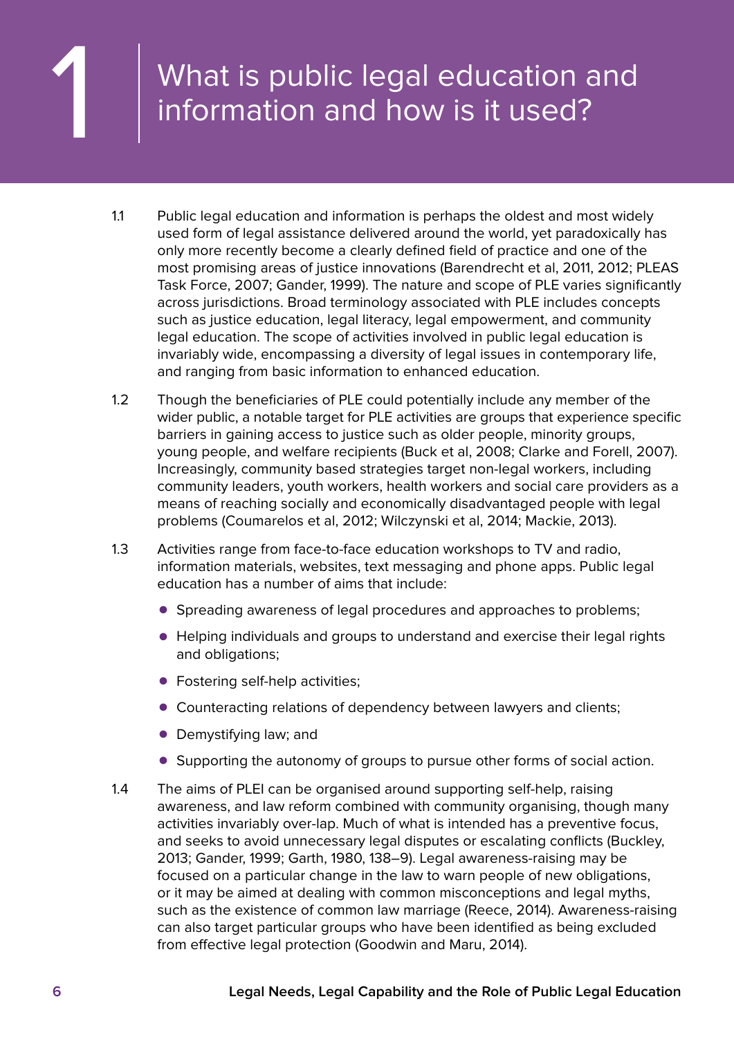# 1 What is public legal education and information and how is it used?

1.1 Public legal education and information is perhaps the oldest and most widely used form of legal assistance delivered around the world, yet paradoxically has only more recently become a clearly defined field of practice and one of the most promising areas of justice innovations (Barendrecht et al, 2011, 2012; PLEAS Task Force, 2007; Gander, 1999). The nature and scope of PLE varies significantly across jurisdictions. Broad terminology associated with PLE includes concepts such as justice education, legal literacy, legal empowerment, and community legal education. The scope of activities involved in public legal education is invariably wide, encompassing a diversity of legal issues in contemporary life, and ranging from basic information to enhanced education.

1.2 Though the beneficiaries of PLE could potentially include any member of the wider public, a notable target for PLE activities are groups that experience specific barriers in gaining access to justice such as older people, minority groups, young people, and welfare recipients (Buck et al, 2008; Clarke and Forell, 2007). Increasingly, community based strategies target non-legal workers, including community leaders, youth workers, health workers and social care providers as a means of reaching socially and economically disadvantaged people with legal problems (Coumarelos et al, 2012; Wilczynski et al, 2014; Mackie, 2013).

1.3 Activities range from face-to-face education workshops to TV and radio, information materials, websites, text messaging and phone apps. Public legal education has a number of aims that include:

- Spreading awareness of legal procedures and approaches to problems;
- Helping individuals and groups to understand and exercise their legal rights and obligations;
- Fostering self-help activities;
- Counteracting relations of dependency between lawyers and clients;
- Demystifying law; and
- Supporting the autonomy of groups to pursue other forms of social action.

1.4 The aims of PLEI can be organised around supporting self-help, raising awareness, and law reform combined with community organising, though many activities invariably over-lap. Much of what is intended has a preventive focus, and seeks to avoid unnecessary legal disputes or escalating conflicts (Buckley, 2013; Gander, 1999; Garth, 1980, 138–9). Legal awareness-raising may be focused on a particular change in the law to warn people of new obligations, or it may be aimed at dealing with common misconceptions and legal myths, such as the existence of common law marriage (Reece, 2014). Awareness-raising can also target particular groups who have been identified as being excluded from effective legal protection (Goodwin and Maru, 2014).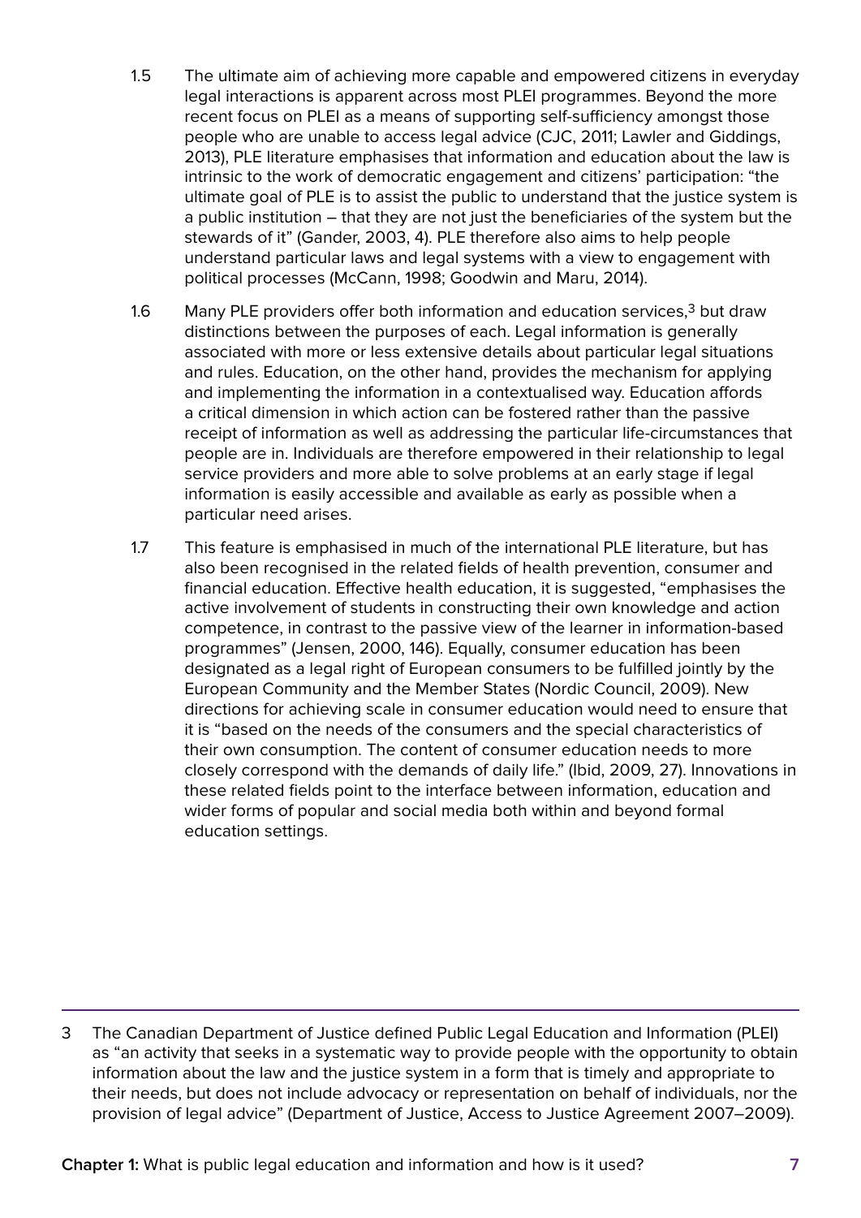1.5 The ultimate aim of achieving more capable and empowered citizens in everyday legal interactions is apparent across most PLEI programmes. Beyond the more recent focus on PLEI as a means of supporting self-sufficiency amongst those people who are unable to access legal advice (CJC, 2011; Lawler and Giddings, 2013), PLE literature emphasises that information and education about the law is intrinsic to the work of democratic engagement and citizens' participation: "the ultimate goal of PLE is to assist the public to understand that the justice system is a public institution – that they are not just the beneficiaries of the system but the stewards of it" (Gander, 2003, 4). PLE therefore also aims to help people understand particular laws and legal systems with a view to engagement with political processes (McCann, 1998; Goodwin and Maru, 2014).

1.6 Many PLE providers offer both information and education services,[3] but draw distinctions between the purposes of each. Legal information is generally associated with more or less extensive details about particular legal situations and rules. Education, on the other hand, provides the mechanism for applying and implementing the information in a contextualised way. Education affords a critical dimension in which action can be fostered rather than the passive receipt of information as well as addressing the particular life-circumstances that people are in. Individuals are therefore empowered in their relationship to legal service providers and more able to solve problems at an early stage if legal information is easily accessible and available as early as possible when a particular need arises.

1.7 This feature is emphasised in much of the international PLE literature, but has also been recognised in the related fields of health prevention, consumer and financial education. Effective health education, it is suggested, "emphasises the active involvement of students in constructing their own knowledge and action competence, in contrast to the passive view of the learner in information-based programmes" (Jensen, 2000, 146). Equally, consumer education has been designated as a legal right of European consumers to be fulfilled jointly by the European Community and the Member States (Nordic Council, 2009). New directions for achieving scale in consumer education would need to ensure that it is "based on the needs of the consumers and the special characteristics of their own consumption. The content of consumer education needs to more closely correspond with the demands of daily life." (Ibid, 2009, 27). Innovations in these related fields point to the interface between information, education and wider forms of popular and social media both within and beyond formal education settings.

---

3 The Canadian Department of Justice defined Public Legal Education and Information (PLEI) as "an activity that seeks in a systematic way to provide people with the opportunity to obtain information about the law and the justice system in a form that is timely and appropriate to their needs, but does not include advocacy or representation on behalf of individuals, nor the provision of legal advice" (Department of Justice, Access to Justice Agreement 2007–2009).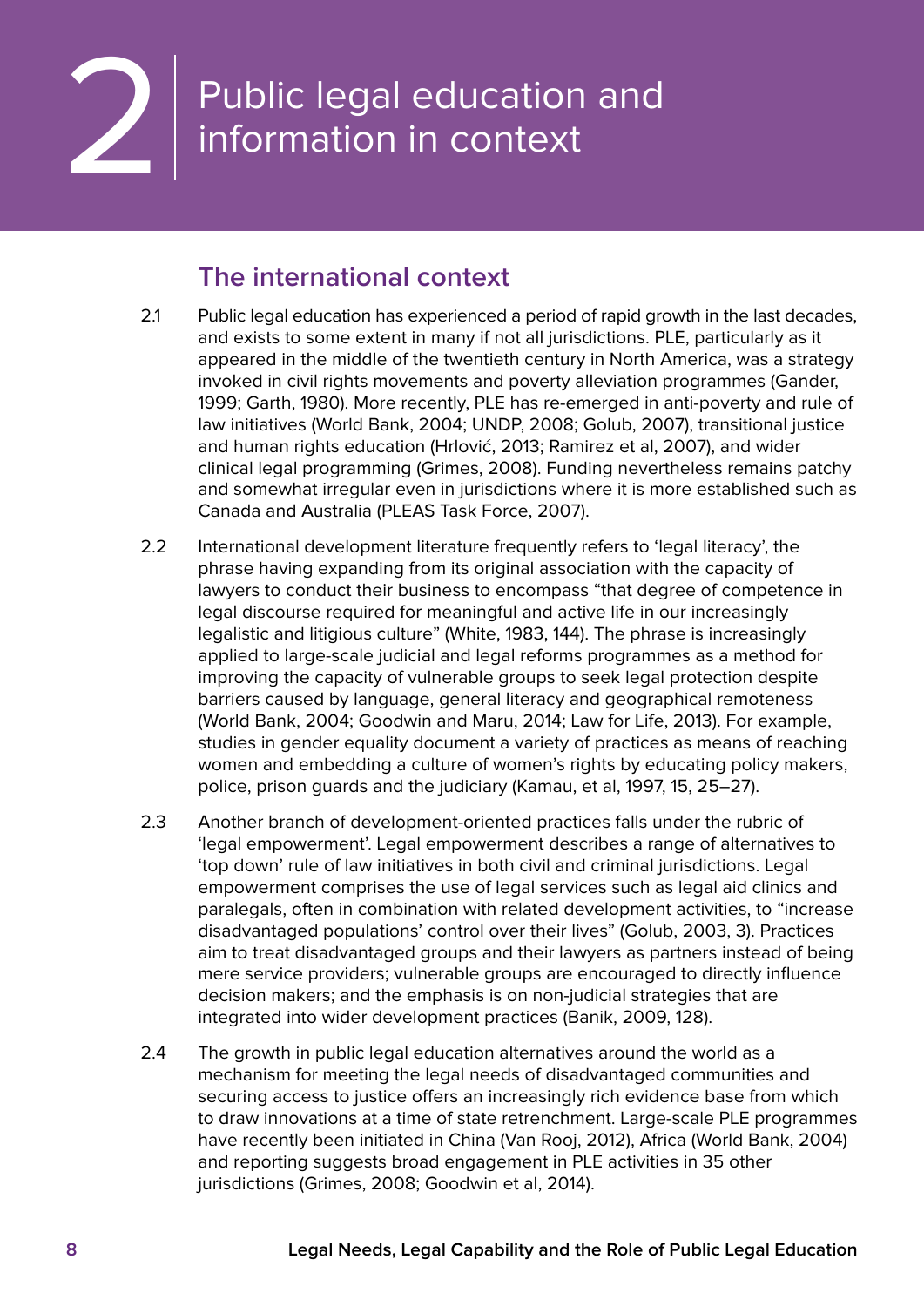# 2 Public legal education and information in context

## The international context

2.1 Public legal education has experienced a period of rapid growth in the last decades, and exists to some extent in many if not all jurisdictions. PLE, particularly as it appeared in the middle of the twentieth century in North America, was a strategy invoked in civil rights movements and poverty alleviation programmes (Gander, 1999; Garth, 1980). More recently, PLE has re-emerged in anti-poverty and rule of law initiatives (World Bank, 2004; UNDP, 2008; Golub, 2007), transitional justice and human rights education (Hrlović, 2013; Ramirez et al, 2007), and wider clinical legal programming (Grimes, 2008). Funding nevertheless remains patchy and somewhat irregular even in jurisdictions where it is more established such as Canada and Australia (PLEAS Task Force, 2007).

2.2 International development literature frequently refers to 'legal literacy', the phrase having expanding from its original association with the capacity of lawyers to conduct their business to encompass "that degree of competence in legal discourse required for meaningful and active life in our increasingly legalistic and litigious culture" (White, 1983, 144). The phrase is increasingly applied to large-scale judicial and legal reforms programmes as a method for improving the capacity of vulnerable groups to seek legal protection despite barriers caused by language, general literacy and geographical remoteness (World Bank, 2004; Goodwin and Maru, 2014; Law for Life, 2013). For example, studies in gender equality document a variety of practices as means of reaching women and embedding a culture of women's rights by educating policy makers, police, prison guards and the judiciary (Kamau, et al, 1997, 15, 25–27).

2.3 Another branch of development-oriented practices falls under the rubric of 'legal empowerment'. Legal empowerment describes a range of alternatives to 'top down' rule of law initiatives in both civil and criminal jurisdictions. Legal empowerment comprises the use of legal services such as legal aid clinics and paralegals, often in combination with related development activities, to "increase disadvantaged populations' control over their lives" (Golub, 2003, 3). Practices aim to treat disadvantaged groups and their lawyers as partners instead of being mere service providers; vulnerable groups are encouraged to directly influence decision makers; and the emphasis is on non-judicial strategies that are integrated into wider development practices (Banik, 2009, 128).

2.4 The growth in public legal education alternatives around the world as a mechanism for meeting the legal needs of disadvantaged communities and securing access to justice offers an increasingly rich evidence base from which to draw innovations at a time of state retrenchment. Large-scale PLE programmes have recently been initiated in China (Van Rooj, 2012), Africa (World Bank, 2004) and reporting suggests broad engagement in PLE activities in 35 other jurisdictions (Grimes, 2008; Goodwin et al, 2014).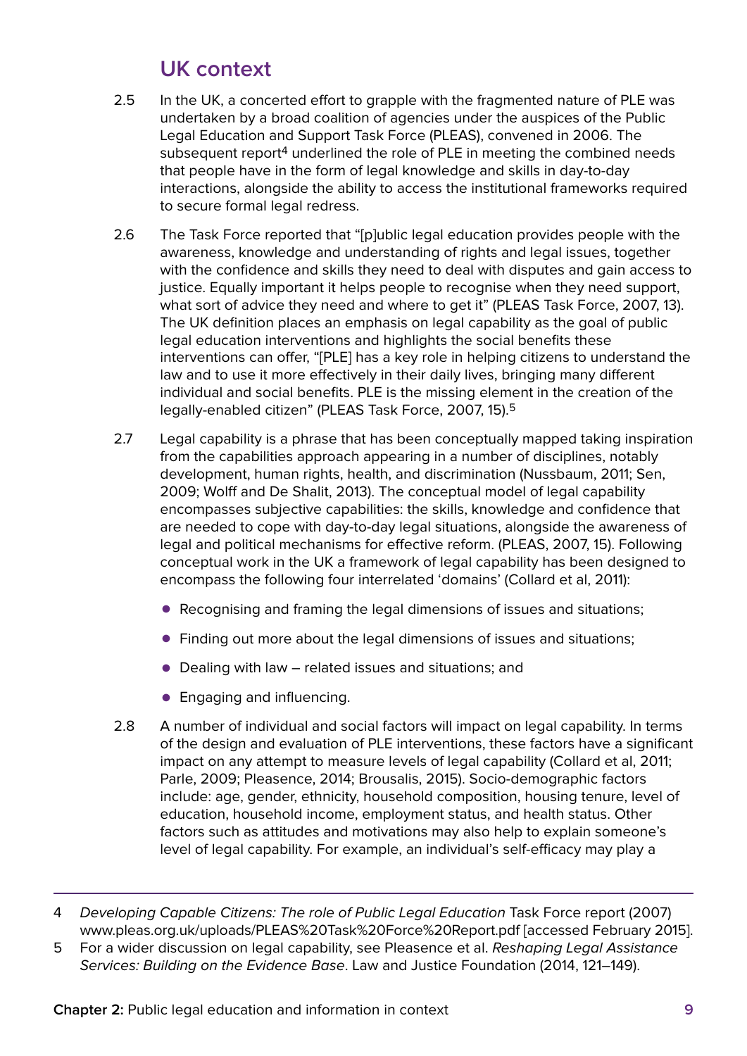## UK context

2.5 In the UK, a concerted effort to grapple with the fragmented nature of PLE was undertaken by a broad coalition of agencies under the auspices of the Public Legal Education and Support Task Force (PLEAS), convened in 2006. The subsequent report[4] underlined the role of PLE in meeting the combined needs that people have in the form of legal knowledge and skills in day-to-day interactions, alongside the ability to access the institutional frameworks required to secure formal legal redress.

2.6 The Task Force reported that "[p]ublic legal education provides people with the awareness, knowledge and understanding of rights and legal issues, together with the confidence and skills they need to deal with disputes and gain access to justice. Equally important it helps people to recognise when they need support, what sort of advice they need and where to get it" (PLEAS Task Force, 2007, 13). The UK definition places an emphasis on legal capability as the goal of public legal education interventions and highlights the social benefits these interventions can offer, "[PLE] has a key role in helping citizens to understand the law and to use it more effectively in their daily lives, bringing many different individual and social benefits. PLE is the missing element in the creation of the legally-enabled citizen" (PLEAS Task Force, 2007, 15).[5]

2.7 Legal capability is a phrase that has been conceptually mapped taking inspiration from the capabilities approach appearing in a number of disciplines, notably development, human rights, health, and discrimination (Nussbaum, 2011; Sen, 2009; Wolff and De Shalit, 2013). The conceptual model of legal capability encompasses subjective capabilities: the skills, knowledge and confidence that are needed to cope with day-to-day legal situations, alongside the awareness of legal and political mechanisms for effective reform. (PLEAS, 2007, 15). Following conceptual work in the UK a framework of legal capability has been designed to encompass the following four interrelated 'domains' (Collard et al, 2011):

- Recognising and framing the legal dimensions of issues and situations;
- Finding out more about the legal dimensions of issues and situations;
- Dealing with law – related issues and situations; and
- Engaging and influencing.

2.8 A number of individual and social factors will impact on legal capability. In terms of the design and evaluation of PLE interventions, these factors have a significant impact on any attempt to measure levels of legal capability (Collard et al, 2011; Parle, 2009; Pleasence, 2014; Brousalis, 2015). Socio-demographic factors include: age, gender, ethnicity, household composition, housing tenure, level of education, household income, employment status, and health status. Other factors such as attitudes and motivations may also help to explain someone's level of legal capability. For example, an individual's self-efficacy may play a

---

4 *Developing Capable Citizens: The role of Public Legal Education* Task Force report (2007) www.pleas.org.uk/uploads/PLEAS%20Task%20Force%20Report.pdf [accessed February 2015].

5 For a wider discussion on legal capability, see Pleasence et al. *Reshaping Legal Assistance Services: Building on the Evidence Base*. Law and Justice Foundation (2014, 121–149).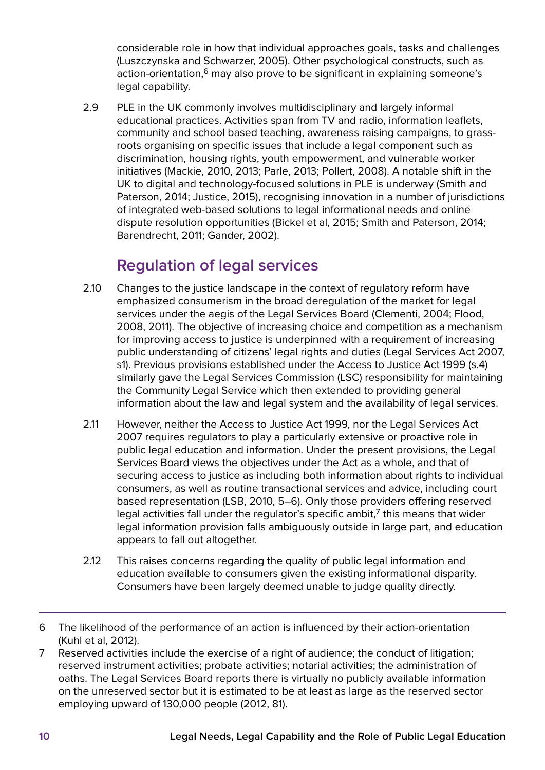considerable role in how that individual approaches goals, tasks and challenges (Luszczynska and Schwarzer, 2005). Other psychological constructs, such as action-orientation,[6] may also prove to be significant in explaining someone's legal capability.

2.9 PLE in the UK commonly involves multidisciplinary and largely informal educational practices. Activities span from TV and radio, information leaflets, community and school based teaching, awareness raising campaigns, to grass-roots organising on specific issues that include a legal component such as discrimination, housing rights, youth empowerment, and vulnerable worker initiatives (Mackie, 2010, 2013; Parle, 2013; Pollert, 2008). A notable shift in the UK to digital and technology-focused solutions in PLE is underway (Smith and Paterson, 2014; Justice, 2015), recognising innovation in a number of jurisdictions of integrated web-based solutions to legal informational needs and online dispute resolution opportunities (Bickel et al, 2015; Smith and Paterson, 2014; Barendrecht, 2011; Gander, 2002).

## Regulation of legal services

2.10 Changes to the justice landscape in the context of regulatory reform have emphasized consumerism in the broad deregulation of the market for legal services under the aegis of the Legal Services Board (Clementi, 2004; Flood, 2008, 2011). The objective of increasing choice and competition as a mechanism for improving access to justice is underpinned with a requirement of increasing public understanding of citizens' legal rights and duties (Legal Services Act 2007, s1). Previous provisions established under the Access to Justice Act 1999 (s.4) similarly gave the Legal Services Commission (LSC) responsibility for maintaining the Community Legal Service which then extended to providing general information about the law and legal system and the availability of legal services.

2.11 However, neither the Access to Justice Act 1999, nor the Legal Services Act 2007 requires regulators to play a particularly extensive or proactive role in public legal education and information. Under the present provisions, the Legal Services Board views the objectives under the Act as a whole, and that of securing access to justice as including both information about rights to individual consumers, as well as routine transactional services and advice, including court based representation (LSB, 2010, 5–6). Only those providers offering reserved legal activities fall under the regulator's specific ambit,[7] this means that wider legal information provision falls ambiguously outside in large part, and education appears to fall out altogether.

2.12 This raises concerns regarding the quality of public legal information and education available to consumers given the existing informational disparity. Consumers have been largely deemed unable to judge quality directly.

---

6 The likelihood of the performance of an action is influenced by their action-orientation (Kuhl et al, 2012).

7 Reserved activities include the exercise of a right of audience; the conduct of litigation; reserved instrument activities; probate activities; notarial activities; the administration of oaths. The Legal Services Board reports there is virtually no publicly available information on the unreserved sector but it is estimated to be at least as large as the reserved sector employing upward of 130,000 people (2012, 81).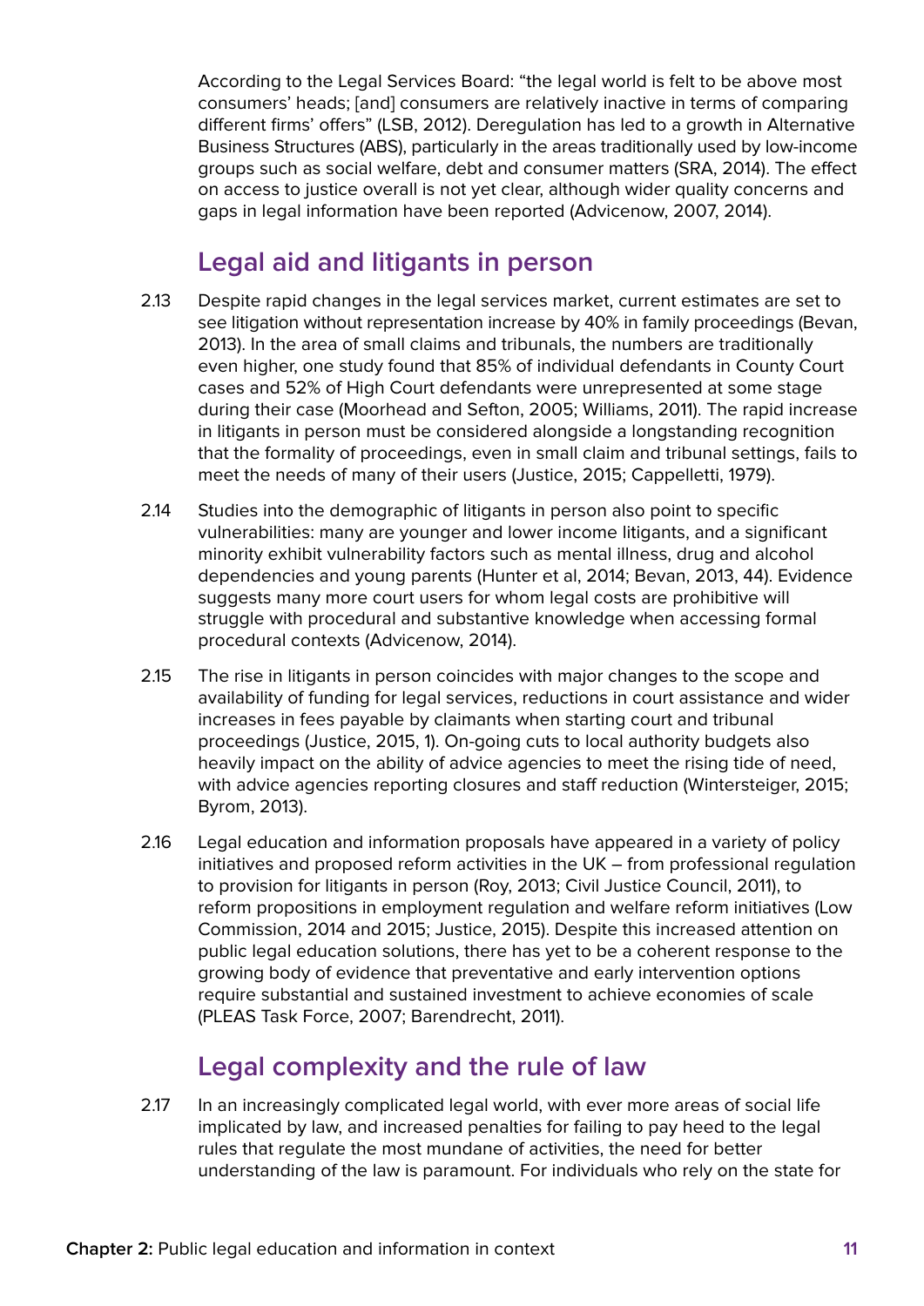According to the Legal Services Board: "the legal world is felt to be above most consumers' heads; [and] consumers are relatively inactive in terms of comparing different firms' offers" (LSB, 2012). Deregulation has led to a growth in Alternative Business Structures (ABS), particularly in the areas traditionally used by low-income groups such as social welfare, debt and consumer matters (SRA, 2014). The effect on access to justice overall is not yet clear, although wider quality concerns and gaps in legal information have been reported (Advicenow, 2007, 2014).

## Legal aid and litigants in person

2.13 Despite rapid changes in the legal services market, current estimates are set to see litigation without representation increase by 40% in family proceedings (Bevan, 2013). In the area of small claims and tribunals, the numbers are traditionally even higher, one study found that 85% of individual defendants in County Court cases and 52% of High Court defendants were unrepresented at some stage during their case (Moorhead and Sefton, 2005; Williams, 2011). The rapid increase in litigants in person must be considered alongside a longstanding recognition that the formality of proceedings, even in small claim and tribunal settings, fails to meet the needs of many of their users (Justice, 2015; Cappelletti, 1979).

2.14 Studies into the demographic of litigants in person also point to specific vulnerabilities: many are younger and lower income litigants, and a significant minority exhibit vulnerability factors such as mental illness, drug and alcohol dependencies and young parents (Hunter et al, 2014; Bevan, 2013, 44). Evidence suggests many more court users for whom legal costs are prohibitive will struggle with procedural and substantive knowledge when accessing formal procedural contexts (Advicenow, 2014).

2.15 The rise in litigants in person coincides with major changes to the scope and availability of funding for legal services, reductions in court assistance and wider increases in fees payable by claimants when starting court and tribunal proceedings (Justice, 2015, 1). On-going cuts to local authority budgets also heavily impact on the ability of advice agencies to meet the rising tide of need, with advice agencies reporting closures and staff reduction (Wintersteiger, 2015; Byrom, 2013).

2.16 Legal education and information proposals have appeared in a variety of policy initiatives and proposed reform activities in the UK – from professional regulation to provision for litigants in person (Roy, 2013; Civil Justice Council, 2011), to reform propositions in employment regulation and welfare reform initiatives (Low Commission, 2014 and 2015; Justice, 2015). Despite this increased attention on public legal education solutions, there has yet to be a coherent response to the growing body of evidence that preventative and early intervention options require substantial and sustained investment to achieve economies of scale (PLEAS Task Force, 2007; Barendrecht, 2011).

## Legal complexity and the rule of law

2.17 In an increasingly complicated legal world, with ever more areas of social life implicated by law, and increased penalties for failing to pay heed to the legal rules that regulate the most mundane of activities, the need for better understanding of the law is paramount. For individuals who rely on the state for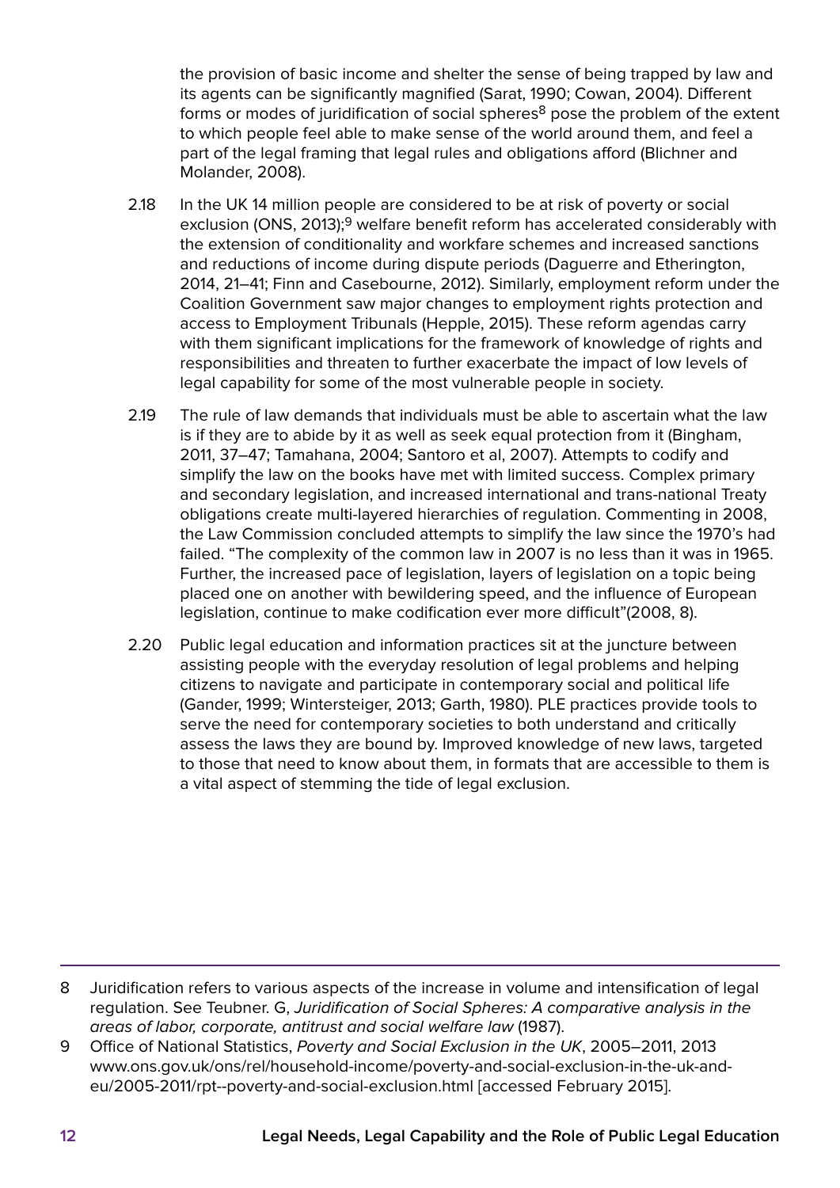the provision of basic income and shelter the sense of being trapped by law and its agents can be significantly magnified (Sarat, 1990; Cowan, 2004). Different forms or modes of juridification of social spheres[8] pose the problem of the extent to which people feel able to make sense of the world around them, and feel a part of the legal framing that legal rules and obligations afford (Blichner and Molander, 2008).

2.18 In the UK 14 million people are considered to be at risk of poverty or social exclusion (ONS, 2013);[9] welfare benefit reform has accelerated considerably with the extension of conditionality and workfare schemes and increased sanctions and reductions of income during dispute periods (Daguerre and Etherington, 2014, 21–41; Finn and Casebourne, 2012). Similarly, employment reform under the Coalition Government saw major changes to employment rights protection and access to Employment Tribunals (Hepple, 2015). These reform agendas carry with them significant implications for the framework of knowledge of rights and responsibilities and threaten to further exacerbate the impact of low levels of legal capability for some of the most vulnerable people in society.

2.19 The rule of law demands that individuals must be able to ascertain what the law is if they are to abide by it as well as seek equal protection from it (Bingham, 2011, 37–47; Tamahana, 2004; Santoro et al, 2007). Attempts to codify and simplify the law on the books have met with limited success. Complex primary and secondary legislation, and increased international and trans-national Treaty obligations create multi-layered hierarchies of regulation. Commenting in 2008, the Law Commission concluded attempts to simplify the law since the 1970's had failed. "The complexity of the common law in 2007 is no less than it was in 1965. Further, the increased pace of legislation, layers of legislation on a topic being placed one on another with bewildering speed, and the influence of European legislation, continue to make codification ever more difficult"(2008, 8).

2.20 Public legal education and information practices sit at the juncture between assisting people with the everyday resolution of legal problems and helping citizens to navigate and participate in contemporary social and political life (Gander, 1999; Wintersteiger, 2013; Garth, 1980). PLE practices provide tools to serve the need for contemporary societies to both understand and critically assess the laws they are bound by. Improved knowledge of new laws, targeted to those that need to know about them, in formats that are accessible to them is a vital aspect of stemming the tide of legal exclusion.

---

8 Juridification refers to various aspects of the increase in volume and intensification of legal regulation. See Teubner. G, *Juridification of Social Spheres: A comparative analysis in the areas of labor, corporate, antitrust and social welfare law* (1987).

9 Office of National Statistics, *Poverty and Social Exclusion in the UK*, 2005–2011, 2013 www.ons.gov.uk/ons/rel/household-income/poverty-and-social-exclusion-in-the-uk-and-eu/2005-2011/rpt--poverty-and-social-exclusion.html [accessed February 2015].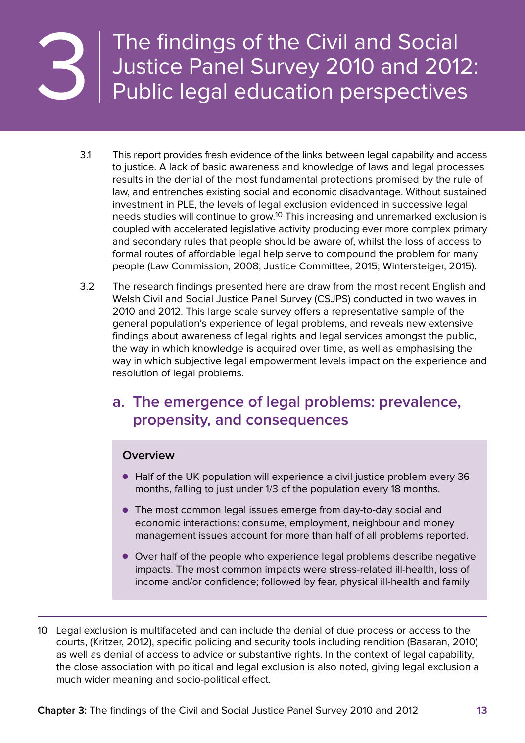# 3 The findings of the Civil and Social Justice Panel Survey 2010 and 2012: Public legal education perspectives

3.1 This report provides fresh evidence of the links between legal capability and access to justice. A lack of basic awareness and knowledge of laws and legal processes results in the denial of the most fundamental protections promised by the rule of law, and entrenches existing social and economic disadvantage. Without sustained investment in PLE, the levels of legal exclusion evidenced in successive legal needs studies will continue to grow.[10] This increasing and unremarked exclusion is coupled with accelerated legislative activity producing ever more complex primary and secondary rules that people should be aware of, whilst the loss of access to formal routes of affordable legal help serve to compound the problem for many people (Law Commission, 2008; Justice Committee, 2015; Wintersteiger, 2015).

3.2 The research findings presented here are draw from the most recent English and Welsh Civil and Social Justice Panel Survey (CSJPS) conducted in two waves in 2010 and 2012. This large scale survey offers a representative sample of the general population's experience of legal problems, and reveals new extensive findings about awareness of legal rights and legal services amongst the public, the way in which knowledge is acquired over time, as well as emphasising the way in which subjective legal empowerment levels impact on the experience and resolution of legal problems.

## a. The emergence of legal problems: prevalence, propensity, and consequences

**Overview**

- Half of the UK population will experience a civil justice problem every 36 months, falling to just under 1/3 of the population every 18 months.
- The most common legal issues emerge from day-to-day social and economic interactions: consume, employment, neighbour and money management issues account for more than half of all problems reported.
- Over half of the people who experience legal problems describe negative impacts. The most common impacts were stress-related ill-health, loss of income and/or confidence; followed by fear, physical ill-health and family

10 Legal exclusion is multifaceted and can include the denial of due process or access to the courts, (Kritzer, 2012), specific policing and security tools including rendition (Basaran, 2010) as well as denial of access to advice or substantive rights. In the context of legal capability, the close association with political and legal exclusion is also noted, giving legal exclusion a much wider meaning and socio-political effect.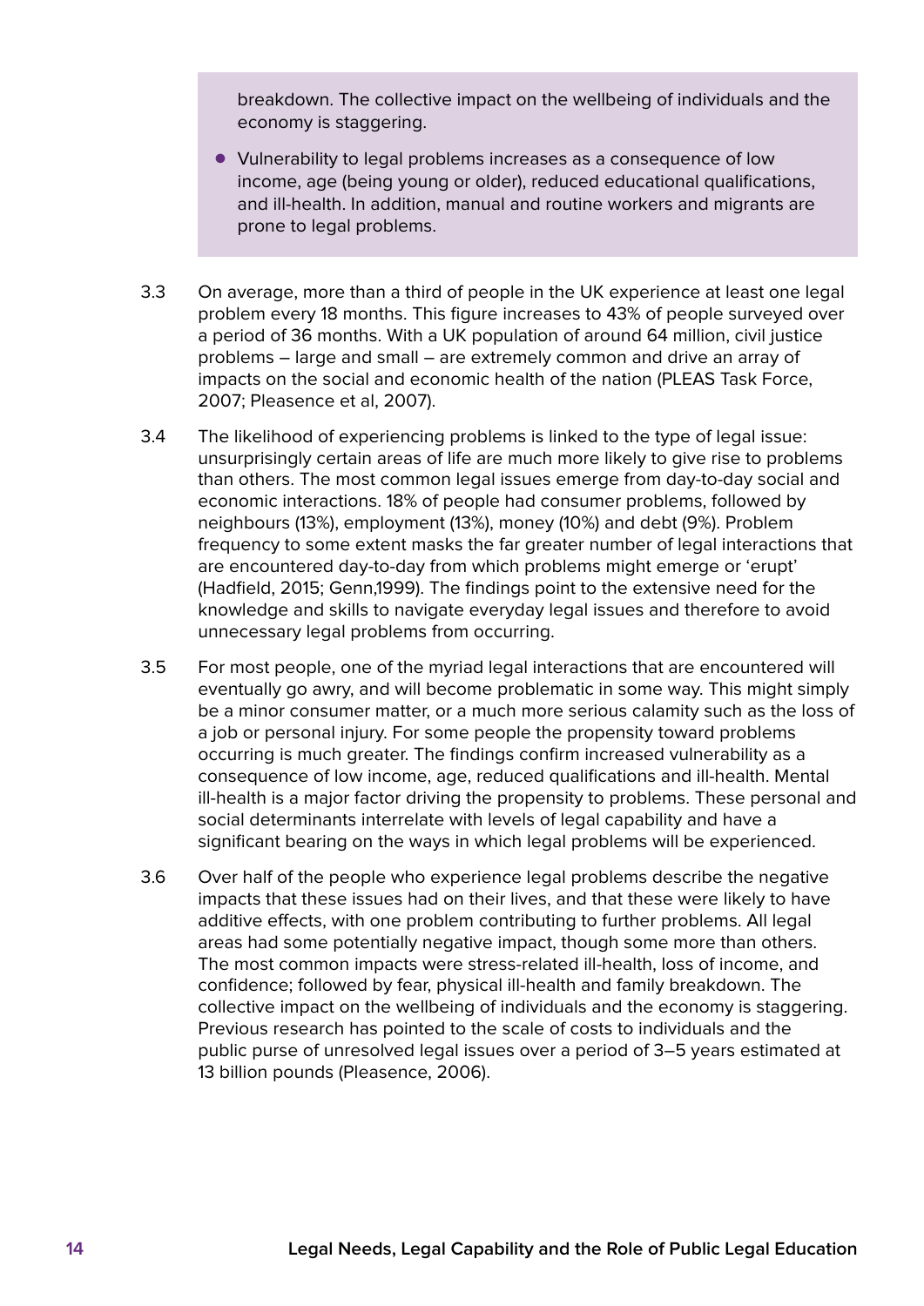breakdown. The collective impact on the wellbeing of individuals and the economy is staggering.

- Vulnerability to legal problems increases as a consequence of low income, age (being young or older), reduced educational qualifications, and ill-health. In addition, manual and routine workers and migrants are prone to legal problems.

3.3 On average, more than a third of people in the UK experience at least one legal problem every 18 months. This figure increases to 43% of people surveyed over a period of 36 months. With a UK population of around 64 million, civil justice problems – large and small – are extremely common and drive an array of impacts on the social and economic health of the nation (PLEAS Task Force, 2007; Pleasence et al, 2007).

3.4 The likelihood of experiencing problems is linked to the type of legal issue: unsurprisingly certain areas of life are much more likely to give rise to problems than others. The most common legal issues emerge from day-to-day social and economic interactions. 18% of people had consumer problems, followed by neighbours (13%), employment (13%), money (10%) and debt (9%). Problem frequency to some extent masks the far greater number of legal interactions that are encountered day-to-day from which problems might emerge or 'erupt' (Hadfield, 2015; Genn,1999). The findings point to the extensive need for the knowledge and skills to navigate everyday legal issues and therefore to avoid unnecessary legal problems from occurring.

3.5 For most people, one of the myriad legal interactions that are encountered will eventually go awry, and will become problematic in some way. This might simply be a minor consumer matter, or a much more serious calamity such as the loss of a job or personal injury. For some people the propensity toward problems occurring is much greater. The findings confirm increased vulnerability as a consequence of low income, age, reduced qualifications and ill-health. Mental ill-health is a major factor driving the propensity to problems. These personal and social determinants interrelate with levels of legal capability and have a significant bearing on the ways in which legal problems will be experienced.

3.6 Over half of the people who experience legal problems describe the negative impacts that these issues had on their lives, and that these were likely to have additive effects, with one problem contributing to further problems. All legal areas had some potentially negative impact, though some more than others. The most common impacts were stress-related ill-health, loss of income, and confidence; followed by fear, physical ill-health and family breakdown. The collective impact on the wellbeing of individuals and the economy is staggering. Previous research has pointed to the scale of costs to individuals and the public purse of unresolved legal issues over a period of 3–5 years estimated at 13 billion pounds (Pleasence, 2006).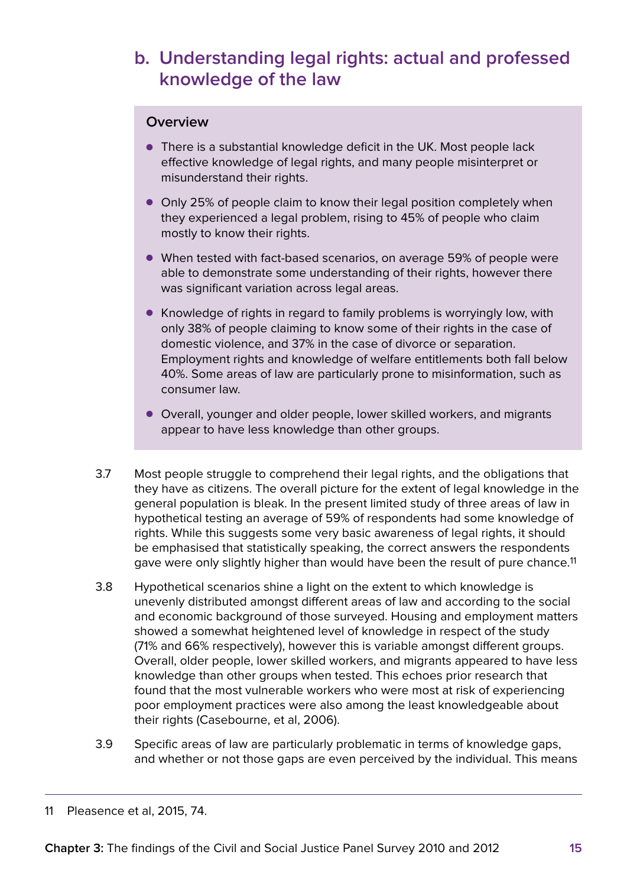## b. Understanding legal rights: actual and professed knowledge of the law

**Overview**

- There is a substantial knowledge deficit in the UK. Most people lack effective knowledge of legal rights, and many people misinterpret or misunderstand their rights.
- Only 25% of people claim to know their legal position completely when they experienced a legal problem, rising to 45% of people who claim mostly to know their rights.
- When tested with fact-based scenarios, on average 59% of people were able to demonstrate some understanding of their rights, however there was significant variation across legal areas.
- Knowledge of rights in regard to family problems is worryingly low, with only 38% of people claiming to know some of their rights in the case of domestic violence, and 37% in the case of divorce or separation. Employment rights and knowledge of welfare entitlements both fall below 40%. Some areas of law are particularly prone to misinformation, such as consumer law.
- Overall, younger and older people, lower skilled workers, and migrants appear to have less knowledge than other groups.

3.7 Most people struggle to comprehend their legal rights, and the obligations that they have as citizens. The overall picture for the extent of legal knowledge in the general population is bleak. In the present limited study of three areas of law in hypothetical testing an average of 59% of respondents had some knowledge of rights. While this suggests some very basic awareness of legal rights, it should be emphasised that statistically speaking, the correct answers the respondents gave were only slightly higher than would have been the result of pure chance.[11]

3.8 Hypothetical scenarios shine a light on the extent to which knowledge is unevenly distributed amongst different areas of law and according to the social and economic background of those surveyed. Housing and employment matters showed a somewhat heightened level of knowledge in respect of the study (71% and 66% respectively), however this is variable amongst different groups. Overall, older people, lower skilled workers, and migrants appeared to have less knowledge than other groups when tested. This echoes prior research that found that the most vulnerable workers who were most at risk of experiencing poor employment practices were also among the least knowledgeable about their rights (Casebourne, et al, 2006).

3.9 Specific areas of law are particularly problematic in terms of knowledge gaps, and whether or not those gaps are even perceived by the individual. This means

---

11 Pleasence et al, 2015, 74.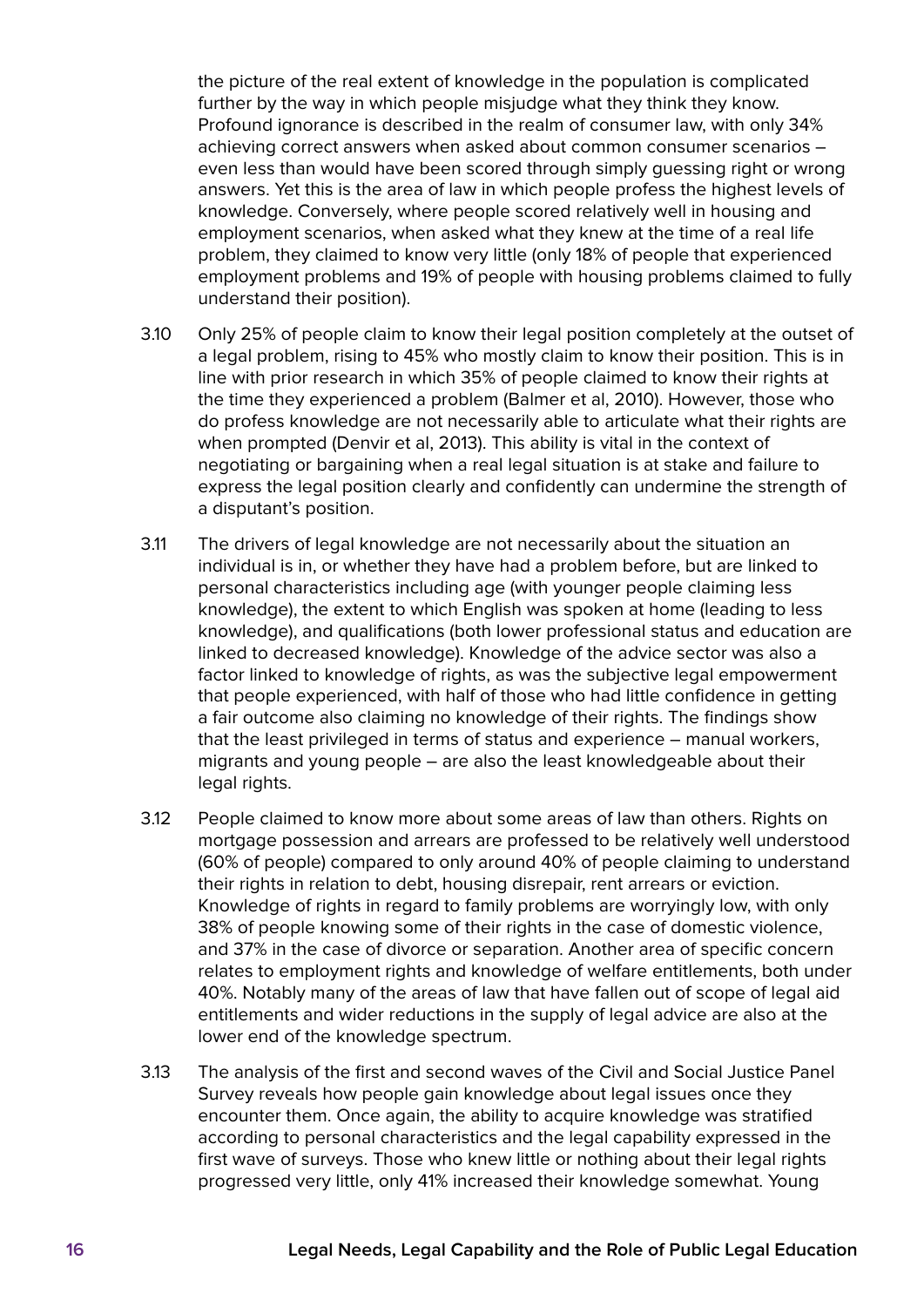the picture of the real extent of knowledge in the population is complicated further by the way in which people misjudge what they think they know. Profound ignorance is described in the realm of consumer law, with only 34% achieving correct answers when asked about common consumer scenarios – even less than would have been scored through simply guessing right or wrong answers. Yet this is the area of law in which people profess the highest levels of knowledge. Conversely, where people scored relatively well in housing and employment scenarios, when asked what they knew at the time of a real life problem, they claimed to know very little (only 18% of people that experienced employment problems and 19% of people with housing problems claimed to fully understand their position).

3.10 Only 25% of people claim to know their legal position completely at the outset of a legal problem, rising to 45% who mostly claim to know their position. This is in line with prior research in which 35% of people claimed to know their rights at the time they experienced a problem (Balmer et al, 2010). However, those who do profess knowledge are not necessarily able to articulate what their rights are when prompted (Denvir et al, 2013). This ability is vital in the context of negotiating or bargaining when a real legal situation is at stake and failure to express the legal position clearly and confidently can undermine the strength of a disputant's position.

3.11 The drivers of legal knowledge are not necessarily about the situation an individual is in, or whether they have had a problem before, but are linked to personal characteristics including age (with younger people claiming less knowledge), the extent to which English was spoken at home (leading to less knowledge), and qualifications (both lower professional status and education are linked to decreased knowledge). Knowledge of the advice sector was also a factor linked to knowledge of rights, as was the subjective legal empowerment that people experienced, with half of those who had little confidence in getting a fair outcome also claiming no knowledge of their rights. The findings show that the least privileged in terms of status and experience – manual workers, migrants and young people – are also the least knowledgeable about their legal rights.

3.12 People claimed to know more about some areas of law than others. Rights on mortgage possession and arrears are professed to be relatively well understood (60% of people) compared to only around 40% of people claiming to understand their rights in relation to debt, housing disrepair, rent arrears or eviction. Knowledge of rights in regard to family problems are worryingly low, with only 38% of people knowing some of their rights in the case of domestic violence, and 37% in the case of divorce or separation. Another area of specific concern relates to employment rights and knowledge of welfare entitlements, both under 40%. Notably many of the areas of law that have fallen out of scope of legal aid entitlements and wider reductions in the supply of legal advice are also at the lower end of the knowledge spectrum.

3.13 The analysis of the first and second waves of the Civil and Social Justice Panel Survey reveals how people gain knowledge about legal issues once they encounter them. Once again, the ability to acquire knowledge was stratified according to personal characteristics and the legal capability expressed in the first wave of surveys. Those who knew little or nothing about their legal rights progressed very little, only 41% increased their knowledge somewhat. Young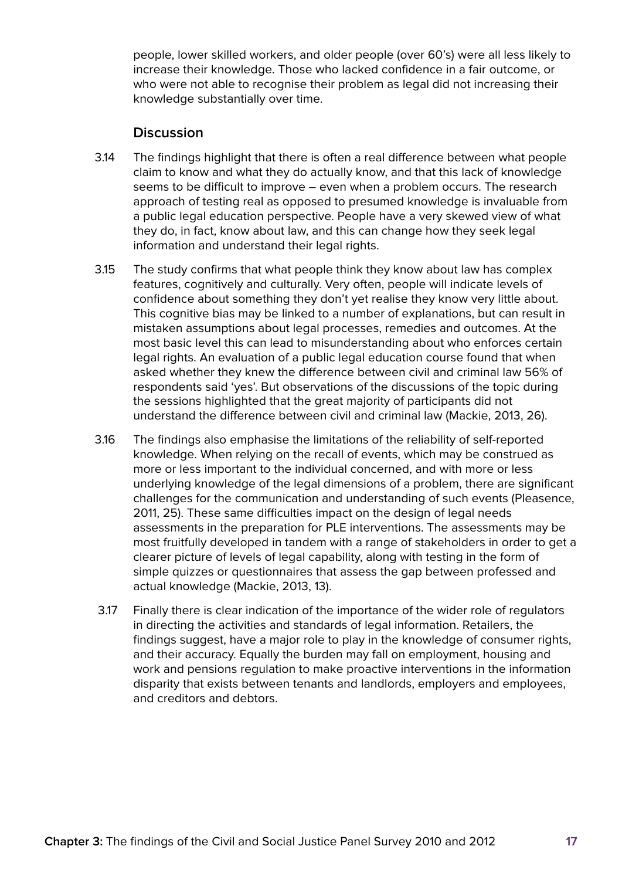people, lower skilled workers, and older people (over 60's) were all less likely to increase their knowledge. Those who lacked confidence in a fair outcome, or who were not able to recognise their problem as legal did not increasing their knowledge substantially over time.

### Discussion

3.14 The findings highlight that there is often a real difference between what people claim to know and what they do actually know, and that this lack of knowledge seems to be difficult to improve – even when a problem occurs. The research approach of testing real as opposed to presumed knowledge is invaluable from a public legal education perspective. People have a very skewed view of what they do, in fact, know about law, and this can change how they seek legal information and understand their legal rights.

3.15 The study confirms that what people think they know about law has complex features, cognitively and culturally. Very often, people will indicate levels of confidence about something they don't yet realise they know very little about. This cognitive bias may be linked to a number of explanations, but can result in mistaken assumptions about legal processes, remedies and outcomes. At the most basic level this can lead to misunderstanding about who enforces certain legal rights. An evaluation of a public legal education course found that when asked whether they knew the difference between civil and criminal law 56% of respondents said 'yes'. But observations of the discussions of the topic during the sessions highlighted that the great majority of participants did not understand the difference between civil and criminal law (Mackie, 2013, 26).

3.16 The findings also emphasise the limitations of the reliability of self-reported knowledge. When relying on the recall of events, which may be construed as more or less important to the individual concerned, and with more or less underlying knowledge of the legal dimensions of a problem, there are significant challenges for the communication and understanding of such events (Pleasence, 2011, 25). These same difficulties impact on the design of legal needs assessments in the preparation for PLE interventions. The assessments may be most fruitfully developed in tandem with a range of stakeholders in order to get a clearer picture of levels of legal capability, along with testing in the form of simple quizzes or questionnaires that assess the gap between professed and actual knowledge (Mackie, 2013, 13).

3.17 Finally there is clear indication of the importance of the wider role of regulators in directing the activities and standards of legal information. Retailers, the findings suggest, have a major role to play in the knowledge of consumer rights, and their accuracy. Equally the burden may fall on employment, housing and work and pensions regulation to make proactive interventions in the information disparity that exists between tenants and landlords, employers and employees, and creditors and debtors.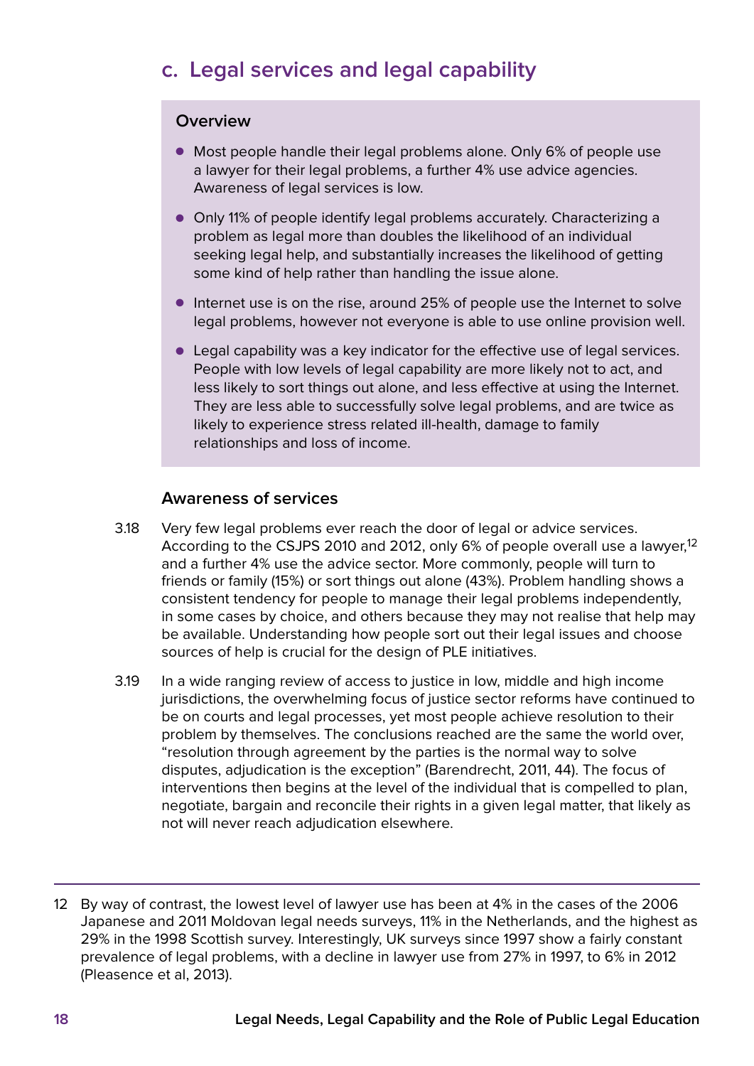## c. Legal services and legal capability

### Overview

- Most people handle their legal problems alone. Only 6% of people use a lawyer for their legal problems, a further 4% use advice agencies. Awareness of legal services is low.
- Only 11% of people identify legal problems accurately. Characterizing a problem as legal more than doubles the likelihood of an individual seeking legal help, and substantially increases the likelihood of getting some kind of help rather than handling the issue alone.
- Internet use is on the rise, around 25% of people use the Internet to solve legal problems, however not everyone is able to use online provision well.
- Legal capability was a key indicator for the effective use of legal services. People with low levels of legal capability are more likely not to act, and less likely to sort things out alone, and less effective at using the Internet. They are less able to successfully solve legal problems, and are twice as likely to experience stress related ill-health, damage to family relationships and loss of income.

### Awareness of services

3.18 Very few legal problems ever reach the door of legal or advice services. According to the CSJPS 2010 and 2012, only 6% of people overall use a lawyer,[12] and a further 4% use the advice sector. More commonly, people will turn to friends or family (15%) or sort things out alone (43%). Problem handling shows a consistent tendency for people to manage their legal problems independently, in some cases by choice, and others because they may not realise that help may be available. Understanding how people sort out their legal issues and choose sources of help is crucial for the design of PLE initiatives.

3.19 In a wide ranging review of access to justice in low, middle and high income jurisdictions, the overwhelming focus of justice sector reforms have continued to be on courts and legal processes, yet most people achieve resolution to their problem by themselves. The conclusions reached are the same the world over, "resolution through agreement by the parties is the normal way to solve disputes, adjudication is the exception" (Barendrecht, 2011, 44). The focus of interventions then begins at the level of the individual that is compelled to plan, negotiate, bargain and reconcile their rights in a given legal matter, that likely as not will never reach adjudication elsewhere.

---

12 By way of contrast, the lowest level of lawyer use has been at 4% in the cases of the 2006 Japanese and 2011 Moldovan legal needs surveys, 11% in the Netherlands, and the highest as 29% in the 1998 Scottish survey. Interestingly, UK surveys since 1997 show a fairly constant prevalence of legal problems, with a decline in lawyer use from 27% in 1997, to 6% in 2012 (Pleasence et al, 2013).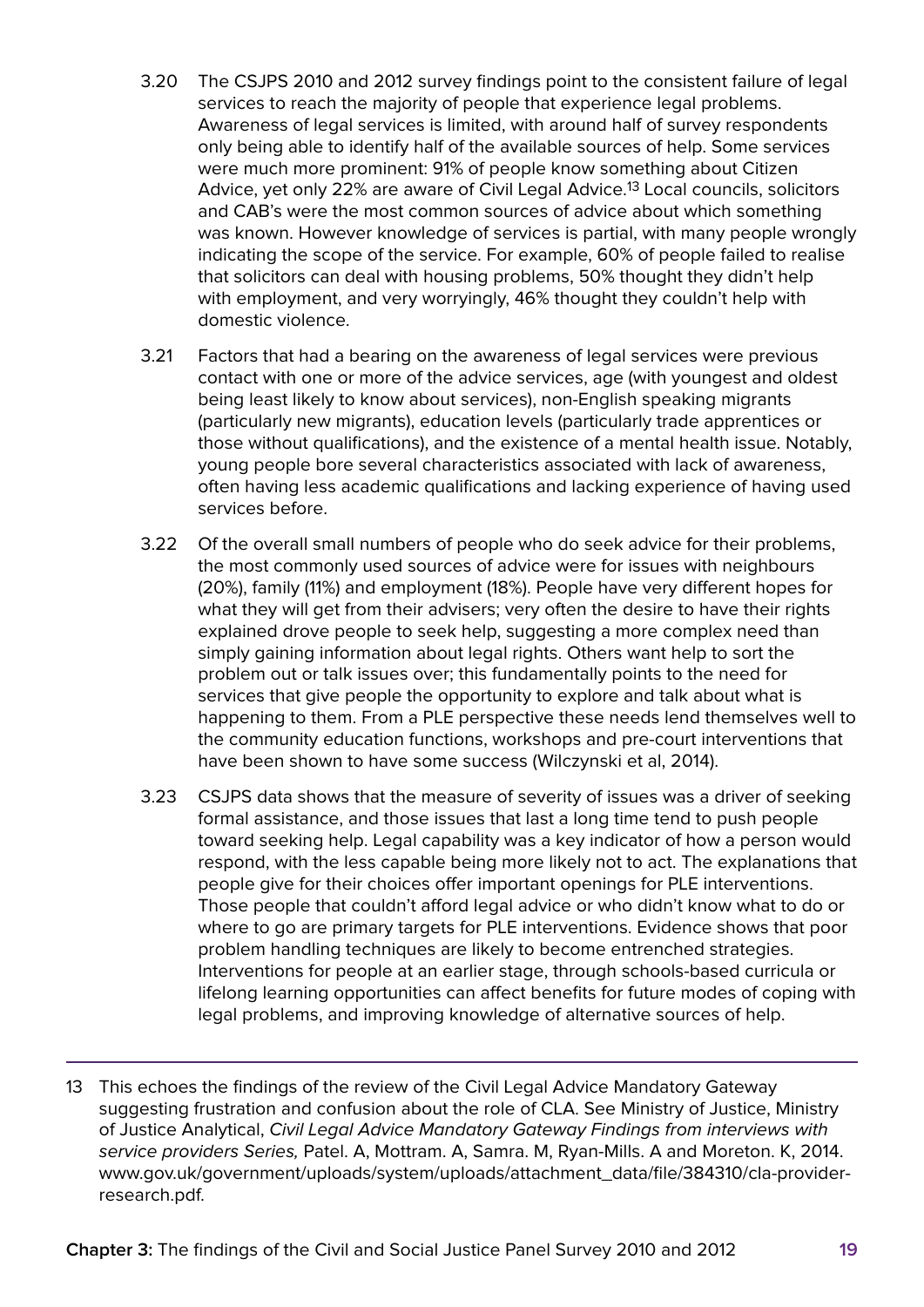3.20 The CSJPS 2010 and 2012 survey findings point to the consistent failure of legal services to reach the majority of people that experience legal problems. Awareness of legal services is limited, with around half of survey respondents only being able to identify half of the available sources of help. Some services were much more prominent: 91% of people know something about Citizen Advice, yet only 22% are aware of Civil Legal Advice.[13] Local councils, solicitors and CAB's were the most common sources of advice about which something was known. However knowledge of services is partial, with many people wrongly indicating the scope of the service. For example, 60% of people failed to realise that solicitors can deal with housing problems, 50% thought they didn't help with employment, and very worryingly, 46% thought they couldn't help with domestic violence.

3.21 Factors that had a bearing on the awareness of legal services were previous contact with one or more of the advice services, age (with youngest and oldest being least likely to know about services), non-English speaking migrants (particularly new migrants), education levels (particularly trade apprentices or those without qualifications), and the existence of a mental health issue. Notably, young people bore several characteristics associated with lack of awareness, often having less academic qualifications and lacking experience of having used services before.

3.22 Of the overall small numbers of people who do seek advice for their problems, the most commonly used sources of advice were for issues with neighbours (20%), family (11%) and employment (18%). People have very different hopes for what they will get from their advisers; very often the desire to have their rights explained drove people to seek help, suggesting a more complex need than simply gaining information about legal rights. Others want help to sort the problem out or talk issues over; this fundamentally points to the need for services that give people the opportunity to explore and talk about what is happening to them. From a PLE perspective these needs lend themselves well to the community education functions, workshops and pre-court interventions that have been shown to have some success (Wilczynski et al, 2014).

3.23 CSJPS data shows that the measure of severity of issues was a driver of seeking formal assistance, and those issues that last a long time tend to push people toward seeking help. Legal capability was a key indicator of how a person would respond, with the less capable being more likely not to act. The explanations that people give for their choices offer important openings for PLE interventions. Those people that couldn't afford legal advice or who didn't know what to do or where to go are primary targets for PLE interventions. Evidence shows that poor problem handling techniques are likely to become entrenched strategies. Interventions for people at an earlier stage, through schools-based curricula or lifelong learning opportunities can affect benefits for future modes of coping with legal problems, and improving knowledge of alternative sources of help.

---

13 This echoes the findings of the review of the Civil Legal Advice Mandatory Gateway suggesting frustration and confusion about the role of CLA. See Ministry of Justice, Ministry of Justice Analytical, *Civil Legal Advice Mandatory Gateway Findings from interviews with service providers Series,* Patel. A, Mottram. A, Samra. M, Ryan-Mills. A and Moreton. K, 2014. www.gov.uk/government/uploads/system/uploads/attachment_data/file/384310/cla-provider-research.pdf.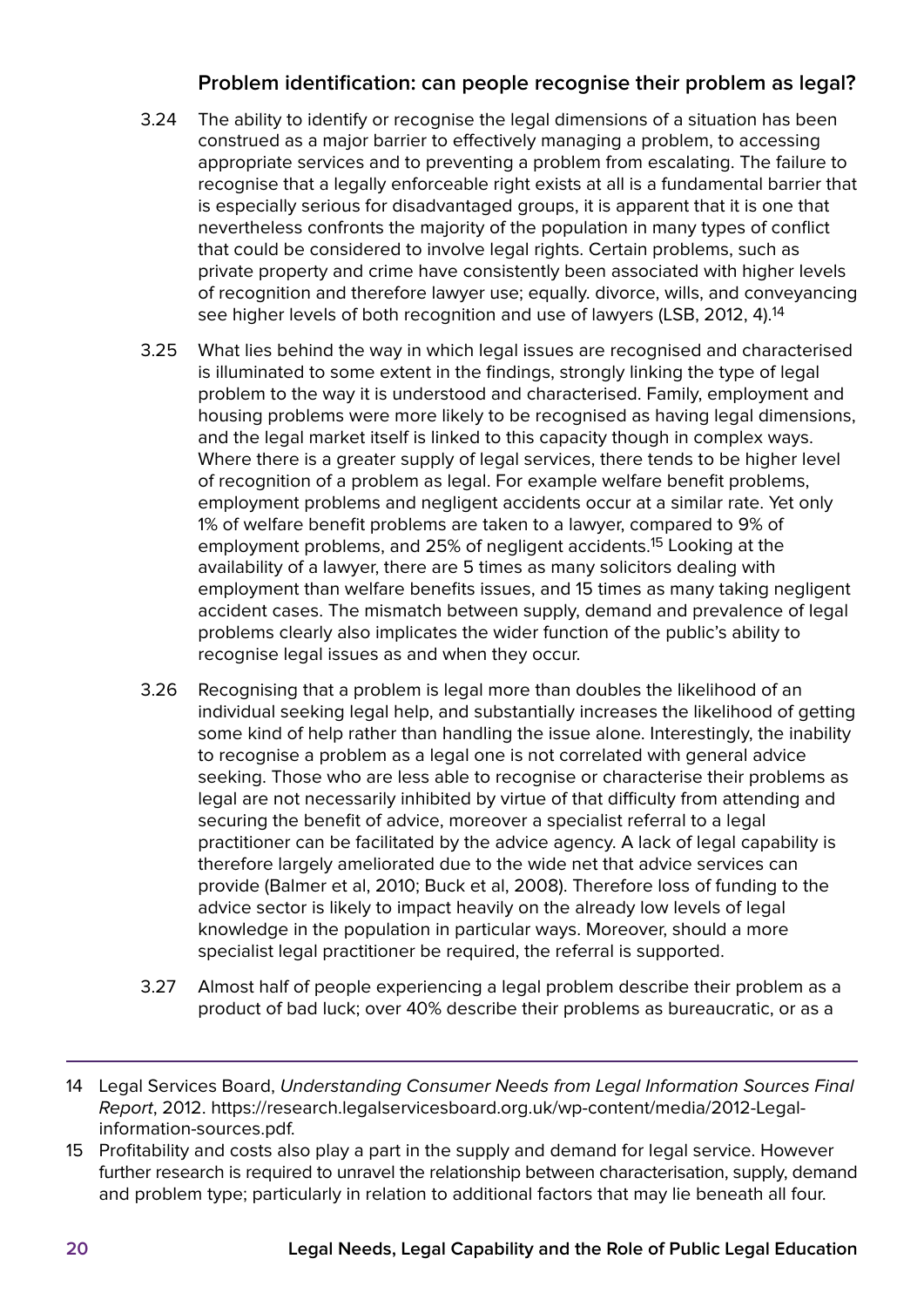### Problem identification: can people recognise their problem as legal?

3.24 The ability to identify or recognise the legal dimensions of a situation has been construed as a major barrier to effectively managing a problem, to accessing appropriate services and to preventing a problem from escalating. The failure to recognise that a legally enforceable right exists at all is a fundamental barrier that is especially serious for disadvantaged groups, it is apparent that it is one that nevertheless confronts the majority of the population in many types of conflict that could be considered to involve legal rights. Certain problems, such as private property and crime have consistently been associated with higher levels of recognition and therefore lawyer use; equally. divorce, wills, and conveyancing see higher levels of both recognition and use of lawyers (LSB, 2012, 4).[14]

3.25 What lies behind the way in which legal issues are recognised and characterised is illuminated to some extent in the findings, strongly linking the type of legal problem to the way it is understood and characterised. Family, employment and housing problems were more likely to be recognised as having legal dimensions, and the legal market itself is linked to this capacity though in complex ways. Where there is a greater supply of legal services, there tends to be higher level of recognition of a problem as legal. For example welfare benefit problems, employment problems and negligent accidents occur at a similar rate. Yet only 1% of welfare benefit problems are taken to a lawyer, compared to 9% of employment problems, and 25% of negligent accidents.[15] Looking at the availability of a lawyer, there are 5 times as many solicitors dealing with employment than welfare benefits issues, and 15 times as many taking negligent accident cases. The mismatch between supply, demand and prevalence of legal problems clearly also implicates the wider function of the public's ability to recognise legal issues as and when they occur.

3.26 Recognising that a problem is legal more than doubles the likelihood of an individual seeking legal help, and substantially increases the likelihood of getting some kind of help rather than handling the issue alone. Interestingly, the inability to recognise a problem as a legal one is not correlated with general advice seeking. Those who are less able to recognise or characterise their problems as legal are not necessarily inhibited by virtue of that difficulty from attending and securing the benefit of advice, moreover a specialist referral to a legal practitioner can be facilitated by the advice agency. A lack of legal capability is therefore largely ameliorated due to the wide net that advice services can provide (Balmer et al, 2010; Buck et al, 2008). Therefore loss of funding to the advice sector is likely to impact heavily on the already low levels of legal knowledge in the population in particular ways. Moreover, should a more specialist legal practitioner be required, the referral is supported.

3.27 Almost half of people experiencing a legal problem describe their problem as a product of bad luck; over 40% describe their problems as bureaucratic, or as a

---

14 Legal Services Board, *Understanding Consumer Needs from Legal Information Sources Final Report*, 2012. https://research.legalservicesboard.org.uk/wp-content/media/2012-Legal-information-sources.pdf.

15 Profitability and costs also play a part in the supply and demand for legal service. However further research is required to unravel the relationship between characterisation, supply, demand and problem type; particularly in relation to additional factors that may lie beneath all four.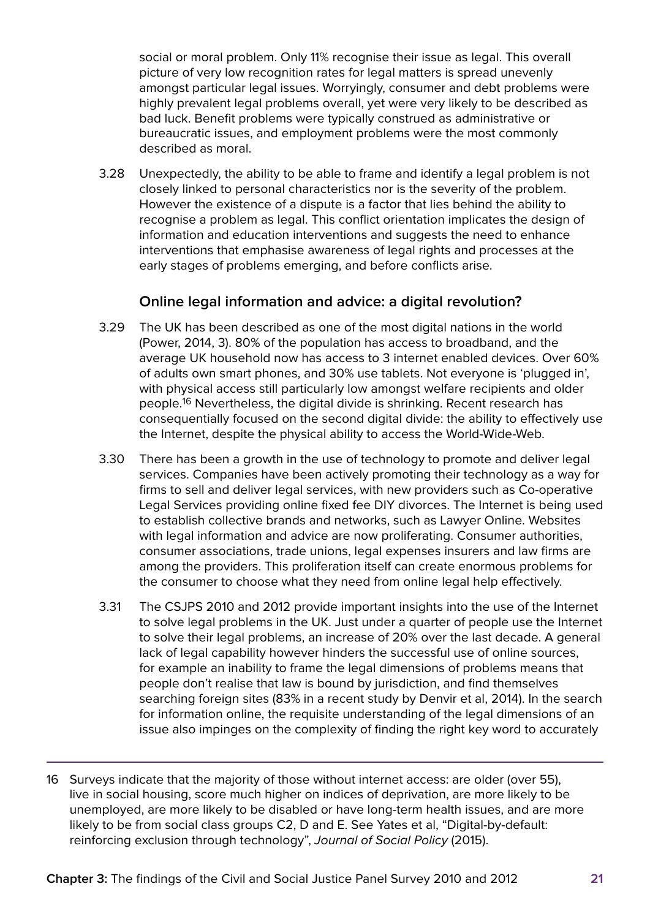social or moral problem. Only 11% recognise their issue as legal. This overall picture of very low recognition rates for legal matters is spread unevenly amongst particular legal issues. Worryingly, consumer and debt problems were highly prevalent legal problems overall, yet were very likely to be described as bad luck. Benefit problems were typically construed as administrative or bureaucratic issues, and employment problems were the most commonly described as moral.

3.28 Unexpectedly, the ability to be able to frame and identify a legal problem is not closely linked to personal characteristics nor is the severity of the problem. However the existence of a dispute is a factor that lies behind the ability to recognise a problem as legal. This conflict orientation implicates the design of information and education interventions and suggests the need to enhance interventions that emphasise awareness of legal rights and processes at the early stages of problems emerging, and before conflicts arise.

### Online legal information and advice: a digital revolution?

3.29 The UK has been described as one of the most digital nations in the world (Power, 2014, 3). 80% of the population has access to broadband, and the average UK household now has access to 3 internet enabled devices. Over 60% of adults own smart phones, and 30% use tablets. Not everyone is 'plugged in', with physical access still particularly low amongst welfare recipients and older people.[16] Nevertheless, the digital divide is shrinking. Recent research has consequentially focused on the second digital divide: the ability to effectively use the Internet, despite the physical ability to access the World-Wide-Web.

3.30 There has been a growth in the use of technology to promote and deliver legal services. Companies have been actively promoting their technology as a way for firms to sell and deliver legal services, with new providers such as Co-operative Legal Services providing online fixed fee DIY divorces. The Internet is being used to establish collective brands and networks, such as Lawyer Online. Websites with legal information and advice are now proliferating. Consumer authorities, consumer associations, trade unions, legal expenses insurers and law firms are among the providers. This proliferation itself can create enormous problems for the consumer to choose what they need from online legal help effectively.

3.31 The CSJPS 2010 and 2012 provide important insights into the use of the Internet to solve legal problems in the UK. Just under a quarter of people use the Internet to solve their legal problems, an increase of 20% over the last decade. A general lack of legal capability however hinders the successful use of online sources, for example an inability to frame the legal dimensions of problems means that people don't realise that law is bound by jurisdiction, and find themselves searching foreign sites (83% in a recent study by Denvir et al, 2014). In the search for information online, the requisite understanding of the legal dimensions of an issue also impinges on the complexity of finding the right key word to accurately

---

16 Surveys indicate that the majority of those without internet access: are older (over 55), live in social housing, score much higher on indices of deprivation, are more likely to be unemployed, are more likely to be disabled or have long-term health issues, and are more likely to be from social class groups C2, D and E. See Yates et al, "Digital-by-default: reinforcing exclusion through technology", *Journal of Social Policy* (2015).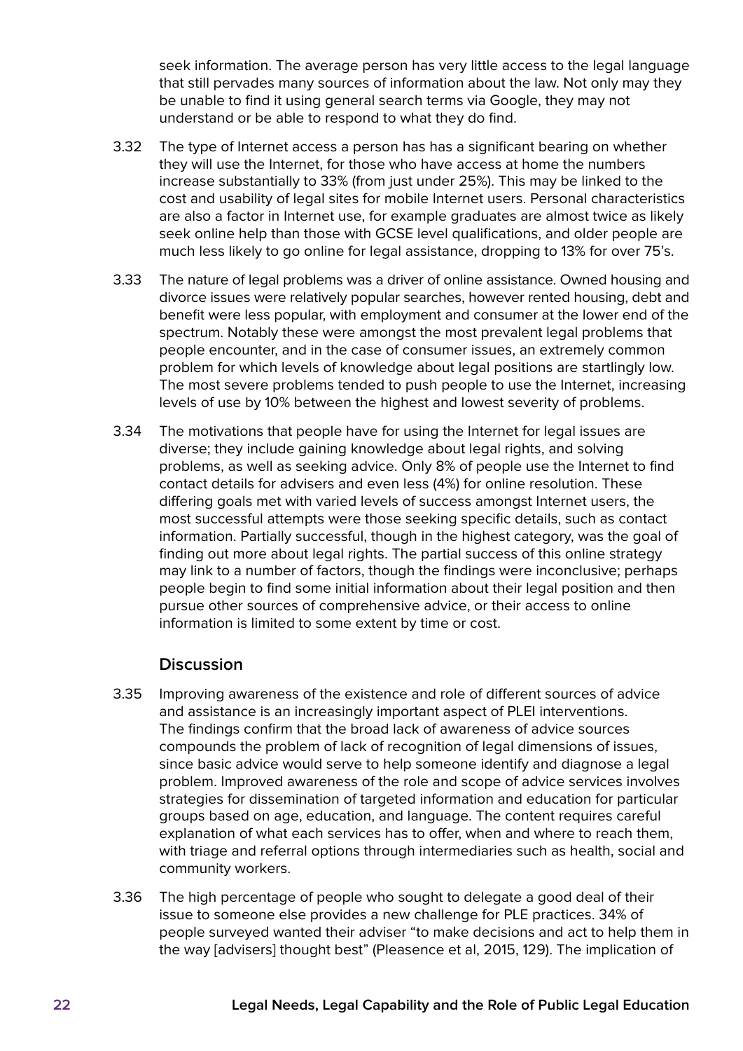seek information. The average person has very little access to the legal language that still pervades many sources of information about the law. Not only may they be unable to find it using general search terms via Google, they may not understand or be able to respond to what they do find.

3.32 The type of Internet access a person has has a significant bearing on whether they will use the Internet, for those who have access at home the numbers increase substantially to 33% (from just under 25%). This may be linked to the cost and usability of legal sites for mobile Internet users. Personal characteristics are also a factor in Internet use, for example graduates are almost twice as likely seek online help than those with GCSE level qualifications, and older people are much less likely to go online for legal assistance, dropping to 13% for over 75's.

3.33 The nature of legal problems was a driver of online assistance. Owned housing and divorce issues were relatively popular searches, however rented housing, debt and benefit were less popular, with employment and consumer at the lower end of the spectrum. Notably these were amongst the most prevalent legal problems that people encounter, and in the case of consumer issues, an extremely common problem for which levels of knowledge about legal positions are startlingly low. The most severe problems tended to push people to use the Internet, increasing levels of use by 10% between the highest and lowest severity of problems.

3.34 The motivations that people have for using the Internet for legal issues are diverse; they include gaining knowledge about legal rights, and solving problems, as well as seeking advice. Only 8% of people use the Internet to find contact details for advisers and even less (4%) for online resolution. These differing goals met with varied levels of success amongst Internet users, the most successful attempts were those seeking specific details, such as contact information. Partially successful, though in the highest category, was the goal of finding out more about legal rights. The partial success of this online strategy may link to a number of factors, though the findings were inconclusive; perhaps people begin to find some initial information about their legal position and then pursue other sources of comprehensive advice, or their access to online information is limited to some extent by time or cost.

## Discussion

3.35 Improving awareness of the existence and role of different sources of advice and assistance is an increasingly important aspect of PLEI interventions. The findings confirm that the broad lack of awareness of advice sources compounds the problem of lack of recognition of legal dimensions of issues, since basic advice would serve to help someone identify and diagnose a legal problem. Improved awareness of the role and scope of advice services involves strategies for dissemination of targeted information and education for particular groups based on age, education, and language. The content requires careful explanation of what each services has to offer, when and where to reach them, with triage and referral options through intermediaries such as health, social and community workers.

3.36 The high percentage of people who sought to delegate a good deal of their issue to someone else provides a new challenge for PLE practices. 34% of people surveyed wanted their adviser "to make decisions and act to help them in the way [advisers] thought best" (Pleasence et al, 2015, 129). The implication of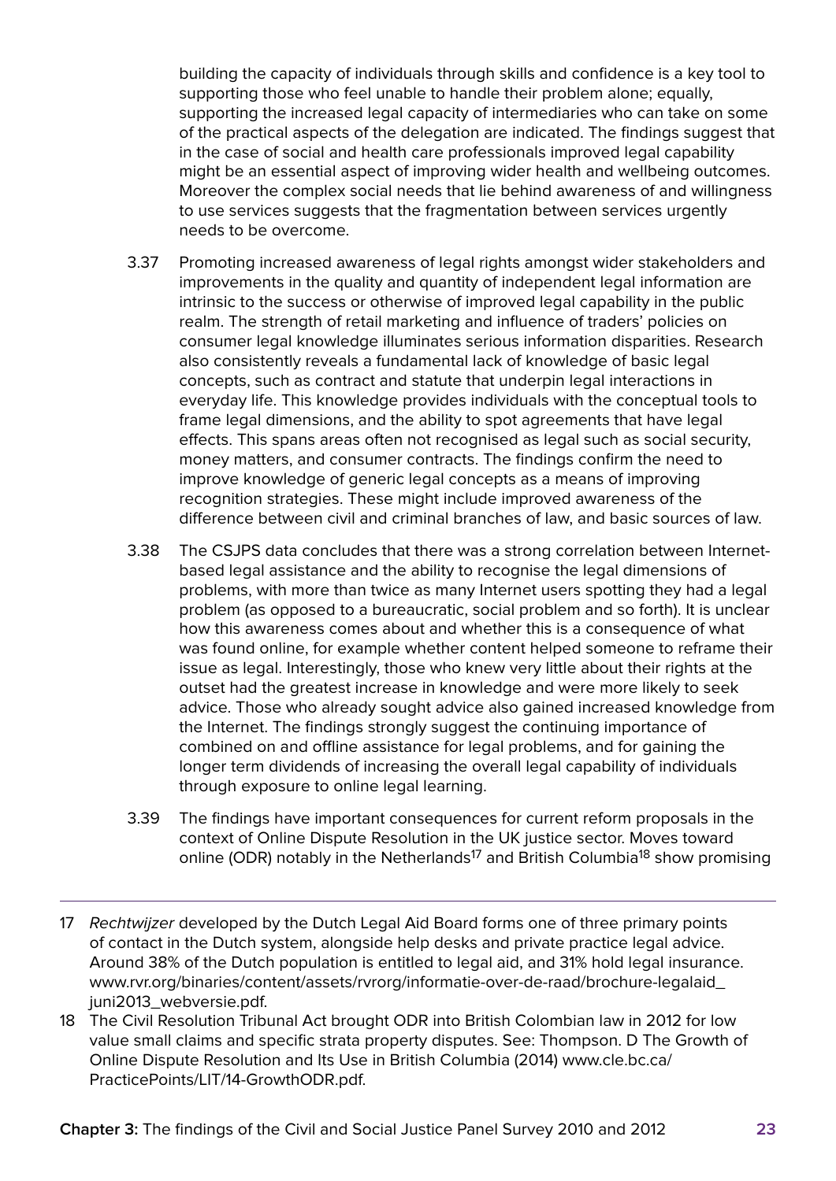building the capacity of individuals through skills and confidence is a key tool to supporting those who feel unable to handle their problem alone; equally, supporting the increased legal capacity of intermediaries who can take on some of the practical aspects of the delegation are indicated. The findings suggest that in the case of social and health care professionals improved legal capability might be an essential aspect of improving wider health and wellbeing outcomes. Moreover the complex social needs that lie behind awareness of and willingness to use services suggests that the fragmentation between services urgently needs to be overcome.

3.37 Promoting increased awareness of legal rights amongst wider stakeholders and improvements in the quality and quantity of independent legal information are intrinsic to the success or otherwise of improved legal capability in the public realm. The strength of retail marketing and influence of traders' policies on consumer legal knowledge illuminates serious information disparities. Research also consistently reveals a fundamental lack of knowledge of basic legal concepts, such as contract and statute that underpin legal interactions in everyday life. This knowledge provides individuals with the conceptual tools to frame legal dimensions, and the ability to spot agreements that have legal effects. This spans areas often not recognised as legal such as social security, money matters, and consumer contracts. The findings confirm the need to improve knowledge of generic legal concepts as a means of improving recognition strategies. These might include improved awareness of the difference between civil and criminal branches of law, and basic sources of law.

3.38 The CSJPS data concludes that there was a strong correlation between Internet-based legal assistance and the ability to recognise the legal dimensions of problems, with more than twice as many Internet users spotting they had a legal problem (as opposed to a bureaucratic, social problem and so forth). It is unclear how this awareness comes about and whether this is a consequence of what was found online, for example whether content helped someone to reframe their issue as legal. Interestingly, those who knew very little about their rights at the outset had the greatest increase in knowledge and were more likely to seek advice. Those who already sought advice also gained increased knowledge from the Internet. The findings strongly suggest the continuing importance of combined on and offline assistance for legal problems, and for gaining the longer term dividends of increasing the overall legal capability of individuals through exposure to online legal learning.

3.39 The findings have important consequences for current reform proposals in the context of Online Dispute Resolution in the UK justice sector. Moves toward online (ODR) notably in the Netherlands[17] and British Columbia[18] show promising

---

17 *Rechtwijzer* developed by the Dutch Legal Aid Board forms one of three primary points of contact in the Dutch system, alongside help desks and private practice legal advice. Around 38% of the Dutch population is entitled to legal aid, and 31% hold legal insurance. www.rvr.org/binaries/content/assets/rvrorg/informatie-over-de-raad/brochure-legalaid_juni2013_webversie.pdf.

18 The Civil Resolution Tribunal Act brought ODR into British Colombian law in 2012 for low value small claims and specific strata property disputes. See: Thompson. D The Growth of Online Dispute Resolution and Its Use in British Columbia (2014) www.cle.bc.ca/PracticePoints/LIT/14-GrowthODR.pdf.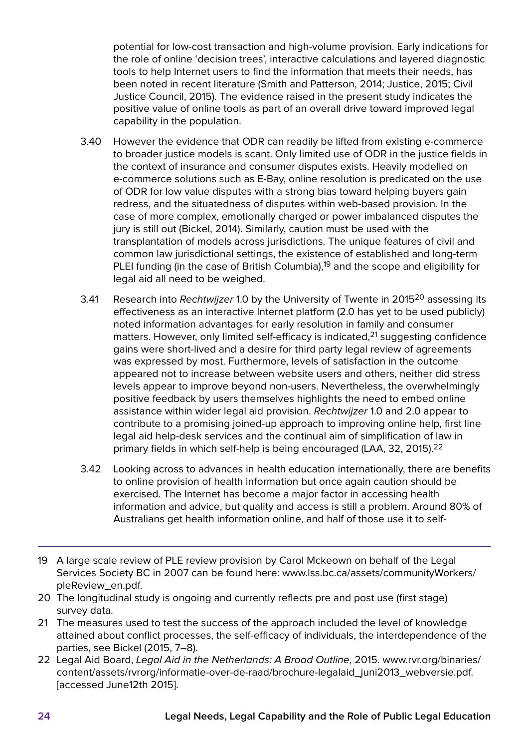potential for low-cost transaction and high-volume provision. Early indications for the role of online 'decision trees', interactive calculations and layered diagnostic tools to help Internet users to find the information that meets their needs, has been noted in recent literature (Smith and Patterson, 2014; Justice, 2015; Civil Justice Council, 2015). The evidence raised in the present study indicates the positive value of online tools as part of an overall drive toward improved legal capability in the population.

3.40 However the evidence that ODR can readily be lifted from existing e-commerce to broader justice models is scant. Only limited use of ODR in the justice fields in the context of insurance and consumer disputes exists. Heavily modelled on e-commerce solutions such as E-Bay, online resolution is predicated on the use of ODR for low value disputes with a strong bias toward helping buyers gain redress, and the situatedness of disputes within web-based provision. In the case of more complex, emotionally charged or power imbalanced disputes the jury is still out (Bickel, 2014). Similarly, caution must be used with the transplantation of models across jurisdictions. The unique features of civil and common law jurisdictional settings, the existence of established and long-term PLEI funding (in the case of British Columbia),[19] and the scope and eligibility for legal aid all need to be weighed.

3.41 Research into *Rechtwijzer* 1.0 by the University of Twente in 2015[20] assessing its effectiveness as an interactive Internet platform (2.0 has yet to be used publicly) noted information advantages for early resolution in family and consumer matters. However, only limited self-efficacy is indicated,[21] suggesting confidence gains were short-lived and a desire for third party legal review of agreements was expressed by most. Furthermore, levels of satisfaction in the outcome appeared not to increase between website users and others, neither did stress levels appear to improve beyond non-users. Nevertheless, the overwhelmingly positive feedback by users themselves highlights the need to embed online assistance within wider legal aid provision. *Rechtwijzer* 1.0 and 2.0 appear to contribute to a promising joined-up approach to improving online help, first line legal aid help-desk services and the continual aim of simplification of law in primary fields in which self-help is being encouraged (LAA, 32, 2015).[22]

3.42 Looking across to advances in health education internationally, there are benefits to online provision of health information but once again caution should be exercised. The Internet has become a major factor in accessing health information and advice, but quality and access is still a problem. Around 80% of Australians get health information online, and half of those use it to self-

---

19 A large scale review of PLE review provision by Carol Mckeown on behalf of the Legal Services Society BC in 2007 can be found here: www.lss.bc.ca/assets/communityWorkers/pleReview_en.pdf.

20 The longitudinal study is ongoing and currently reflects pre and post use (first stage) survey data.

21 The measures used to test the success of the approach included the level of knowledge attained about conflict processes, the self-efficacy of individuals, the interdependence of the parties, see Bickel (2015, 7–8).

22 Legal Aid Board, *Legal Aid in the Netherlands: A Broad Outline*, 2015. www.rvr.org/binaries/content/assets/rvrorg/informatie-over-de-raad/brochure-legalaid_juni2013_webversie.pdf. [accessed June12th 2015].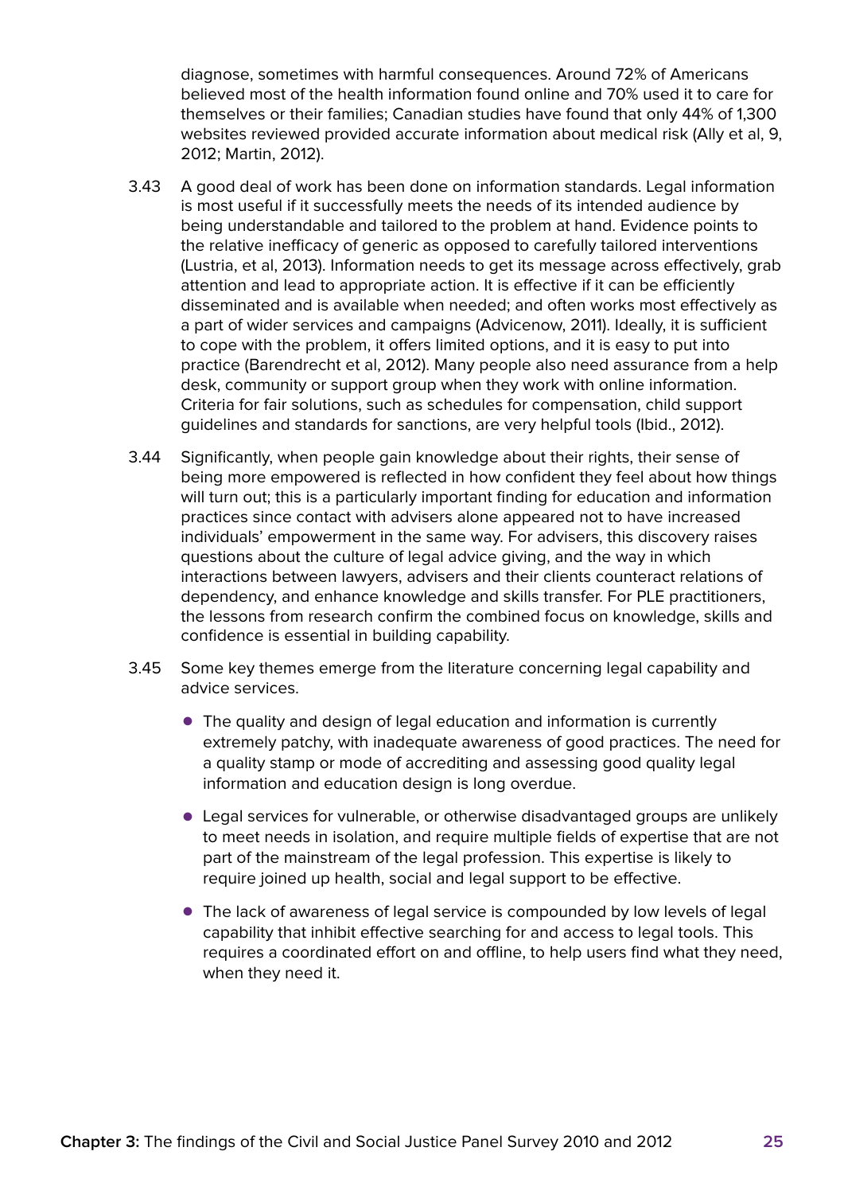diagnose, sometimes with harmful consequences. Around 72% of Americans believed most of the health information found online and 70% used it to care for themselves or their families; Canadian studies have found that only 44% of 1,300 websites reviewed provided accurate information about medical risk (Ally et al, 9, 2012; Martin, 2012).

3.43 A good deal of work has been done on information standards. Legal information is most useful if it successfully meets the needs of its intended audience by being understandable and tailored to the problem at hand. Evidence points to the relative inefficacy of generic as opposed to carefully tailored interventions (Lustria, et al, 2013). Information needs to get its message across effectively, grab attention and lead to appropriate action. It is effective if it can be efficiently disseminated and is available when needed; and often works most effectively as a part of wider services and campaigns (Advicenow, 2011). Ideally, it is sufficient to cope with the problem, it offers limited options, and it is easy to put into practice (Barendrecht et al, 2012). Many people also need assurance from a help desk, community or support group when they work with online information. Criteria for fair solutions, such as schedules for compensation, child support guidelines and standards for sanctions, are very helpful tools (Ibid., 2012).

3.44 Significantly, when people gain knowledge about their rights, their sense of being more empowered is reflected in how confident they feel about how things will turn out; this is a particularly important finding for education and information practices since contact with advisers alone appeared not to have increased individuals' empowerment in the same way. For advisers, this discovery raises questions about the culture of legal advice giving, and the way in which interactions between lawyers, advisers and their clients counteract relations of dependency, and enhance knowledge and skills transfer. For PLE practitioners, the lessons from research confirm the combined focus on knowledge, skills and confidence is essential in building capability.

3.45 Some key themes emerge from the literature concerning legal capability and advice services.

- The quality and design of legal education and information is currently extremely patchy, with inadequate awareness of good practices. The need for a quality stamp or mode of accrediting and assessing good quality legal information and education design is long overdue.
- Legal services for vulnerable, or otherwise disadvantaged groups are unlikely to meet needs in isolation, and require multiple fields of expertise that are not part of the mainstream of the legal profession. This expertise is likely to require joined up health, social and legal support to be effective.
- The lack of awareness of legal service is compounded by low levels of legal capability that inhibit effective searching for and access to legal tools. This requires a coordinated effort on and offline, to help users find what they need, when they need it.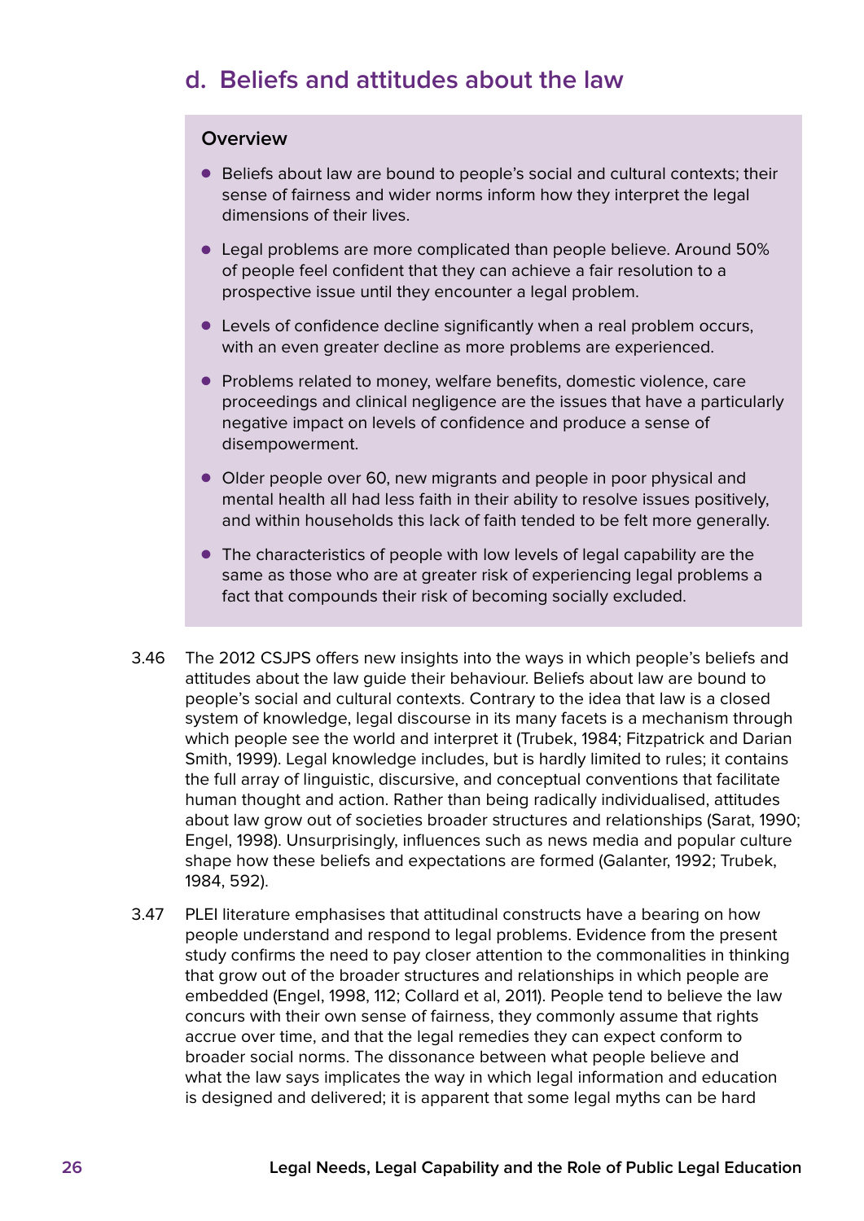## d. Beliefs and attitudes about the law

**Overview**

- Beliefs about law are bound to people's social and cultural contexts; their sense of fairness and wider norms inform how they interpret the legal dimensions of their lives.
- Legal problems are more complicated than people believe. Around 50% of people feel confident that they can achieve a fair resolution to a prospective issue until they encounter a legal problem.
- Levels of confidence decline significantly when a real problem occurs, with an even greater decline as more problems are experienced.
- Problems related to money, welfare benefits, domestic violence, care proceedings and clinical negligence are the issues that have a particularly negative impact on levels of confidence and produce a sense of disempowerment.
- Older people over 60, new migrants and people in poor physical and mental health all had less faith in their ability to resolve issues positively, and within households this lack of faith tended to be felt more generally.
- The characteristics of people with low levels of legal capability are the same as those who are at greater risk of experiencing legal problems a fact that compounds their risk of becoming socially excluded.

3.46 The 2012 CSJPS offers new insights into the ways in which people's beliefs and attitudes about the law guide their behaviour. Beliefs about law are bound to people's social and cultural contexts. Contrary to the idea that law is a closed system of knowledge, legal discourse in its many facets is a mechanism through which people see the world and interpret it (Trubek, 1984; Fitzpatrick and Darian Smith, 1999). Legal knowledge includes, but is hardly limited to rules; it contains the full array of linguistic, discursive, and conceptual conventions that facilitate human thought and action. Rather than being radically individualised, attitudes about law grow out of societies broader structures and relationships (Sarat, 1990; Engel, 1998). Unsurprisingly, influences such as news media and popular culture shape how these beliefs and expectations are formed (Galanter, 1992; Trubek, 1984, 592).

3.47 PLEI literature emphasises that attitudinal constructs have a bearing on how people understand and respond to legal problems. Evidence from the present study confirms the need to pay closer attention to the commonalities in thinking that grow out of the broader structures and relationships in which people are embedded (Engel, 1998, 112; Collard et al, 2011). People tend to believe the law concurs with their own sense of fairness, they commonly assume that rights accrue over time, and that the legal remedies they can expect conform to broader social norms. The dissonance between what people believe and what the law says implicates the way in which legal information and education is designed and delivered; it is apparent that some legal myths can be hard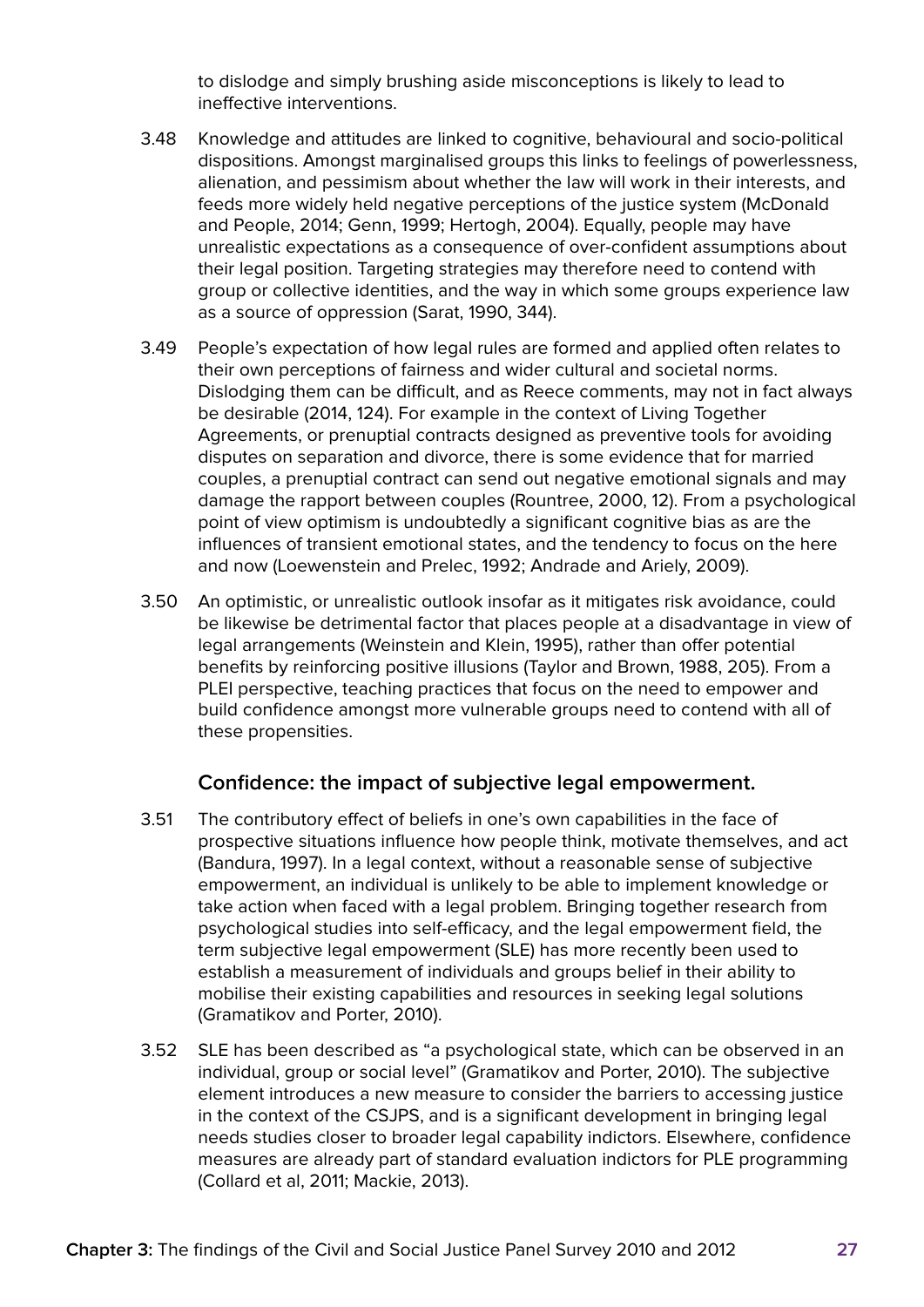to dislodge and simply brushing aside misconceptions is likely to lead to ineffective interventions.

3.48 Knowledge and attitudes are linked to cognitive, behavioural and socio-political dispositions. Amongst marginalised groups this links to feelings of powerlessness, alienation, and pessimism about whether the law will work in their interests, and feeds more widely held negative perceptions of the justice system (McDonald and People, 2014; Genn, 1999; Hertogh, 2004). Equally, people may have unrealistic expectations as a consequence of over-confident assumptions about their legal position. Targeting strategies may therefore need to contend with group or collective identities, and the way in which some groups experience law as a source of oppression (Sarat, 1990, 344).

3.49 People's expectation of how legal rules are formed and applied often relates to their own perceptions of fairness and wider cultural and societal norms. Dislodging them can be difficult, and as Reece comments, may not in fact always be desirable (2014, 124). For example in the context of Living Together Agreements, or prenuptial contracts designed as preventive tools for avoiding disputes on separation and divorce, there is some evidence that for married couples, a prenuptial contract can send out negative emotional signals and may damage the rapport between couples (Rountree, 2000, 12). From a psychological point of view optimism is undoubtedly a significant cognitive bias as are the influences of transient emotional states, and the tendency to focus on the here and now (Loewenstein and Prelec, 1992; Andrade and Ariely, 2009).

3.50 An optimistic, or unrealistic outlook insofar as it mitigates risk avoidance, could be likewise be detrimental factor that places people at a disadvantage in view of legal arrangements (Weinstein and Klein, 1995), rather than offer potential benefits by reinforcing positive illusions (Taylor and Brown, 1988, 205). From a PLEI perspective, teaching practices that focus on the need to empower and build confidence amongst more vulnerable groups need to contend with all of these propensities.

### Confidence: the impact of subjective legal empowerment.

3.51 The contributory effect of beliefs in one's own capabilities in the face of prospective situations influence how people think, motivate themselves, and act (Bandura, 1997). In a legal context, without a reasonable sense of subjective empowerment, an individual is unlikely to be able to implement knowledge or take action when faced with a legal problem. Bringing together research from psychological studies into self-efficacy, and the legal empowerment field, the term subjective legal empowerment (SLE) has more recently been used to establish a measurement of individuals and groups belief in their ability to mobilise their existing capabilities and resources in seeking legal solutions (Gramatikov and Porter, 2010).

3.52 SLE has been described as "a psychological state, which can be observed in an individual, group or social level" (Gramatikov and Porter, 2010). The subjective element introduces a new measure to consider the barriers to accessing justice in the context of the CSJPS, and is a significant development in bringing legal needs studies closer to broader legal capability indictors. Elsewhere, confidence measures are already part of standard evaluation indictors for PLE programming (Collard et al, 2011; Mackie, 2013).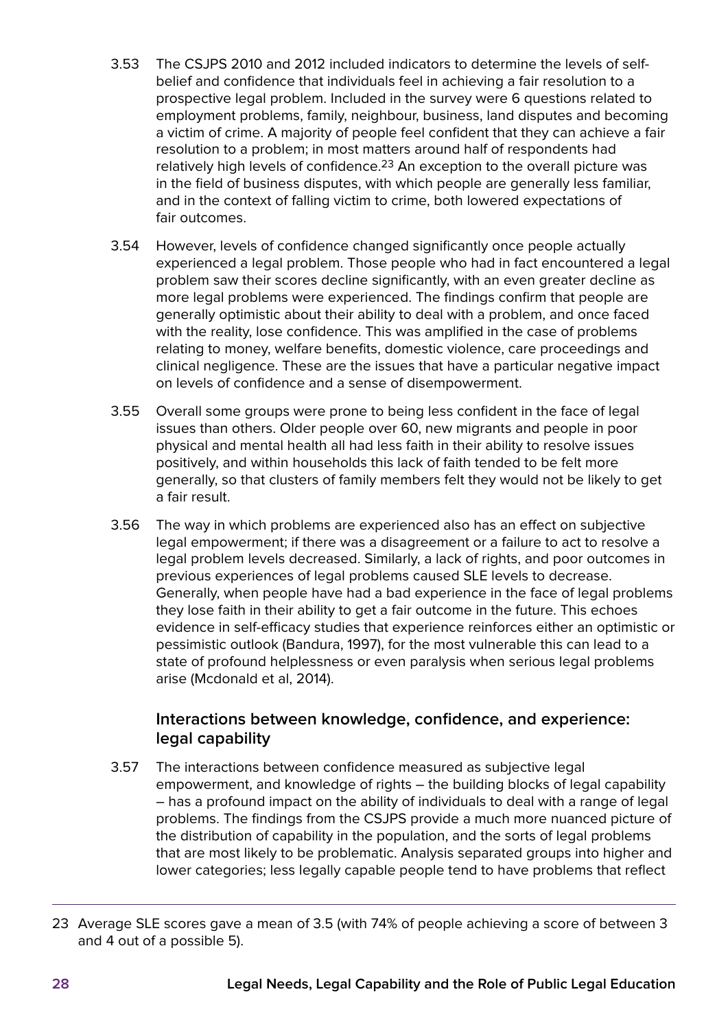3.53 The CSJPS 2010 and 2012 included indicators to determine the levels of self-belief and confidence that individuals feel in achieving a fair resolution to a prospective legal problem. Included in the survey were 6 questions related to employment problems, family, neighbour, business, land disputes and becoming a victim of crime. A majority of people feel confident that they can achieve a fair resolution to a problem; in most matters around half of respondents had relatively high levels of confidence.[23] An exception to the overall picture was in the field of business disputes, with which people are generally less familiar, and in the context of falling victim to crime, both lowered expectations of fair outcomes.

3.54 However, levels of confidence changed significantly once people actually experienced a legal problem. Those people who had in fact encountered a legal problem saw their scores decline significantly, with an even greater decline as more legal problems were experienced. The findings confirm that people are generally optimistic about their ability to deal with a problem, and once faced with the reality, lose confidence. This was amplified in the case of problems relating to money, welfare benefits, domestic violence, care proceedings and clinical negligence. These are the issues that have a particular negative impact on levels of confidence and a sense of disempowerment.

3.55 Overall some groups were prone to being less confident in the face of legal issues than others. Older people over 60, new migrants and people in poor physical and mental health all had less faith in their ability to resolve issues positively, and within households this lack of faith tended to be felt more generally, so that clusters of family members felt they would not be likely to get a fair result.

3.56 The way in which problems are experienced also has an effect on subjective legal empowerment; if there was a disagreement or a failure to act to resolve a legal problem levels decreased. Similarly, a lack of rights, and poor outcomes in previous experiences of legal problems caused SLE levels to decrease. Generally, when people have had a bad experience in the face of legal problems they lose faith in their ability to get a fair outcome in the future. This echoes evidence in self-efficacy studies that experience reinforces either an optimistic or pessimistic outlook (Bandura, 1997), for the most vulnerable this can lead to a state of profound helplessness or even paralysis when serious legal problems arise (Mcdonald et al, 2014).

### Interactions between knowledge, confidence, and experience: legal capability

3.57 The interactions between confidence measured as subjective legal empowerment, and knowledge of rights – the building blocks of legal capability – has a profound impact on the ability of individuals to deal with a range of legal problems. The findings from the CSJPS provide a much more nuanced picture of the distribution of capability in the population, and the sorts of legal problems that are most likely to be problematic. Analysis separated groups into higher and lower categories; less legally capable people tend to have problems that reflect

---

23 Average SLE scores gave a mean of 3.5 (with 74% of people achieving a score of between 3 and 4 out of a possible 5).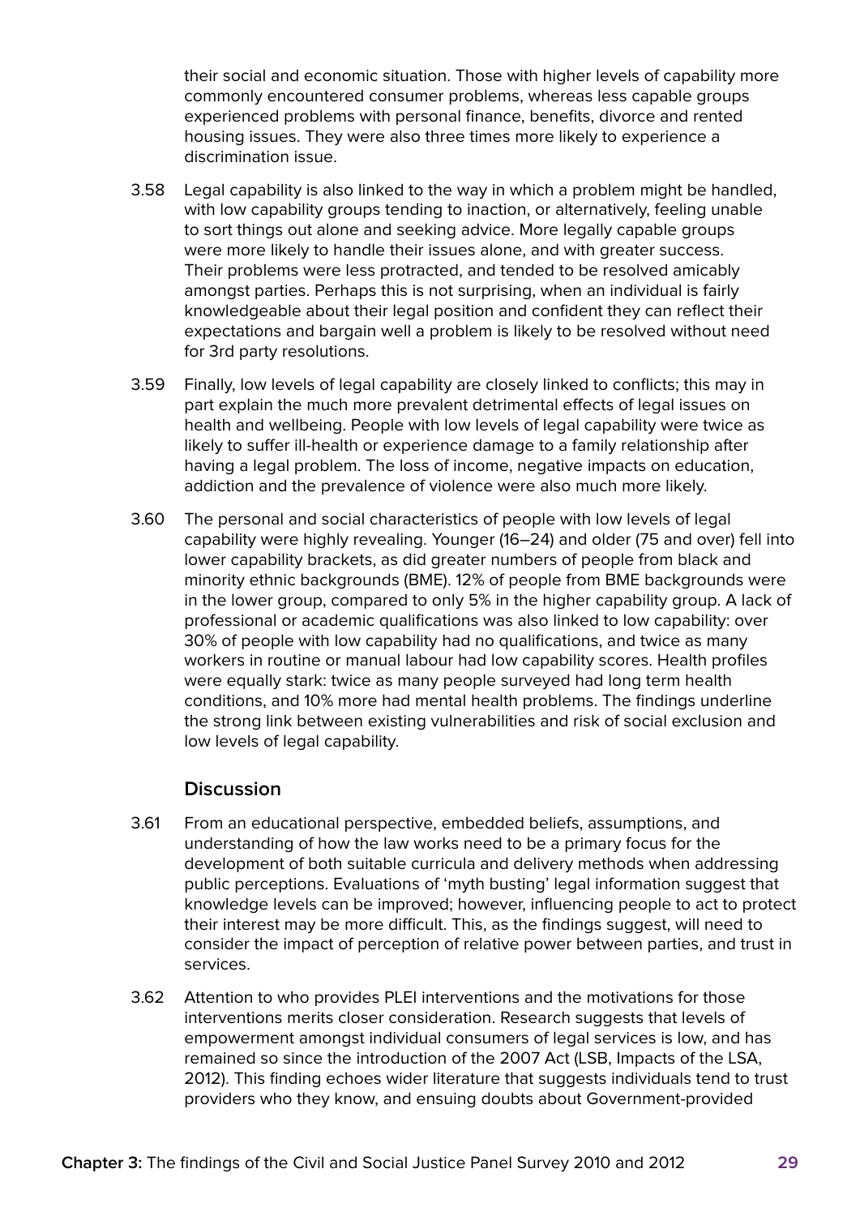their social and economic situation. Those with higher levels of capability more commonly encountered consumer problems, whereas less capable groups experienced problems with personal finance, benefits, divorce and rented housing issues. They were also three times more likely to experience a discrimination issue.

3.58 Legal capability is also linked to the way in which a problem might be handled, with low capability groups tending to inaction, or alternatively, feeling unable to sort things out alone and seeking advice. More legally capable groups were more likely to handle their issues alone, and with greater success. Their problems were less protracted, and tended to be resolved amicably amongst parties. Perhaps this is not surprising, when an individual is fairly knowledgeable about their legal position and confident they can reflect their expectations and bargain well a problem is likely to be resolved without need for 3rd party resolutions.

3.59 Finally, low levels of legal capability are closely linked to conflicts; this may in part explain the much more prevalent detrimental effects of legal issues on health and wellbeing. People with low levels of legal capability were twice as likely to suffer ill-health or experience damage to a family relationship after having a legal problem. The loss of income, negative impacts on education, addiction and the prevalence of violence were also much more likely.

3.60 The personal and social characteristics of people with low levels of legal capability were highly revealing. Younger (16–24) and older (75 and over) fell into lower capability brackets, as did greater numbers of people from black and minority ethnic backgrounds (BME). 12% of people from BME backgrounds were in the lower group, compared to only 5% in the higher capability group. A lack of professional or academic qualifications was also linked to low capability: over 30% of people with low capability had no qualifications, and twice as many workers in routine or manual labour had low capability scores. Health profiles were equally stark: twice as many people surveyed had long term health conditions, and 10% more had mental health problems. The findings underline the strong link between existing vulnerabilities and risk of social exclusion and low levels of legal capability.

### Discussion

3.61 From an educational perspective, embedded beliefs, assumptions, and understanding of how the law works need to be a primary focus for the development of both suitable curricula and delivery methods when addressing public perceptions. Evaluations of 'myth busting' legal information suggest that knowledge levels can be improved; however, influencing people to act to protect their interest may be more difficult. This, as the findings suggest, will need to consider the impact of perception of relative power between parties, and trust in services.

3.62 Attention to who provides PLEI interventions and the motivations for those interventions merits closer consideration. Research suggests that levels of empowerment amongst individual consumers of legal services is low, and has remained so since the introduction of the 2007 Act (LSB, Impacts of the LSA, 2012). This finding echoes wider literature that suggests individuals tend to trust providers who they know, and ensuing doubts about Government-provided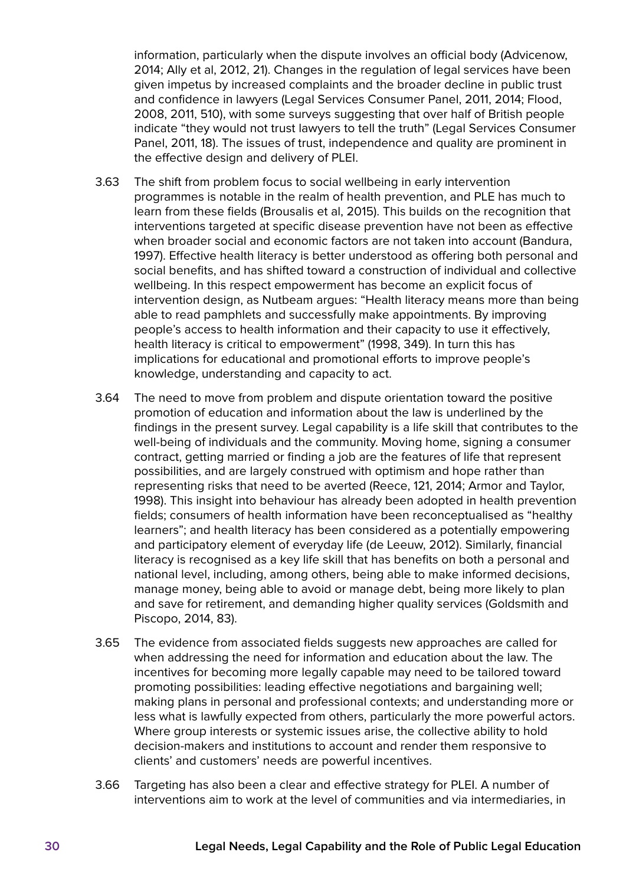information, particularly when the dispute involves an official body (Advicenow, 2014; Ally et al, 2012, 21). Changes in the regulation of legal services have been given impetus by increased complaints and the broader decline in public trust and confidence in lawyers (Legal Services Consumer Panel, 2011, 2014; Flood, 2008, 2011, 510), with some surveys suggesting that over half of British people indicate "they would not trust lawyers to tell the truth" (Legal Services Consumer Panel, 2011, 18). The issues of trust, independence and quality are prominent in the effective design and delivery of PLEI.

3.63 The shift from problem focus to social wellbeing in early intervention programmes is notable in the realm of health prevention, and PLE has much to learn from these fields (Brousalis et al, 2015). This builds on the recognition that interventions targeted at specific disease prevention have not been as effective when broader social and economic factors are not taken into account (Bandura, 1997). Effective health literacy is better understood as offering both personal and social benefits, and has shifted toward a construction of individual and collective wellbeing. In this respect empowerment has become an explicit focus of intervention design, as Nutbeam argues: "Health literacy means more than being able to read pamphlets and successfully make appointments. By improving people's access to health information and their capacity to use it effectively, health literacy is critical to empowerment" (1998, 349). In turn this has implications for educational and promotional efforts to improve people's knowledge, understanding and capacity to act.

3.64 The need to move from problem and dispute orientation toward the positive promotion of education and information about the law is underlined by the findings in the present survey. Legal capability is a life skill that contributes to the well-being of individuals and the community. Moving home, signing a consumer contract, getting married or finding a job are the features of life that represent possibilities, and are largely construed with optimism and hope rather than representing risks that need to be averted (Reece, 121, 2014; Armor and Taylor, 1998). This insight into behaviour has already been adopted in health prevention fields; consumers of health information have been reconceptualised as "healthy learners"; and health literacy has been considered as a potentially empowering and participatory element of everyday life (de Leeuw, 2012). Similarly, financial literacy is recognised as a key life skill that has benefits on both a personal and national level, including, among others, being able to make informed decisions, manage money, being able to avoid or manage debt, being more likely to plan and save for retirement, and demanding higher quality services (Goldsmith and Piscopo, 2014, 83).

3.65 The evidence from associated fields suggests new approaches are called for when addressing the need for information and education about the law. The incentives for becoming more legally capable may need to be tailored toward promoting possibilities: leading effective negotiations and bargaining well; making plans in personal and professional contexts; and understanding more or less what is lawfully expected from others, particularly the more powerful actors. Where group interests or systemic issues arise, the collective ability to hold decision-makers and institutions to account and render them responsive to clients' and customers' needs are powerful incentives.

3.66 Targeting has also been a clear and effective strategy for PLEI. A number of interventions aim to work at the level of communities and via intermediaries, in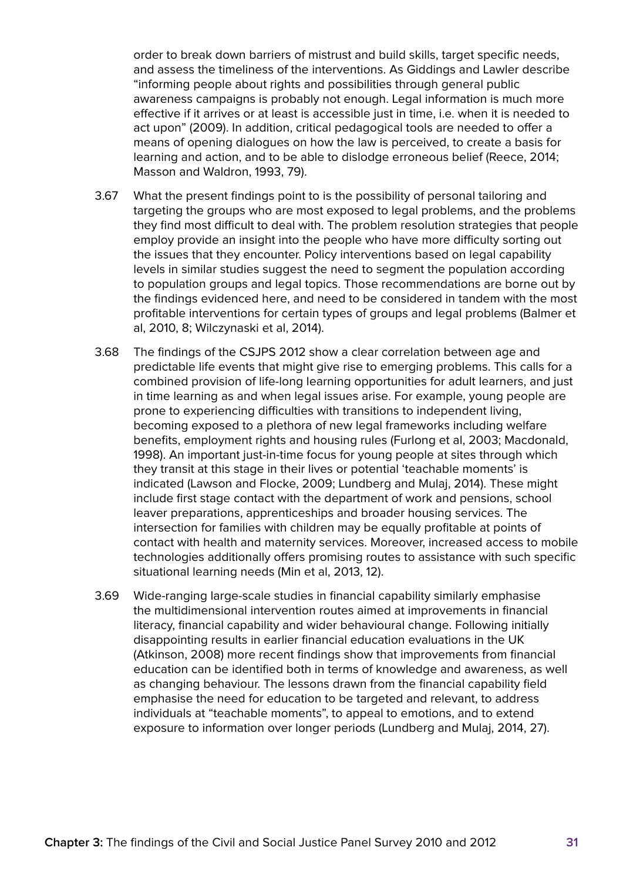order to break down barriers of mistrust and build skills, target specific needs, and assess the timeliness of the interventions. As Giddings and Lawler describe "informing people about rights and possibilities through general public awareness campaigns is probably not enough. Legal information is much more effective if it arrives or at least is accessible just in time, i.e. when it is needed to act upon" (2009). In addition, critical pedagogical tools are needed to offer a means of opening dialogues on how the law is perceived, to create a basis for learning and action, and to be able to dislodge erroneous belief (Reece, 2014; Masson and Waldron, 1993, 79).

3.67 What the present findings point to is the possibility of personal tailoring and targeting the groups who are most exposed to legal problems, and the problems they find most difficult to deal with. The problem resolution strategies that people employ provide an insight into the people who have more difficulty sorting out the issues that they encounter. Policy interventions based on legal capability levels in similar studies suggest the need to segment the population according to population groups and legal topics. Those recommendations are borne out by the findings evidenced here, and need to be considered in tandem with the most profitable interventions for certain types of groups and legal problems (Balmer et al, 2010, 8; Wilczynaski et al, 2014).

3.68 The findings of the CSJPS 2012 show a clear correlation between age and predictable life events that might give rise to emerging problems. This calls for a combined provision of life-long learning opportunities for adult learners, and just in time learning as and when legal issues arise. For example, young people are prone to experiencing difficulties with transitions to independent living, becoming exposed to a plethora of new legal frameworks including welfare benefits, employment rights and housing rules (Furlong et al, 2003; Macdonald, 1998). An important just-in-time focus for young people at sites through which they transit at this stage in their lives or potential 'teachable moments' is indicated (Lawson and Flocke, 2009; Lundberg and Mulaj, 2014). These might include first stage contact with the department of work and pensions, school leaver preparations, apprenticeships and broader housing services. The intersection for families with children may be equally profitable at points of contact with health and maternity services. Moreover, increased access to mobile technologies additionally offers promising routes to assistance with such specific situational learning needs (Min et al, 2013, 12).

3.69 Wide-ranging large-scale studies in financial capability similarly emphasise the multidimensional intervention routes aimed at improvements in financial literacy, financial capability and wider behavioural change. Following initially disappointing results in earlier financial education evaluations in the UK (Atkinson, 2008) more recent findings show that improvements from financial education can be identified both in terms of knowledge and awareness, as well as changing behaviour. The lessons drawn from the financial capability field emphasise the need for education to be targeted and relevant, to address individuals at "teachable moments", to appeal to emotions, and to extend exposure to information over longer periods (Lundberg and Mulaj, 2014, 27).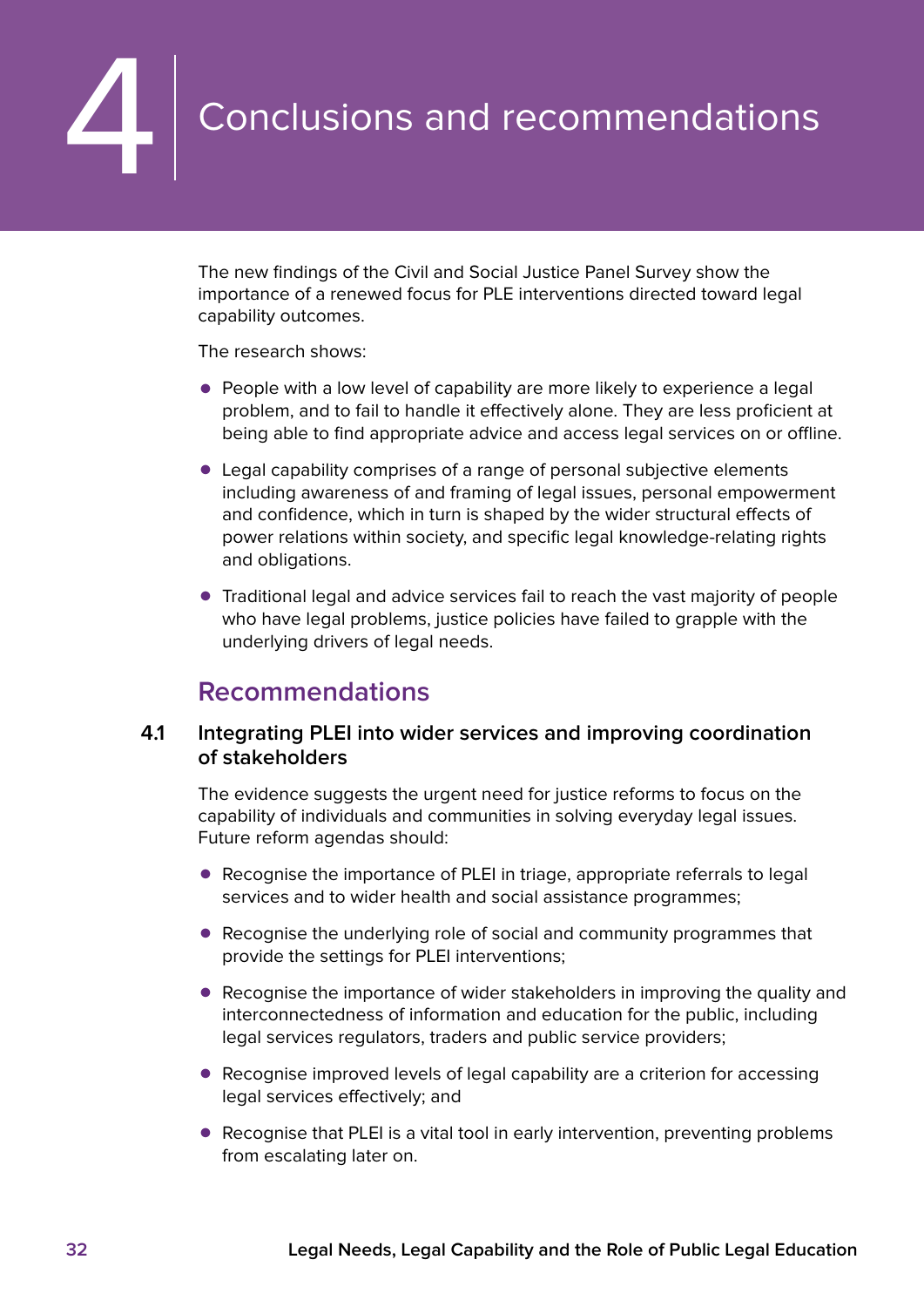# 4 Conclusions and recommendations

The new findings of the Civil and Social Justice Panel Survey show the importance of a renewed focus for PLE interventions directed toward legal capability outcomes.

The research shows:

- People with a low level of capability are more likely to experience a legal problem, and to fail to handle it effectively alone. They are less proficient at being able to find appropriate advice and access legal services on or offline.
- Legal capability comprises of a range of personal subjective elements including awareness of and framing of legal issues, personal empowerment and confidence, which in turn is shaped by the wider structural effects of power relations within society, and specific legal knowledge-relating rights and obligations.
- Traditional legal and advice services fail to reach the vast majority of people who have legal problems, justice policies have failed to grapple with the underlying drivers of legal needs.

## Recommendations

### 4.1 Integrating PLEI into wider services and improving coordination of stakeholders

The evidence suggests the urgent need for justice reforms to focus on the capability of individuals and communities in solving everyday legal issues. Future reform agendas should:

- Recognise the importance of PLEI in triage, appropriate referrals to legal services and to wider health and social assistance programmes;
- Recognise the underlying role of social and community programmes that provide the settings for PLEI interventions;
- Recognise the importance of wider stakeholders in improving the quality and interconnectedness of information and education for the public, including legal services regulators, traders and public service providers;
- Recognise improved levels of legal capability are a criterion for accessing legal services effectively; and
- Recognise that PLEI is a vital tool in early intervention, preventing problems from escalating later on.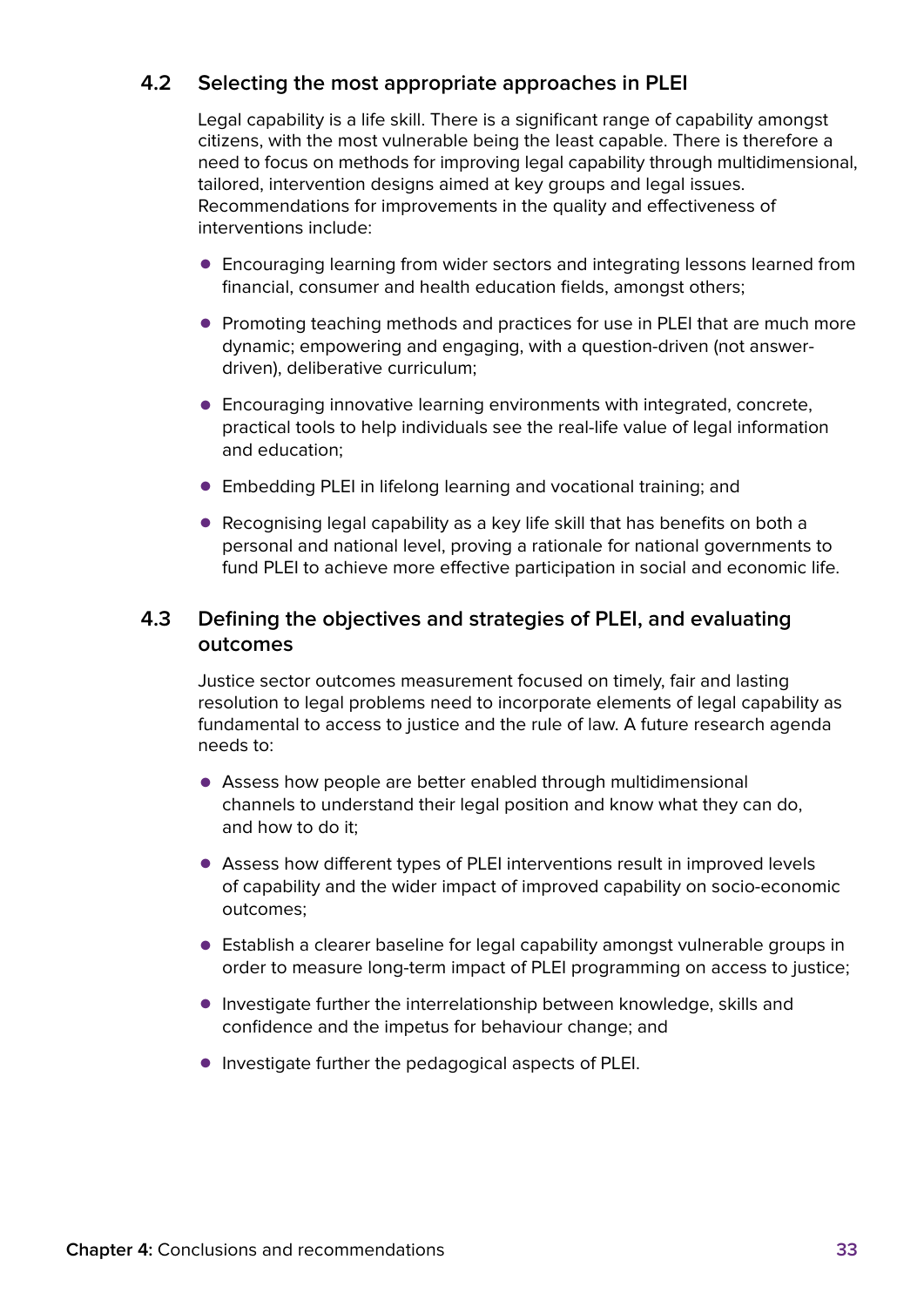## 4.2 Selecting the most appropriate approaches in PLEI

Legal capability is a life skill. There is a significant range of capability amongst citizens, with the most vulnerable being the least capable. There is therefore a need to focus on methods for improving legal capability through multidimensional, tailored, intervention designs aimed at key groups and legal issues. Recommendations for improvements in the quality and effectiveness of interventions include:

- Encouraging learning from wider sectors and integrating lessons learned from financial, consumer and health education fields, amongst others;
- Promoting teaching methods and practices for use in PLEI that are much more dynamic; empowering and engaging, with a question-driven (not answer-driven), deliberative curriculum;
- Encouraging innovative learning environments with integrated, concrete, practical tools to help individuals see the real-life value of legal information and education;
- Embedding PLEI in lifelong learning and vocational training; and
- Recognising legal capability as a key life skill that has benefits on both a personal and national level, proving a rationale for national governments to fund PLEI to achieve more effective participation in social and economic life.

## 4.3 Defining the objectives and strategies of PLEI, and evaluating outcomes

Justice sector outcomes measurement focused on timely, fair and lasting resolution to legal problems need to incorporate elements of legal capability as fundamental to access to justice and the rule of law. A future research agenda needs to:

- Assess how people are better enabled through multidimensional channels to understand their legal position and know what they can do, and how to do it;
- Assess how different types of PLEI interventions result in improved levels of capability and the wider impact of improved capability on socio-economic outcomes;
- Establish a clearer baseline for legal capability amongst vulnerable groups in order to measure long-term impact of PLEI programming on access to justice;
- Investigate further the interrelationship between knowledge, skills and confidence and the impetus for behaviour change; and
- Investigate further the pedagogical aspects of PLEI.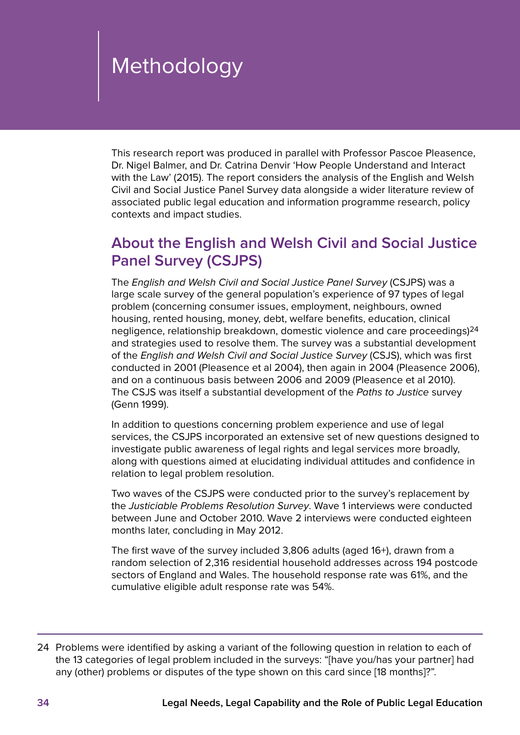# Methodology

This research report was produced in parallel with Professor Pascoe Pleasence, Dr. Nigel Balmer, and Dr. Catrina Denvir 'How People Understand and Interact with the Law' (2015). The report considers the analysis of the English and Welsh Civil and Social Justice Panel Survey data alongside a wider literature review of associated public legal education and information programme research, policy contexts and impact studies.

## About the English and Welsh Civil and Social Justice Panel Survey (CSJPS)

The *English and Welsh Civil and Social Justice Panel Survey* (CSJPS) was a large scale survey of the general population's experience of 97 types of legal problem (concerning consumer issues, employment, neighbours, owned housing, rented housing, money, debt, welfare benefits, education, clinical negligence, relationship breakdown, domestic violence and care proceedings)[24] and strategies used to resolve them. The survey was a substantial development of the *English and Welsh Civil and Social Justice Survey* (CSJS), which was first conducted in 2001 (Pleasence et al 2004), then again in 2004 (Pleasence 2006), and on a continuous basis between 2006 and 2009 (Pleasence et al 2010). The CSJS was itself a substantial development of the *Paths to Justice* survey (Genn 1999).

In addition to questions concerning problem experience and use of legal services, the CSJPS incorporated an extensive set of new questions designed to investigate public awareness of legal rights and legal services more broadly, along with questions aimed at elucidating individual attitudes and confidence in relation to legal problem resolution.

Two waves of the CSJPS were conducted prior to the survey's replacement by the *Justiciable Problems Resolution Survey*. Wave 1 interviews were conducted between June and October 2010. Wave 2 interviews were conducted eighteen months later, concluding in May 2012.

The first wave of the survey included 3,806 adults (aged 16+), drawn from a random selection of 2,316 residential household addresses across 194 postcode sectors of England and Wales. The household response rate was 61%, and the cumulative eligible adult response rate was 54%.

---

24 Problems were identified by asking a variant of the following question in relation to each of the 13 categories of legal problem included in the surveys: "[have you/has your partner] had any (other) problems or disputes of the type shown on this card since [18 months]?".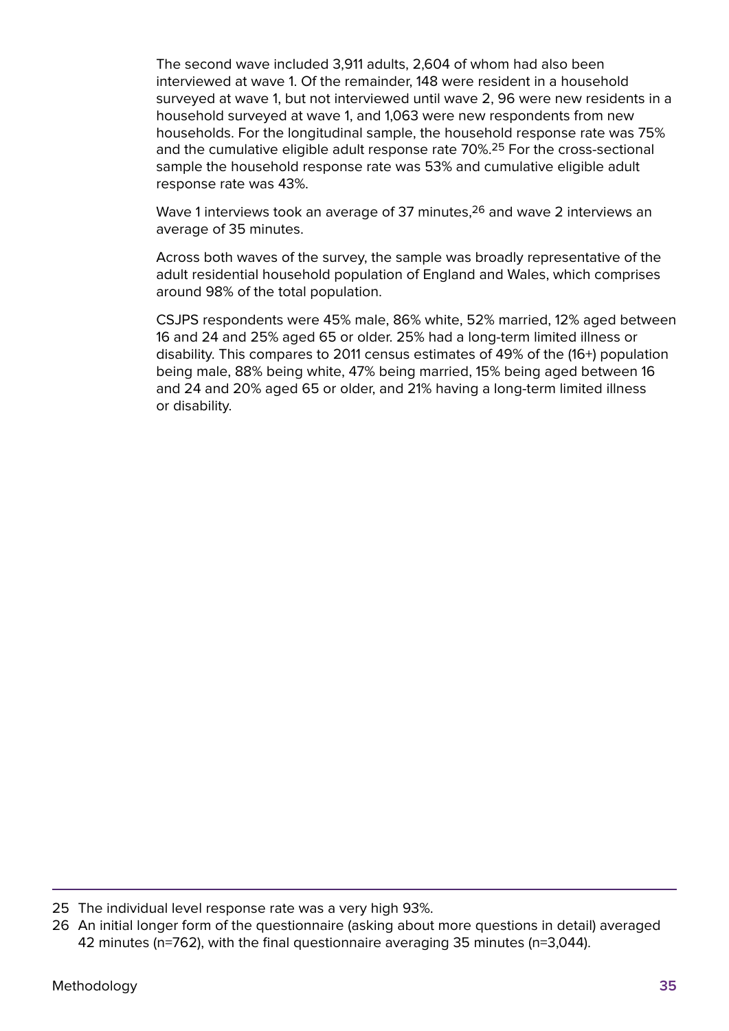The second wave included 3,911 adults, 2,604 of whom had also been interviewed at wave 1. Of the remainder, 148 were resident in a household surveyed at wave 1, but not interviewed until wave 2, 96 were new residents in a household surveyed at wave 1, and 1,063 were new respondents from new households. For the longitudinal sample, the household response rate was 75% and the cumulative eligible adult response rate 70%.[25] For the cross-sectional sample the household response rate was 53% and cumulative eligible adult response rate was 43%.

Wave 1 interviews took an average of 37 minutes,[26] and wave 2 interviews an average of 35 minutes.

Across both waves of the survey, the sample was broadly representative of the adult residential household population of England and Wales, which comprises around 98% of the total population.

CSJPS respondents were 45% male, 86% white, 52% married, 12% aged between 16 and 24 and 25% aged 65 or older. 25% had a long-term limited illness or disability. This compares to 2011 census estimates of 49% of the (16+) population being male, 88% being white, 47% being married, 15% being aged between 16 and 24 and 20% aged 65 or older, and 21% having a long-term limited illness or disability.

---

25 The individual level response rate was a very high 93%.

26 An initial longer form of the questionnaire (asking about more questions in detail) averaged 42 minutes (n=762), with the final questionnaire averaging 35 minutes (n=3,044).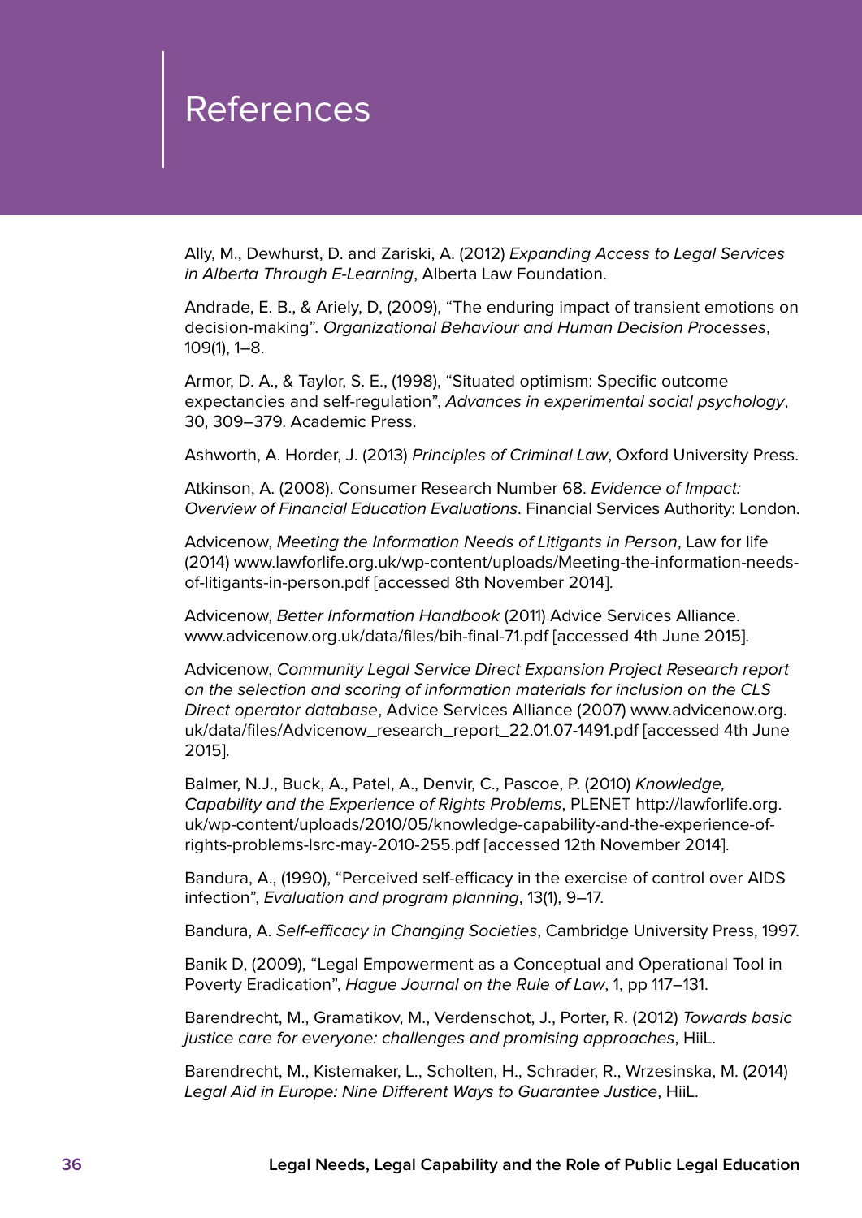# References

Ally, M., Dewhurst, D. and Zariski, A. (2012) *Expanding Access to Legal Services in Alberta Through E-Learning*, Alberta Law Foundation.

Andrade, E. B., & Ariely, D, (2009), "The enduring impact of transient emotions on decision-making". *Organizational Behaviour and Human Decision Processes*, 109(1), 1–8.

Armor, D. A., & Taylor, S. E., (1998), "Situated optimism: Specific outcome expectancies and self-regulation", *Advances in experimental social psychology*, 30, 309–379. Academic Press.

Ashworth, A. Horder, J. (2013) *Principles of Criminal Law*, Oxford University Press.

Atkinson, A. (2008). Consumer Research Number 68. *Evidence of Impact: Overview of Financial Education Evaluations*. Financial Services Authority: London.

Advicenow, *Meeting the Information Needs of Litigants in Person*, Law for life (2014) www.lawforlife.org.uk/wp-content/uploads/Meeting-the-information-needs-of-litigants-in-person.pdf [accessed 8th November 2014].

Advicenow, *Better Information Handbook* (2011) Advice Services Alliance. www.advicenow.org.uk/data/files/bih-final-71.pdf [accessed 4th June 2015].

Advicenow, *Community Legal Service Direct Expansion Project Research report on the selection and scoring of information materials for inclusion on the CLS Direct operator database*, Advice Services Alliance (2007) www.advicenow.org.uk/data/files/Advicenow_research_report_22.01.07-1491.pdf [accessed 4th June 2015].

Balmer, N.J., Buck, A., Patel, A., Denvir, C., Pascoe, P. (2010) *Knowledge, Capability and the Experience of Rights Problems*, PLENET http://lawforlife.org.uk/wp-content/uploads/2010/05/knowledge-capability-and-the-experience-of-rights-problems-lsrc-may-2010-255.pdf [accessed 12th November 2014].

Bandura, A., (1990), "Perceived self-efficacy in the exercise of control over AIDS infection", *Evaluation and program planning*, 13(1), 9–17.

Bandura, A. *Self-efficacy in Changing Societies*, Cambridge University Press, 1997.

Banik D, (2009), "Legal Empowerment as a Conceptual and Operational Tool in Poverty Eradication", *Hague Journal on the Rule of Law*, 1, pp 117–131.

Barendrecht, M., Gramatikov, M., Verdenschot, J., Porter, R. (2012) *Towards basic justice care for everyone: challenges and promising approaches*, HiiL.

Barendrecht, M., Kistemaker, L., Scholten, H., Schrader, R., Wrzesinska, M. (2014) *Legal Aid in Europe: Nine Different Ways to Guarantee Justice*, HiiL.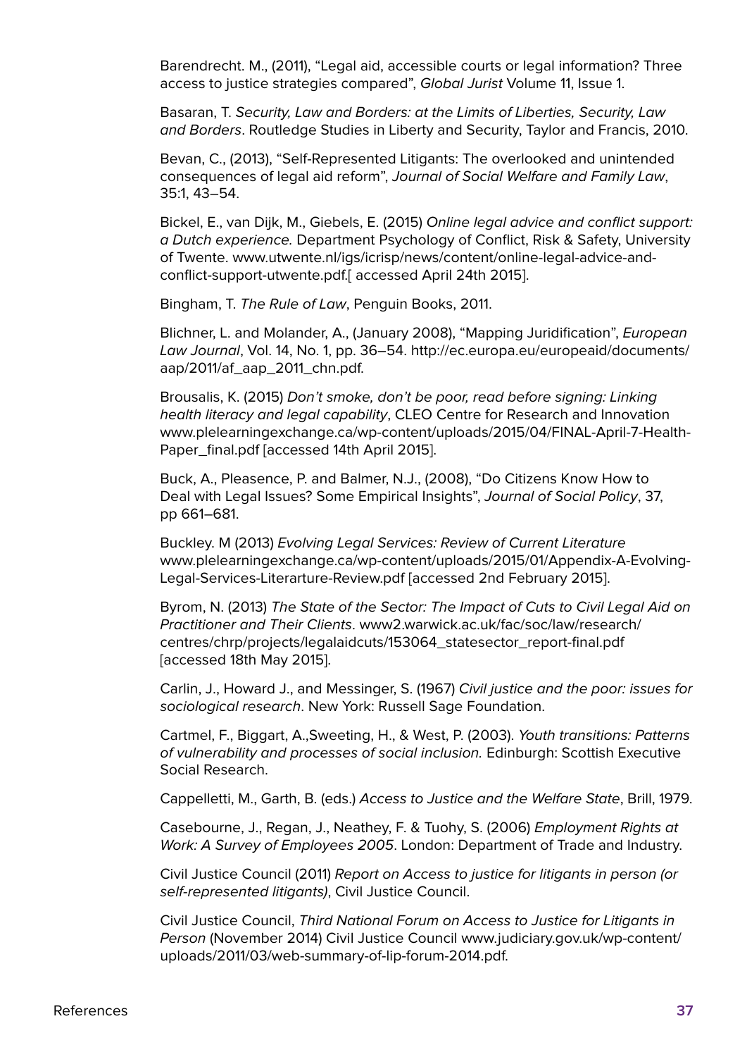Barendrecht. M., (2011), “Legal aid, accessible courts or legal information? Three access to justice strategies compared”, *Global Jurist* Volume 11, Issue 1.

Basaran, T. *Security, Law and Borders: at the Limits of Liberties, Security, Law and Borders*. Routledge Studies in Liberty and Security, Taylor and Francis, 2010.

Bevan, C., (2013), “Self-Represented Litigants: The overlooked and unintended consequences of legal aid reform”, *Journal of Social Welfare and Family Law*, 35:1, 43–54.

Bickel, E., van Dijk, M., Giebels, E. (2015) *Online legal advice and conflict support: a Dutch experience.* Department Psychology of Conflict, Risk & Safety, University of Twente. www.utwente.nl/igs/icrisp/news/content/online-legal-advice-and-conflict-support-utwente.pdf.[ accessed April 24th 2015].

Bingham, T. *The Rule of Law*, Penguin Books, 2011.

Blichner, L. and Molander, A., (January 2008), “Mapping Juridification”, *European Law Journal*, Vol. 14, No. 1, pp. 36–54. http://ec.europa.eu/europeaid/documents/aap/2011/af_aap_2011_chn.pdf.

Brousalis, K. (2015) *Don’t smoke, don’t be poor, read before signing: Linking health literacy and legal capability*, CLEO Centre for Research and Innovation www.plelearningexchange.ca/wp-content/uploads/2015/04/FINAL-April-7-Health-Paper_final.pdf [accessed 14th April 2015].

Buck, A., Pleasence, P. and Balmer, N.J., (2008), “Do Citizens Know How to Deal with Legal Issues? Some Empirical Insights”, *Journal of Social Policy*, 37, pp 661–681.

Buckley. M (2013) *Evolving Legal Services: Review of Current Literature* www.plelearningexchange.ca/wp-content/uploads/2015/01/Appendix-A-Evolving-Legal-Services-Literarture-Review.pdf [accessed 2nd February 2015].

Byrom, N. (2013) *The State of the Sector: The Impact of Cuts to Civil Legal Aid on Practitioner and Their Clients*. www2.warwick.ac.uk/fac/soc/law/research/centres/chrp/projects/legalaidcuts/153064_statesector_report-final.pdf [accessed 18th May 2015].

Carlin, J., Howard J., and Messinger, S. (1967) *Civil justice and the poor: issues for sociological research*. New York: Russell Sage Foundation.

Cartmel, F., Biggart, A.,Sweeting, H., & West, P. (2003). *Youth transitions: Patterns of vulnerability and processes of social inclusion.* Edinburgh: Scottish Executive Social Research.

Cappelletti, M., Garth, B. (eds.) *Access to Justice and the Welfare State*, Brill, 1979.

Casebourne, J., Regan, J., Neathey, F. & Tuohy, S. (2006) *Employment Rights at Work: A Survey of Employees 2005*. London: Department of Trade and Industry.

Civil Justice Council (2011) *Report on Access to justice for litigants in person (or self-represented litigants)*, Civil Justice Council.

Civil Justice Council, *Third National Forum on Access to Justice for Litigants in Person* (November 2014) Civil Justice Council www.judiciary.gov.uk/wp-content/uploads/2011/03/web-summary-of-lip-forum-2014.pdf.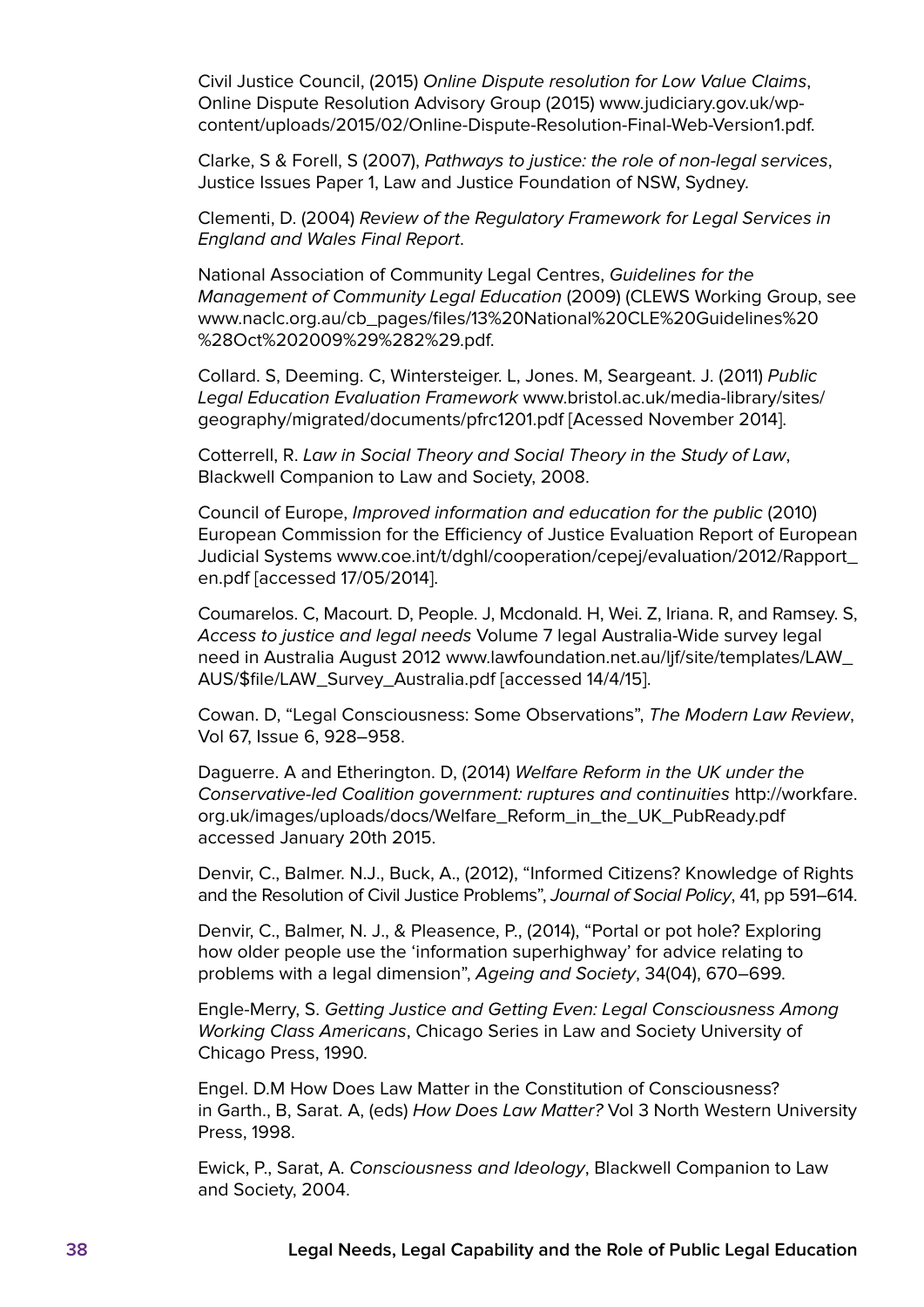Civil Justice Council, (2015) *Online Dispute resolution for Low Value Claims*, Online Dispute Resolution Advisory Group (2015) www.judiciary.gov.uk/wp-content/uploads/2015/02/Online-Dispute-Resolution-Final-Web-Version1.pdf.

Clarke, S & Forell, S (2007), *Pathways to justice: the role of non-legal services*, Justice Issues Paper 1, Law and Justice Foundation of NSW, Sydney.

Clementi, D. (2004) *Review of the Regulatory Framework for Legal Services in England and Wales Final Report*.

National Association of Community Legal Centres, *Guidelines for the Management of Community Legal Education* (2009) (CLEWS Working Group, see www.naclc.org.au/cb_pages/files/13%20National%20CLE%20Guidelines%20%28Oct%202009%29%282%29.pdf.

Collard. S, Deeming. C, Wintersteiger. L, Jones. M, Seargeant. J. (2011) *Public Legal Education Evaluation Framework* www.bristol.ac.uk/media-library/sites/geography/migrated/documents/pfrc1201.pdf [Acessed November 2014].

Cotterrell, R. *Law in Social Theory and Social Theory in the Study of Law*, Blackwell Companion to Law and Society, 2008.

Council of Europe, *Improved information and education for the public* (2010) European Commission for the Efficiency of Justice Evaluation Report of European Judicial Systems www.coe.int/t/dghl/cooperation/cepej/evaluation/2012/Rapport_en.pdf [accessed 17/05/2014].

Coumarelos. C, Macourt. D, People. J, Mcdonald. H, Wei. Z, Iriana. R, and Ramsey. S, *Access to justice and legal needs* Volume 7 legal Australia-Wide survey legal need in Australia August 2012 www.lawfoundation.net.au/ljf/site/templates/LAW_AUS/$file/LAW_Survey_Australia.pdf [accessed 14/4/15].

Cowan. D, "Legal Consciousness: Some Observations", *The Modern Law Review*, Vol 67, Issue 6, 928–958.

Daguerre. A and Etherington. D, (2014) *Welfare Reform in the UK under the Conservative-led Coalition government: ruptures and continuities* http://workfare.org.uk/images/uploads/docs/Welfare_Reform_in_the_UK_PubReady.pdf accessed January 20th 2015.

Denvir, C., Balmer. N.J., Buck, A., (2012), "Informed Citizens? Knowledge of Rights and the Resolution of Civil Justice Problems", *Journal of Social Policy*, 41, pp 591–614.

Denvir, C., Balmer, N. J., & Pleasence, P., (2014), "Portal or pot hole? Exploring how older people use the 'information superhighway' for advice relating to problems with a legal dimension", *Ageing and Society*, 34(04), 670–699.

Engle-Merry, S. *Getting Justice and Getting Even: Legal Consciousness Among Working Class Americans*, Chicago Series in Law and Society University of Chicago Press, 1990.

Engel. D.M How Does Law Matter in the Constitution of Consciousness? in Garth., B, Sarat. A, (eds) *How Does Law Matter?* Vol 3 North Western University Press, 1998.

Ewick, P., Sarat, A. *Consciousness and Ideology*, Blackwell Companion to Law and Society, 2004.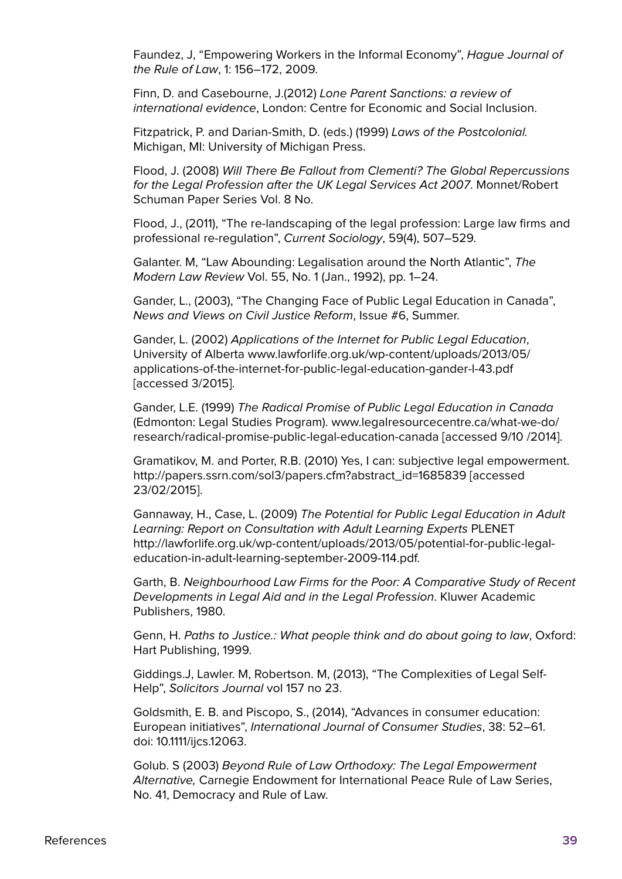Faundez, J, "Empowering Workers in the Informal Economy", *Hague Journal of the Rule of Law*, 1: 156–172, 2009.

Finn, D. and Casebourne, J.(2012) *Lone Parent Sanctions: a review of international evidence*, London: Centre for Economic and Social Inclusion.

Fitzpatrick, P. and Darian-Smith, D. (eds.) (1999) *Laws of the Postcolonial.* Michigan, MI: University of Michigan Press.

Flood, J. (2008) *Will There Be Fallout from Clementi? The Global Repercussions for the Legal Profession after the UK Legal Services Act 2007*. Monnet/Robert Schuman Paper Series Vol. 8 No.

Flood, J., (2011), "The re-landscaping of the legal profession: Large law firms and professional re-regulation", *Current Sociology*, 59(4), 507–529.

Galanter. M, "Law Abounding: Legalisation around the North Atlantic", *The Modern Law Review* Vol. 55, No. 1 (Jan., 1992), pp. 1–24.

Gander, L., (2003), "The Changing Face of Public Legal Education in Canada", *News and Views on Civil Justice Reform*, Issue #6, Summer.

Gander, L. (2002) *Applications of the Internet for Public Legal Education*, University of Alberta www.lawforlife.org.uk/wp-content/uploads/2013/05/applications-of-the-internet-for-public-legal-education-gander-l-43.pdf [accessed 3/2015].

Gander, L.E. (1999) *The Radical Promise of Public Legal Education in Canada* (Edmonton: Legal Studies Program). www.legalresourcecentre.ca/what-we-do/research/radical-promise-public-legal-education-canada [accessed 9/10 /2014].

Gramatikov, M. and Porter, R.B. (2010) Yes, I can: subjective legal empowerment. http://papers.ssrn.com/sol3/papers.cfm?abstract_id=1685839 [accessed 23/02/2015].

Gannaway, H., Case, L. (2009) *The Potential for Public Legal Education in Adult Learning: Report on Consultation with Adult Learning Experts* PLENET http://lawforlife.org.uk/wp-content/uploads/2013/05/potential-for-public-legal-education-in-adult-learning-september-2009-114.pdf.

Garth, B. *Neighbourhood Law Firms for the Poor: A Comparative Study of Recent Developments in Legal Aid and in the Legal Profession*. Kluwer Academic Publishers, 1980.

Genn, H. *Paths to Justice.: What people think and do about going to law*, Oxford: Hart Publishing, 1999.

Giddings.J, Lawler. M, Robertson. M, (2013), "The Complexities of Legal Self-Help", *Solicitors Journal* vol 157 no 23.

Goldsmith, E. B. and Piscopo, S., (2014), "Advances in consumer education: European initiatives", *International Journal of Consumer Studies*, 38: 52–61. doi: 10.1111/ijcs.12063.

Golub. S (2003) *Beyond Rule of Law Orthodoxy: The Legal Empowerment Alternative,* Carnegie Endowment for International Peace Rule of Law Series, No. 41, Democracy and Rule of Law.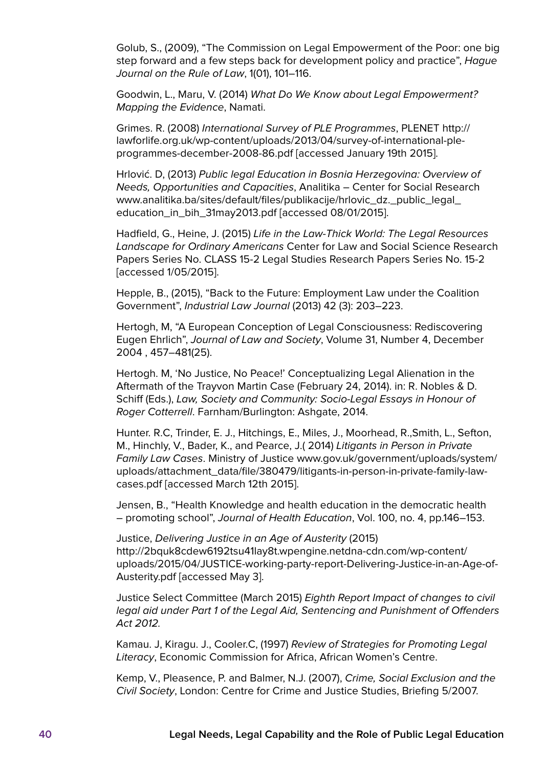Golub, S., (2009), “The Commission on Legal Empowerment of the Poor: one big step forward and a few steps back for development policy and practice”, *Hague Journal on the Rule of Law*, 1(01), 101–116.

Goodwin, L., Maru, V. (2014) *What Do We Know about Legal Empowerment? Mapping the Evidence*, Namati.

Grimes. R. (2008) *International Survey of PLE Programmes*, PLENET http://lawforlife.org.uk/wp-content/uploads/2013/04/survey-of-international-ple-programmes-december-2008-86.pdf [accessed January 19th 2015].

Hrlović. D, (2013) *Public legal Education in Bosnia Herzegovina: Overview of Needs, Opportunities and Capacities*, Analitika – Center for Social Research www.analitika.ba/sites/default/files/publikacije/hrlovic_dz._public_legal_education_in_bih_31may2013.pdf [accessed 08/01/2015].

Hadfield, G., Heine, J. (2015) *Life in the Law-Thick World: The Legal Resources Landscape for Ordinary Americans* Center for Law and Social Science Research Papers Series No. CLASS 15-2 Legal Studies Research Papers Series No. 15-2 [accessed 1/05/2015].

Hepple, B., (2015), “Back to the Future: Employment Law under the Coalition Government”, *Industrial Law Journal* (2013) 42 (3): 203–223.

Hertogh, M, “A European Conception of Legal Consciousness: Rediscovering Eugen Ehrlich”, *Journal of Law and Society*, Volume 31, Number 4, December 2004 , 457–481(25).

Hertogh. M, ‘No Justice, No Peace!’ Conceptualizing Legal Alienation in the Aftermath of the Trayvon Martin Case (February 24, 2014). in: R. Nobles & D. Schiff (Eds.), *Law, Society and Community: Socio-Legal Essays in Honour of Roger Cotterrell*. Farnham/Burlington: Ashgate, 2014.

Hunter. R.C, Trinder, E. J., Hitchings, E., Miles, J., Moorhead, R.,Smith, L., Sefton, M., Hinchly, V., Bader, K., and Pearce, J.( 2014) *Litigants in Person in Private Family Law Cases*. Ministry of Justice www.gov.uk/government/uploads/system/uploads/attachment_data/file/380479/litigants-in-person-in-private-family-law-cases.pdf [accessed March 12th 2015].

Jensen, B., “Health Knowledge and health education in the democratic health – promoting school”, *Journal of Health Education*, Vol. 100, no. 4, pp.146–153.

Justice, *Delivering Justice in an Age of Austerity* (2015) http://2bquk8cdew6192tsu41lay8t.wpengine.netdna-cdn.com/wp-content/uploads/2015/04/JUSTICE-working-party-report-Delivering-Justice-in-an-Age-of-Austerity.pdf [accessed May 3].

Justice Select Committee (March 2015) *Eighth Report Impact of changes to civil legal aid under Part 1 of the Legal Aid, Sentencing and Punishment of Offenders Act 2012*.

Kamau. J, Kiragu. J., Cooler.C, (1997) *Review of Strategies for Promoting Legal Literacy*, Economic Commission for Africa, African Women’s Centre.

Kemp, V., Pleasence, P. and Balmer, N.J. (2007), *Crime, Social Exclusion and the Civil Society*, London: Centre for Crime and Justice Studies, Briefing 5/2007.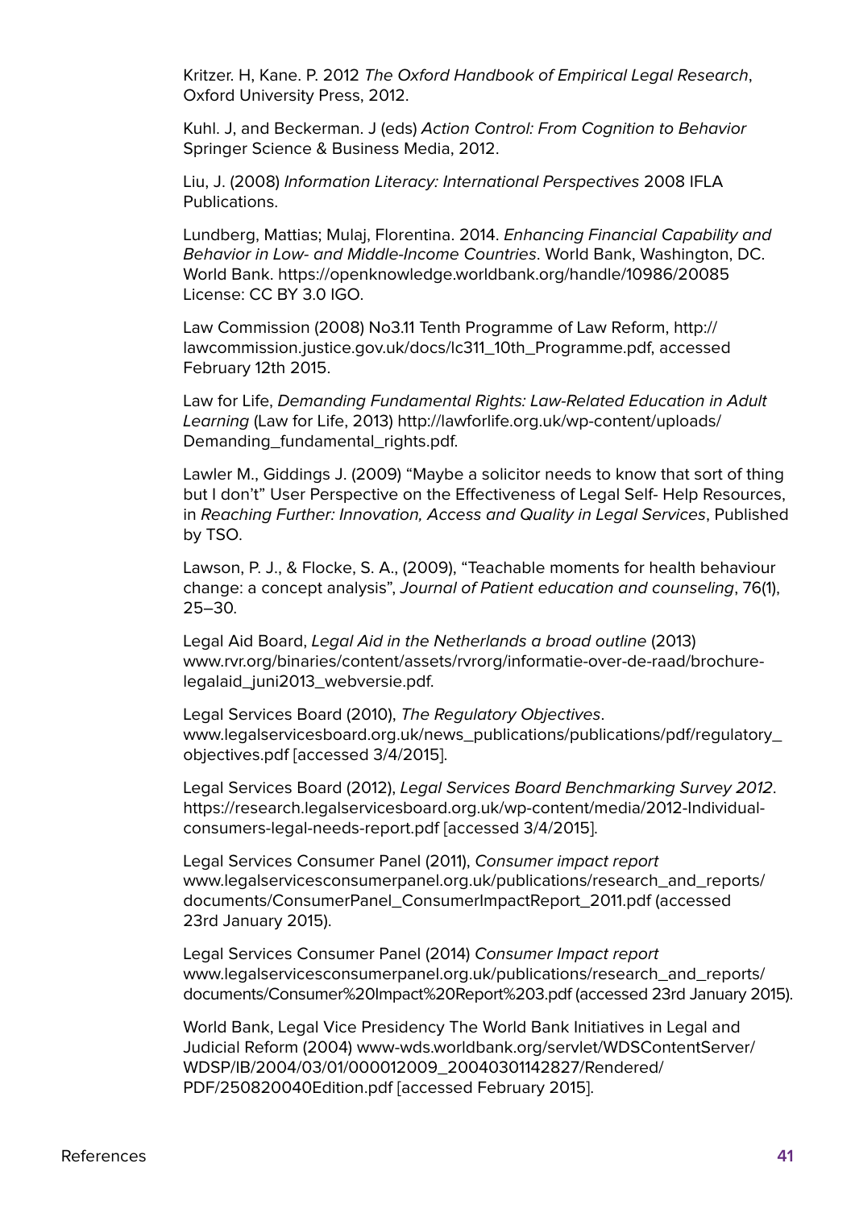Kritzer. H, Kane. P. 2012 *The Oxford Handbook of Empirical Legal Research*, Oxford University Press, 2012.

Kuhl. J, and Beckerman. J (eds) *Action Control: From Cognition to Behavior* Springer Science & Business Media, 2012.

Liu, J. (2008) *Information Literacy: International Perspectives* 2008 IFLA Publications.

Lundberg, Mattias; Mulaj, Florentina. 2014. *Enhancing Financial Capability and Behavior in Low- and Middle-Income Countries*. World Bank, Washington, DC. World Bank. https://openknowledge.worldbank.org/handle/10986/20085 License: CC BY 3.0 IGO.

Law Commission (2008) No3.11 Tenth Programme of Law Reform, http://lawcommission.justice.gov.uk/docs/lc311_10th_Programme.pdf, accessed February 12th 2015.

Law for Life, *Demanding Fundamental Rights: Law-Related Education in Adult Learning* (Law for Life, 2013) http://lawforlife.org.uk/wp-content/uploads/Demanding_fundamental_rights.pdf.

Lawler M., Giddings J. (2009) "Maybe a solicitor needs to know that sort of thing but I don't" User Perspective on the Effectiveness of Legal Self- Help Resources, in *Reaching Further: Innovation, Access and Quality in Legal Services*, Published by TSO.

Lawson, P. J., & Flocke, S. A., (2009), "Teachable moments for health behaviour change: a concept analysis", *Journal of Patient education and counseling*, 76(1), 25–30.

Legal Aid Board, *Legal Aid in the Netherlands a broad outline* (2013) www.rvr.org/binaries/content/assets/rvrorg/informatie-over-de-raad/brochure-legalaid_juni2013_webversie.pdf.

Legal Services Board (2010), *The Regulatory Objectives*. www.legalservicesboard.org.uk/news_publications/publications/pdf/regulatory_objectives.pdf [accessed 3/4/2015].

Legal Services Board (2012), *Legal Services Board Benchmarking Survey 2012*. https://research.legalservicesboard.org.uk/wp-content/media/2012-Individual-consumers-legal-needs-report.pdf [accessed 3/4/2015].

Legal Services Consumer Panel (2011), *Consumer impact report* www.legalservicesconsumerpanel.org.uk/publications/research_and_reports/documents/ConsumerPanel_ConsumerImpactReport_2011.pdf (accessed 23rd January 2015).

Legal Services Consumer Panel (2014) *Consumer Impact report* www.legalservicesconsumerpanel.org.uk/publications/research_and_reports/documents/Consumer%20Impact%20Report%203.pdf (accessed 23rd January 2015).

World Bank, Legal Vice Presidency The World Bank Initiatives in Legal and Judicial Reform (2004) www-wds.worldbank.org/servlet/WDSContentServer/WDSP/IB/2004/03/01/000012009_20040301142827/Rendered/PDF/250820040Edition.pdf [accessed February 2015].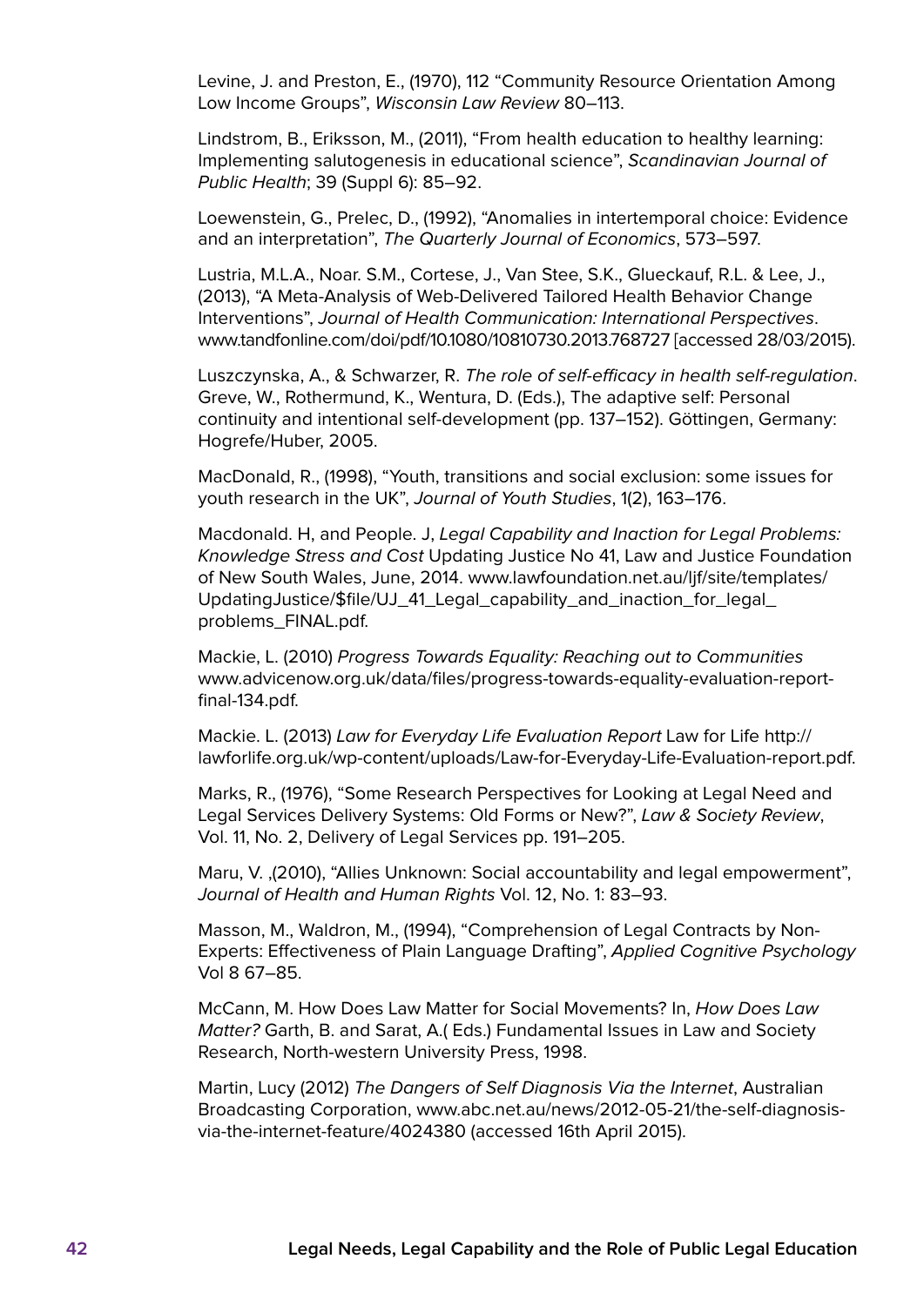Levine, J. and Preston, E., (1970), 112 "Community Resource Orientation Among Low Income Groups", *Wisconsin Law Review* 80–113.

Lindstrom, B., Eriksson, M., (2011), "From health education to healthy learning: Implementing salutogenesis in educational science", *Scandinavian Journal of Public Health*; 39 (Suppl 6): 85–92.

Loewenstein, G., Prelec, D., (1992), "Anomalies in intertemporal choice: Evidence and an interpretation", *The Quarterly Journal of Economics*, 573–597.

Lustria, M.L.A., Noar. S.M., Cortese, J., Van Stee, S.K., Glueckauf, R.L. & Lee, J., (2013), "A Meta-Analysis of Web-Delivered Tailored Health Behavior Change Interventions", *Journal of Health Communication: International Perspectives*. www.tandfonline.com/doi/pdf/10.1080/10810730.2013.768727 [accessed 28/03/2015).

Luszczynska, A., & Schwarzer, R. *The role of self-efficacy in health self-regulation*. Greve, W., Rothermund, K., Wentura, D. (Eds.), The adaptive self: Personal continuity and intentional self-development (pp. 137–152). Göttingen, Germany: Hogrefe/Huber, 2005.

MacDonald, R., (1998), "Youth, transitions and social exclusion: some issues for youth research in the UK", *Journal of Youth Studies*, 1(2), 163–176.

Macdonald. H, and People. J, *Legal Capability and Inaction for Legal Problems: Knowledge Stress and Cost* Updating Justice No 41, Law and Justice Foundation of New South Wales, June, 2014. www.lawfoundation.net.au/ljf/site/templates/UpdatingJustice/$file/UJ_41_Legal_capability_and_inaction_for_legal_problems_FINAL.pdf.

Mackie, L. (2010) *Progress Towards Equality: Reaching out to Communities* www.advicenow.org.uk/data/files/progress-towards-equality-evaluation-report-final-134.pdf.

Mackie. L. (2013) *Law for Everyday Life Evaluation Report* Law for Life http://lawforlife.org.uk/wp-content/uploads/Law-for-Everyday-Life-Evaluation-report.pdf.

Marks, R., (1976), "Some Research Perspectives for Looking at Legal Need and Legal Services Delivery Systems: Old Forms or New?", *Law & Society Review*, Vol. 11, No. 2, Delivery of Legal Services pp. 191–205.

Maru, V. ,(2010), "Allies Unknown: Social accountability and legal empowerment", *Journal of Health and Human Rights* Vol. 12, No. 1: 83–93.

Masson, M., Waldron, M., (1994), "Comprehension of Legal Contracts by Non-Experts: Effectiveness of Plain Language Drafting", *Applied Cognitive Psychology* Vol 8 67–85.

McCann, M. How Does Law Matter for Social Movements? In, *How Does Law Matter?* Garth, B. and Sarat, A.( Eds.) Fundamental Issues in Law and Society Research, North-western University Press, 1998.

Martin, Lucy (2012) *The Dangers of Self Diagnosis Via the Internet*, Australian Broadcasting Corporation, www.abc.net.au/news/2012-05-21/the-self-diagnosis-via-the-internet-feature/4024380 (accessed 16th April 2015).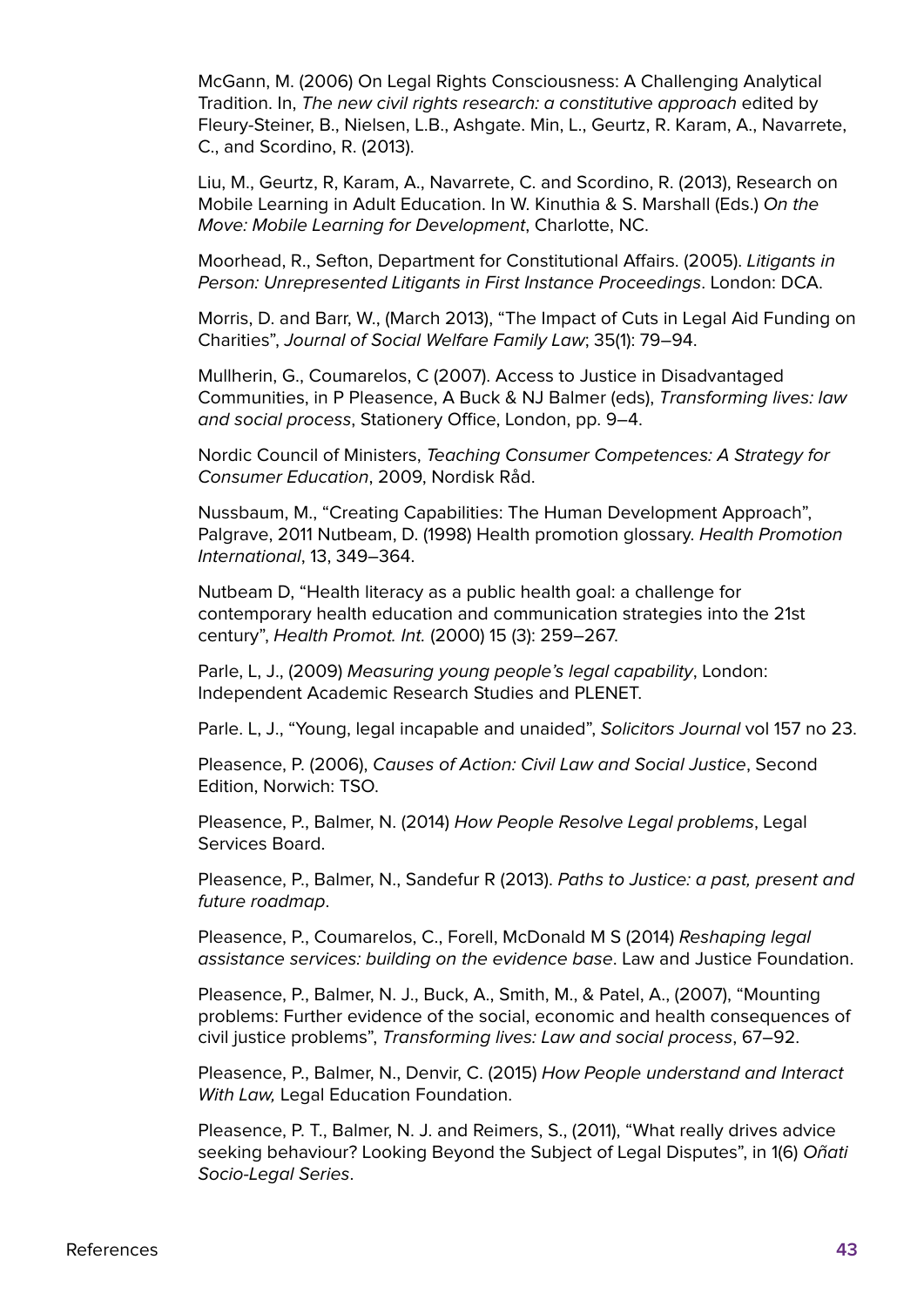McGann, M. (2006) On Legal Rights Consciousness: A Challenging Analytical Tradition. In, *The new civil rights research: a constitutive approach* edited by Fleury-Steiner, B., Nielsen, L.B., Ashgate. Min, L., Geurtz, R. Karam, A., Navarrete, C., and Scordino, R. (2013).

Liu, M., Geurtz, R, Karam, A., Navarrete, C. and Scordino, R. (2013), Research on Mobile Learning in Adult Education. In W. Kinuthia & S. Marshall (Eds.) *On the Move: Mobile Learning for Development*, Charlotte, NC.

Moorhead, R., Sefton, Department for Constitutional Affairs. (2005). *Litigants in Person: Unrepresented Litigants in First Instance Proceedings*. London: DCA.

Morris, D. and Barr, W., (March 2013), "The Impact of Cuts in Legal Aid Funding on Charities", *Journal of Social Welfare Family Law*; 35(1): 79–94.

Mullherin, G., Coumarelos, C (2007). Access to Justice in Disadvantaged Communities, in P Pleasence, A Buck & NJ Balmer (eds), *Transforming lives: law and social process*, Stationery Office, London, pp. 9–4.

Nordic Council of Ministers, *Teaching Consumer Competences: A Strategy for Consumer Education*, 2009, Nordisk Råd.

Nussbaum, M., "Creating Capabilities: The Human Development Approach", Palgrave, 2011 Nutbeam, D. (1998) Health promotion glossary. *Health Promotion International*, 13, 349–364.

Nutbeam D, "Health literacy as a public health goal: a challenge for contemporary health education and communication strategies into the 21st century", *Health Promot. Int.* (2000) 15 (3): 259–267.

Parle, L, J., (2009) *Measuring young people's legal capability*, London: Independent Academic Research Studies and PLENET.

Parle. L, J., "Young, legal incapable and unaided", *Solicitors Journal* vol 157 no 23.

Pleasence, P. (2006), *Causes of Action: Civil Law and Social Justice*, Second Edition, Norwich: TSO.

Pleasence, P., Balmer, N. (2014) *How People Resolve Legal problems*, Legal Services Board.

Pleasence, P., Balmer, N., Sandefur R (2013). *Paths to Justice: a past, present and future roadmap*.

Pleasence, P., Coumarelos, C., Forell, McDonald M S (2014) *Reshaping legal assistance services: building on the evidence base*. Law and Justice Foundation.

Pleasence, P., Balmer, N. J., Buck, A., Smith, M., & Patel, A., (2007), "Mounting problems: Further evidence of the social, economic and health consequences of civil justice problems", *Transforming lives: Law and social process*, 67–92.

Pleasence, P., Balmer, N., Denvir, C. (2015) *How People understand and Interact With Law,* Legal Education Foundation.

Pleasence, P. T., Balmer, N. J. and Reimers, S., (2011), "What really drives advice seeking behaviour? Looking Beyond the Subject of Legal Disputes", in 1(6) *Oñati Socio-Legal Series*.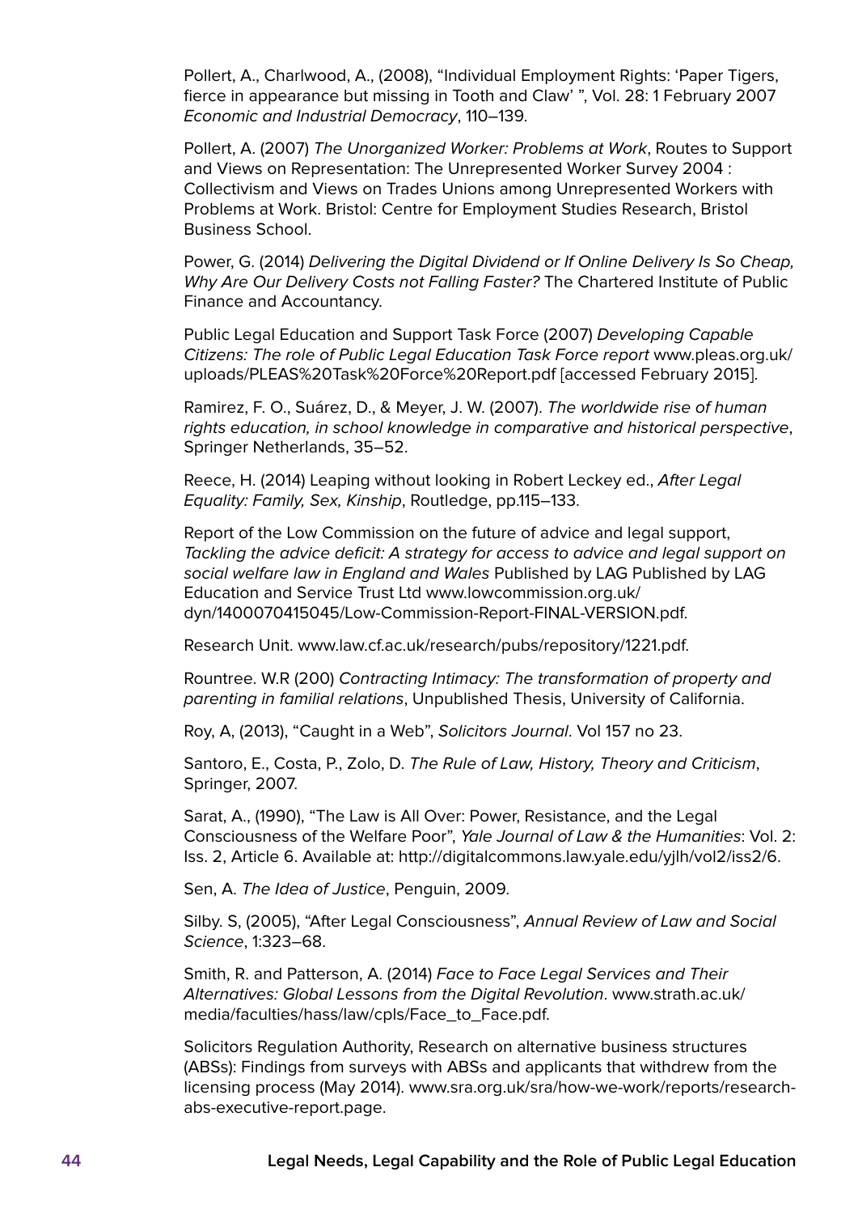Pollert, A., Charlwood, A., (2008), "Individual Employment Rights: 'Paper Tigers, fierce in appearance but missing in Tooth and Claw' ", Vol. 28: 1 February 2007 *Economic and Industrial Democracy*, 110–139.

Pollert, A. (2007) *The Unorganized Worker: Problems at Work*, Routes to Support and Views on Representation: The Unrepresented Worker Survey 2004 : Collectivism and Views on Trades Unions among Unrepresented Workers with Problems at Work. Bristol: Centre for Employment Studies Research, Bristol Business School.

Power, G. (2014) *Delivering the Digital Dividend or If Online Delivery Is So Cheap, Why Are Our Delivery Costs not Falling Faster?* The Chartered Institute of Public Finance and Accountancy.

Public Legal Education and Support Task Force (2007) *Developing Capable Citizens: The role of Public Legal Education Task Force report* www.pleas.org.uk/uploads/PLEAS%20Task%20Force%20Report.pdf [accessed February 2015].

Ramirez, F. O., Suárez, D., & Meyer, J. W. (2007). *The worldwide rise of human rights education, in school knowledge in comparative and historical perspective*, Springer Netherlands, 35–52.

Reece, H. (2014) Leaping without looking in Robert Leckey ed., *After Legal Equality: Family, Sex, Kinship*, Routledge, pp.115–133.

Report of the Low Commission on the future of advice and legal support, *Tackling the advice deficit: A strategy for access to advice and legal support on social welfare law in England and Wales* Published by LAG Published by LAG Education and Service Trust Ltd www.lowcommission.org.uk/dyn/1400070415045/Low-Commission-Report-FINAL-VERSION.pdf.

Research Unit. www.law.cf.ac.uk/research/pubs/repository/1221.pdf.

Rountree. W.R (200) *Contracting Intimacy: The transformation of property and parenting in familial relations*, Unpublished Thesis, University of California.

Roy, A, (2013), "Caught in a Web", *Solicitors Journal*. Vol 157 no 23.

Santoro, E., Costa, P., Zolo, D. *The Rule of Law, History, Theory and Criticism*, Springer, 2007.

Sarat, A., (1990), "The Law is All Over: Power, Resistance, and the Legal Consciousness of the Welfare Poor", *Yale Journal of Law & the Humanities*: Vol. 2: Iss. 2, Article 6. Available at: http://digitalcommons.law.yale.edu/yjlh/vol2/iss2/6.

Sen, A. *The Idea of Justice*, Penguin, 2009.

Silby. S, (2005), "After Legal Consciousness", *Annual Review of Law and Social Science*, 1:323–68.

Smith, R. and Patterson, A. (2014) *Face to Face Legal Services and Their Alternatives: Global Lessons from the Digital Revolution*. www.strath.ac.uk/media/faculties/hass/law/cpls/Face_to_Face.pdf.

Solicitors Regulation Authority, Research on alternative business structures (ABSs): Findings from surveys with ABSs and applicants that withdrew from the licensing process (May 2014). www.sra.org.uk/sra/how-we-work/reports/research-abs-executive-report.page.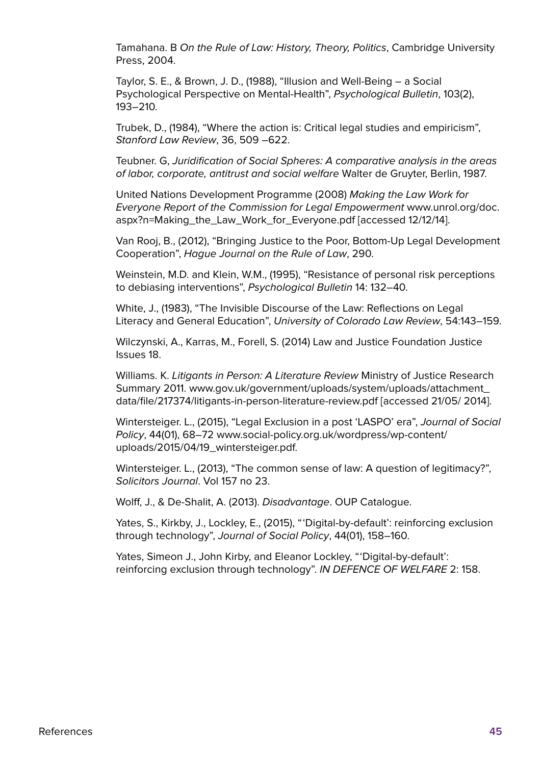Tamahana. B *On the Rule of Law: History, Theory, Politics*, Cambridge University Press, 2004.

Taylor, S. E., & Brown, J. D., (1988), "Illusion and Well-Being – a Social Psychological Perspective on Mental-Health", *Psychological Bulletin*, 103(2), 193–210.

Trubek, D., (1984), "Where the action is: Critical legal studies and empiricism", *Stanford Law Review*, 36, 509 –622.

Teubner. G, *Juridification of Social Spheres: A comparative analysis in the areas of labor, corporate, antitrust and social welfare* Walter de Gruyter, Berlin, 1987.

United Nations Development Programme (2008) *Making the Law Work for Everyone Report of the Commission for Legal Empowerment* www.unrol.org/doc.aspx?n=Making_the_Law_Work_for_Everyone.pdf [accessed 12/12/14].

Van Rooj, B., (2012), "Bringing Justice to the Poor, Bottom-Up Legal Development Cooperation", *Hague Journal on the Rule of Law*, 290.

Weinstein, M.D. and Klein, W.M., (1995), "Resistance of personal risk perceptions to debiasing interventions", *Psychological Bulletin* 14: 132–40.

White, J., (1983), "The Invisible Discourse of the Law: Reflections on Legal Literacy and General Education", *University of Colorado Law Review*, 54:143–159.

Wilczynski, A., Karras, M., Forell, S. (2014) Law and Justice Foundation Justice Issues 18.

Williams. K. *Litigants in Person: A Literature Review* Ministry of Justice Research Summary 2011. www.gov.uk/government/uploads/system/uploads/attachment_data/file/217374/litigants-in-person-literature-review.pdf [accessed 21/05/ 2014].

Wintersteiger. L., (2015), "Legal Exclusion in a post 'LASPO' era", *Journal of Social Policy*, 44(01), 68–72 www.social-policy.org.uk/wordpress/wp-content/uploads/2015/04/19_wintersteiger.pdf.

Wintersteiger. L., (2013), "The common sense of law: A question of legitimacy?", *Solicitors Journal*. Vol 157 no 23.

Wolff, J., & De-Shalit, A. (2013). *Disadvantage*. OUP Catalogue.

Yates, S., Kirkby, J., Lockley, E., (2015), "'Digital-by-default': reinforcing exclusion through technology", *Journal of Social Policy*, 44(01), 158–160.

Yates, Simeon J., John Kirby, and Eleanor Lockley, "'Digital-by-default': reinforcing exclusion through technology". *IN DEFENCE OF WELFARE* 2: 158.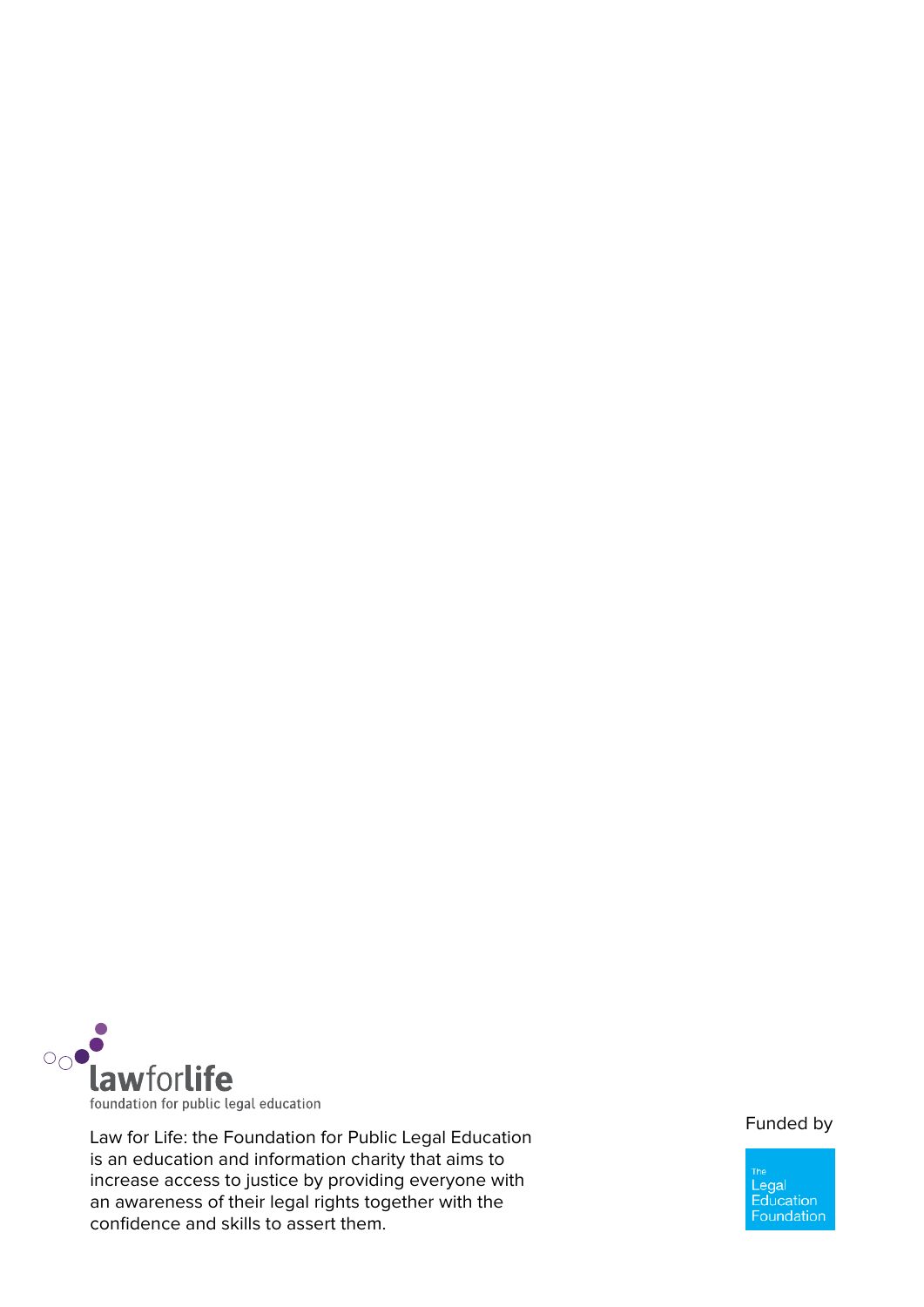lawforlife
foundation for public legal education

Law for Life: the Foundation for Public Legal Education is an education and information charity that aims to increase access to justice by providing everyone with an awareness of their legal rights together with the confidence and skills to assert them.

Funded by

The Legal Education Foundation